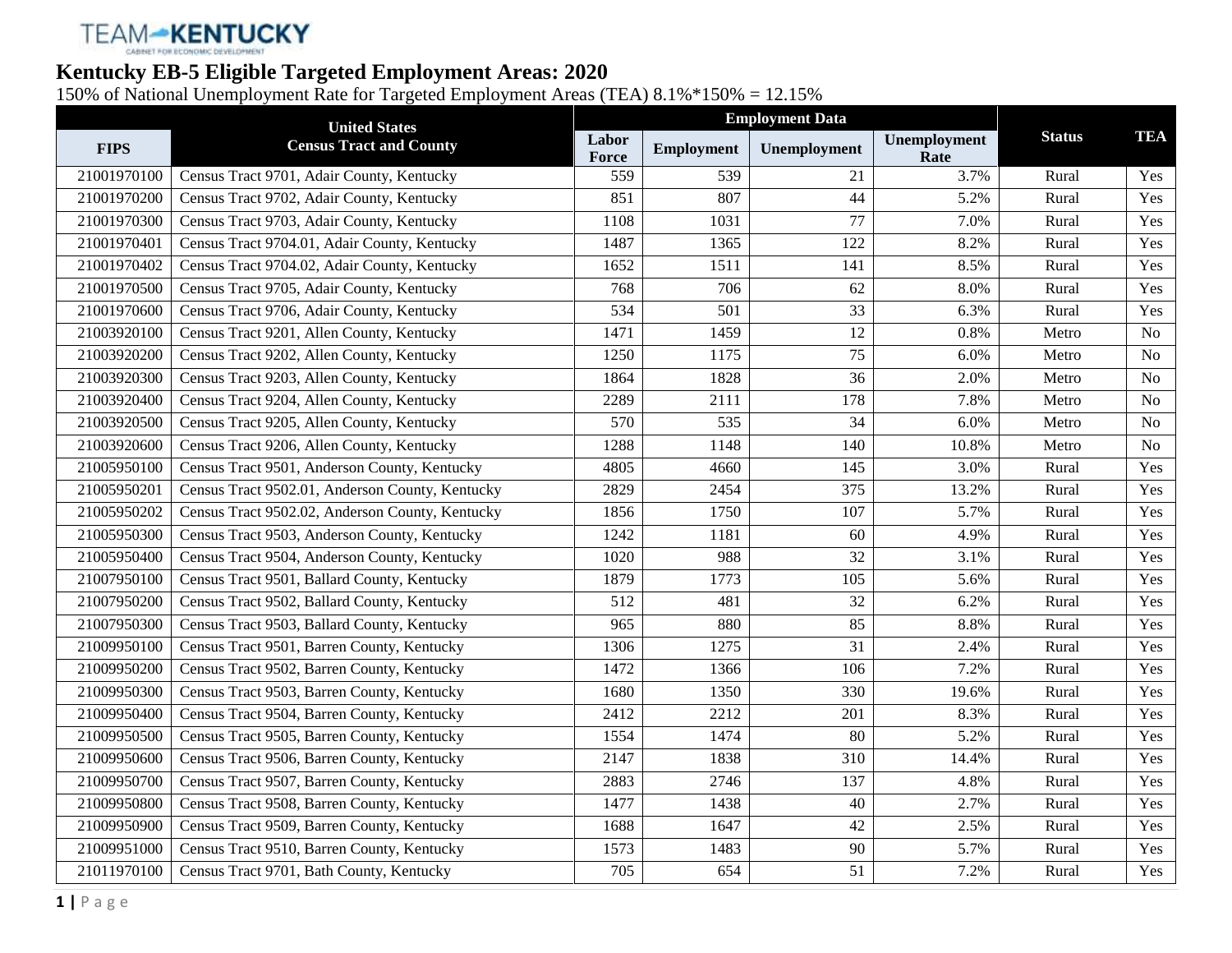TEAM KENTUCKY
CABINET FOR ECONOMIC DEVELOPMENT

# Kentucky EB-5 Eligible Targeted Employment Areas: 2020

150% of National Unemployment Rate for Targeted Employment Areas (TEA) 8.1%*150% = 12.15%

| FIPS | United States Census Tract and County | Employment Data | | | | Status | TEA |
|---|---|---|---|---|---|---|---|
| | | Labor Force | Employment | Unemployment | Unemployment Rate | | |
| 21001970100 | Census Tract 9701, Adair County, Kentucky | 559 | 539 | 21 | 3.7% | Rural | Yes |
| 21001970200 | Census Tract 9702, Adair County, Kentucky | 851 | 807 | 44 | 5.2% | Rural | Yes |
| 21001970300 | Census Tract 9703, Adair County, Kentucky | 1108 | 1031 | 77 | 7.0% | Rural | Yes |
| 21001970401 | Census Tract 9704.01, Adair County, Kentucky | 1487 | 1365 | 122 | 8.2% | Rural | Yes |
| 21001970402 | Census Tract 9704.02, Adair County, Kentucky | 1652 | 1511 | 141 | 8.5% | Rural | Yes |
| 21001970500 | Census Tract 9705, Adair County, Kentucky | 768 | 706 | 62 | 8.0% | Rural | Yes |
| 21001970600 | Census Tract 9706, Adair County, Kentucky | 534 | 501 | 33 | 6.3% | Rural | Yes |
| 21003920100 | Census Tract 9201, Allen County, Kentucky | 1471 | 1459 | 12 | 0.8% | Metro | No |
| 21003920200 | Census Tract 9202, Allen County, Kentucky | 1250 | 1175 | 75 | 6.0% | Metro | No |
| 21003920300 | Census Tract 9203, Allen County, Kentucky | 1864 | 1828 | 36 | 2.0% | Metro | No |
| 21003920400 | Census Tract 9204, Allen County, Kentucky | 2289 | 2111 | 178 | 7.8% | Metro | No |
| 21003920500 | Census Tract 9205, Allen County, Kentucky | 570 | 535 | 34 | 6.0% | Metro | No |
| 21003920600 | Census Tract 9206, Allen County, Kentucky | 1288 | 1148 | 140 | 10.8% | Metro | No |
| 21005950100 | Census Tract 9501, Anderson County, Kentucky | 4805 | 4660 | 145 | 3.0% | Rural | Yes |
| 21005950201 | Census Tract 9502.01, Anderson County, Kentucky | 2829 | 2454 | 375 | 13.2% | Rural | Yes |
| 21005950202 | Census Tract 9502.02, Anderson County, Kentucky | 1856 | 1750 | 107 | 5.7% | Rural | Yes |
| 21005950300 | Census Tract 9503, Anderson County, Kentucky | 1242 | 1181 | 60 | 4.9% | Rural | Yes |
| 21005950400 | Census Tract 9504, Anderson County, Kentucky | 1020 | 988 | 32 | 3.1% | Rural | Yes |
| 21007950100 | Census Tract 9501, Ballard County, Kentucky | 1879 | 1773 | 105 | 5.6% | Rural | Yes |
| 21007950200 | Census Tract 9502, Ballard County, Kentucky | 512 | 481 | 32 | 6.2% | Rural | Yes |
| 21007950300 | Census Tract 9503, Ballard County, Kentucky | 965 | 880 | 85 | 8.8% | Rural | Yes |
| 21009950100 | Census Tract 9501, Barren County, Kentucky | 1306 | 1275 | 31 | 2.4% | Rural | Yes |
| 21009950200 | Census Tract 9502, Barren County, Kentucky | 1472 | 1366 | 106 | 7.2% | Rural | Yes |
| 21009950300 | Census Tract 9503, Barren County, Kentucky | 1680 | 1350 | 330 | 19.6% | Rural | Yes |
| 21009950400 | Census Tract 9504, Barren County, Kentucky | 2412 | 2212 | 201 | 8.3% | Rural | Yes |
| 21009950500 | Census Tract 9505, Barren County, Kentucky | 1554 | 1474 | 80 | 5.2% | Rural | Yes |
| 21009950600 | Census Tract 9506, Barren County, Kentucky | 2147 | 1838 | 310 | 14.4% | Rural | Yes |
| 21009950700 | Census Tract 9507, Barren County, Kentucky | 2883 | 2746 | 137 | 4.8% | Rural | Yes |
| 21009950800 | Census Tract 9508, Barren County, Kentucky | 1477 | 1438 | 40 | 2.7% | Rural | Yes |
| 21009950900 | Census Tract 9509, Barren County, Kentucky | 1688 | 1647 | 42 | 2.5% | Rural | Yes |
| 21009951000 | Census Tract 9510, Barren County, Kentucky | 1573 | 1483 | 90 | 5.7% | Rural | Yes |
| 21011970100 | Census Tract 9701, Bath County, Kentucky | 705 | 654 | 51 | 7.2% | Rural | Yes |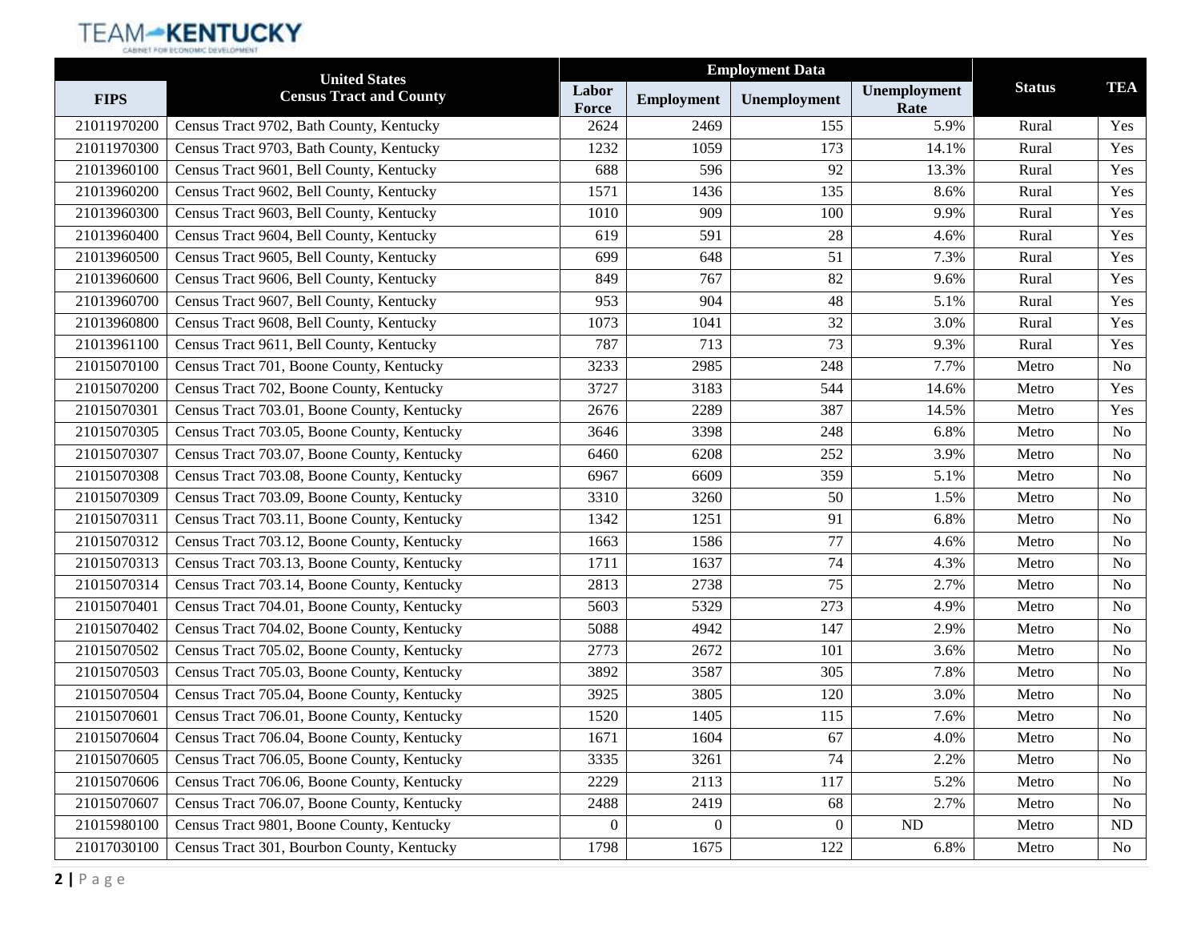| FIPS | United States Census Tract and County | Employment Data | | | | Status | TEA |
|---|---|---|---|---|---|---|---|
| | | Labor Force | Employment | Unemployment | Unemployment Rate | | |
| 21011970200 | Census Tract 9702, Bath County, Kentucky | 2624 | 2469 | 155 | 5.9% | Rural | Yes |
| 21011970300 | Census Tract 9703, Bath County, Kentucky | 1232 | 1059 | 173 | 14.1% | Rural | Yes |
| 21013960100 | Census Tract 9601, Bell County, Kentucky | 688 | 596 | 92 | 13.3% | Rural | Yes |
| 21013960200 | Census Tract 9602, Bell County, Kentucky | 1571 | 1436 | 135 | 8.6% | Rural | Yes |
| 21013960300 | Census Tract 9603, Bell County, Kentucky | 1010 | 909 | 100 | 9.9% | Rural | Yes |
| 21013960400 | Census Tract 9604, Bell County, Kentucky | 619 | 591 | 28 | 4.6% | Rural | Yes |
| 21013960500 | Census Tract 9605, Bell County, Kentucky | 699 | 648 | 51 | 7.3% | Rural | Yes |
| 21013960600 | Census Tract 9606, Bell County, Kentucky | 849 | 767 | 82 | 9.6% | Rural | Yes |
| 21013960700 | Census Tract 9607, Bell County, Kentucky | 953 | 904 | 48 | 5.1% | Rural | Yes |
| 21013960800 | Census Tract 9608, Bell County, Kentucky | 1073 | 1041 | 32 | 3.0% | Rural | Yes |
| 21013961100 | Census Tract 9611, Bell County, Kentucky | 787 | 713 | 73 | 9.3% | Rural | Yes |
| 21015070100 | Census Tract 701, Boone County, Kentucky | 3233 | 2985 | 248 | 7.7% | Metro | No |
| 21015070200 | Census Tract 702, Boone County, Kentucky | 3727 | 3183 | 544 | 14.6% | Metro | Yes |
| 21015070301 | Census Tract 703.01, Boone County, Kentucky | 2676 | 2289 | 387 | 14.5% | Metro | Yes |
| 21015070305 | Census Tract 703.05, Boone County, Kentucky | 3646 | 3398 | 248 | 6.8% | Metro | No |
| 21015070307 | Census Tract 703.07, Boone County, Kentucky | 6460 | 6208 | 252 | 3.9% | Metro | No |
| 21015070308 | Census Tract 703.08, Boone County, Kentucky | 6967 | 6609 | 359 | 5.1% | Metro | No |
| 21015070309 | Census Tract 703.09, Boone County, Kentucky | 3310 | 3260 | 50 | 1.5% | Metro | No |
| 21015070311 | Census Tract 703.11, Boone County, Kentucky | 1342 | 1251 | 91 | 6.8% | Metro | No |
| 21015070312 | Census Tract 703.12, Boone County, Kentucky | 1663 | 1586 | 77 | 4.6% | Metro | No |
| 21015070313 | Census Tract 703.13, Boone County, Kentucky | 1711 | 1637 | 74 | 4.3% | Metro | No |
| 21015070314 | Census Tract 703.14, Boone County, Kentucky | 2813 | 2738 | 75 | 2.7% | Metro | No |
| 21015070401 | Census Tract 704.01, Boone County, Kentucky | 5603 | 5329 | 273 | 4.9% | Metro | No |
| 21015070402 | Census Tract 704.02, Boone County, Kentucky | 5088 | 4942 | 147 | 2.9% | Metro | No |
| 21015070502 | Census Tract 705.02, Boone County, Kentucky | 2773 | 2672 | 101 | 3.6% | Metro | No |
| 21015070503 | Census Tract 705.03, Boone County, Kentucky | 3892 | 3587 | 305 | 7.8% | Metro | No |
| 21015070504 | Census Tract 705.04, Boone County, Kentucky | 3925 | 3805 | 120 | 3.0% | Metro | No |
| 21015070601 | Census Tract 706.01, Boone County, Kentucky | 1520 | 1405 | 115 | 7.6% | Metro | No |
| 21015070604 | Census Tract 706.04, Boone County, Kentucky | 1671 | 1604 | 67 | 4.0% | Metro | No |
| 21015070605 | Census Tract 706.05, Boone County, Kentucky | 3335 | 3261 | 74 | 2.2% | Metro | No |
| 21015070606 | Census Tract 706.06, Boone County, Kentucky | 2229 | 2113 | 117 | 5.2% | Metro | No |
| 21015070607 | Census Tract 706.07, Boone County, Kentucky | 2488 | 2419 | 68 | 2.7% | Metro | No |
| 21015980100 | Census Tract 9801, Boone County, Kentucky | 0 | 0 | 0 | ND | Metro | ND |
| 21017030100 | Census Tract 301, Bourbon County, Kentucky | 1798 | 1675 | 122 | 6.8% | Metro | No |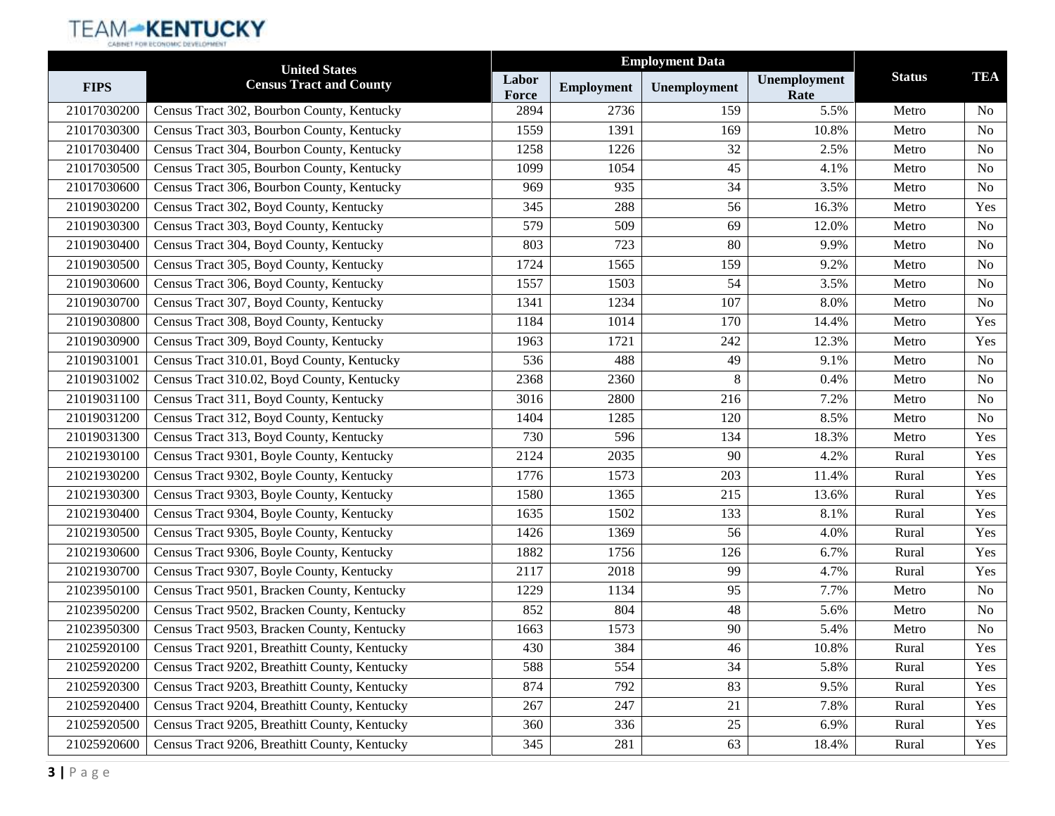| FIPS | United States Census Tract and County | Employment Data | | | | Status | TEA |
|---|---|---|---|---|---|---|---|
| | | Labor Force | Employment | Unemployment | Unemployment Rate | | |
| 21017030200 | Census Tract 302, Bourbon County, Kentucky | 2894 | 2736 | 159 | 5.5% | Metro | No |
| 21017030300 | Census Tract 303, Bourbon County, Kentucky | 1559 | 1391 | 169 | 10.8% | Metro | No |
| 21017030400 | Census Tract 304, Bourbon County, Kentucky | 1258 | 1226 | 32 | 2.5% | Metro | No |
| 21017030500 | Census Tract 305, Bourbon County, Kentucky | 1099 | 1054 | 45 | 4.1% | Metro | No |
| 21017030600 | Census Tract 306, Bourbon County, Kentucky | 969 | 935 | 34 | 3.5% | Metro | No |
| 21019030200 | Census Tract 302, Boyd County, Kentucky | 345 | 288 | 56 | 16.3% | Metro | Yes |
| 21019030300 | Census Tract 303, Boyd County, Kentucky | 579 | 509 | 69 | 12.0% | Metro | No |
| 21019030400 | Census Tract 304, Boyd County, Kentucky | 803 | 723 | 80 | 9.9% | Metro | No |
| 21019030500 | Census Tract 305, Boyd County, Kentucky | 1724 | 1565 | 159 | 9.2% | Metro | No |
| 21019030600 | Census Tract 306, Boyd County, Kentucky | 1557 | 1503 | 54 | 3.5% | Metro | No |
| 21019030700 | Census Tract 307, Boyd County, Kentucky | 1341 | 1234 | 107 | 8.0% | Metro | No |
| 21019030800 | Census Tract 308, Boyd County, Kentucky | 1184 | 1014 | 170 | 14.4% | Metro | Yes |
| 21019030900 | Census Tract 309, Boyd County, Kentucky | 1963 | 1721 | 242 | 12.3% | Metro | Yes |
| 21019031001 | Census Tract 310.01, Boyd County, Kentucky | 536 | 488 | 49 | 9.1% | Metro | No |
| 21019031002 | Census Tract 310.02, Boyd County, Kentucky | 2368 | 2360 | 8 | 0.4% | Metro | No |
| 21019031100 | Census Tract 311, Boyd County, Kentucky | 3016 | 2800 | 216 | 7.2% | Metro | No |
| 21019031200 | Census Tract 312, Boyd County, Kentucky | 1404 | 1285 | 120 | 8.5% | Metro | No |
| 21019031300 | Census Tract 313, Boyd County, Kentucky | 730 | 596 | 134 | 18.3% | Metro | Yes |
| 21021930100 | Census Tract 9301, Boyle County, Kentucky | 2124 | 2035 | 90 | 4.2% | Rural | Yes |
| 21021930200 | Census Tract 9302, Boyle County, Kentucky | 1776 | 1573 | 203 | 11.4% | Rural | Yes |
| 21021930300 | Census Tract 9303, Boyle County, Kentucky | 1580 | 1365 | 215 | 13.6% | Rural | Yes |
| 21021930400 | Census Tract 9304, Boyle County, Kentucky | 1635 | 1502 | 133 | 8.1% | Rural | Yes |
| 21021930500 | Census Tract 9305, Boyle County, Kentucky | 1426 | 1369 | 56 | 4.0% | Rural | Yes |
| 21021930600 | Census Tract 9306, Boyle County, Kentucky | 1882 | 1756 | 126 | 6.7% | Rural | Yes |
| 21021930700 | Census Tract 9307, Boyle County, Kentucky | 2117 | 2018 | 99 | 4.7% | Rural | Yes |
| 21023950100 | Census Tract 9501, Bracken County, Kentucky | 1229 | 1134 | 95 | 7.7% | Metro | No |
| 21023950200 | Census Tract 9502, Bracken County, Kentucky | 852 | 804 | 48 | 5.6% | Metro | No |
| 21023950300 | Census Tract 9503, Bracken County, Kentucky | 1663 | 1573 | 90 | 5.4% | Metro | No |
| 21025920100 | Census Tract 9201, Breathitt County, Kentucky | 430 | 384 | 46 | 10.8% | Rural | Yes |
| 21025920200 | Census Tract 9202, Breathitt County, Kentucky | 588 | 554 | 34 | 5.8% | Rural | Yes |
| 21025920300 | Census Tract 9203, Breathitt County, Kentucky | 874 | 792 | 83 | 9.5% | Rural | Yes |
| 21025920400 | Census Tract 9204, Breathitt County, Kentucky | 267 | 247 | 21 | 7.8% | Rural | Yes |
| 21025920500 | Census Tract 9205, Breathitt County, Kentucky | 360 | 336 | 25 | 6.9% | Rural | Yes |
| 21025920600 | Census Tract 9206, Breathitt County, Kentucky | 345 | 281 | 63 | 18.4% | Rural | Yes |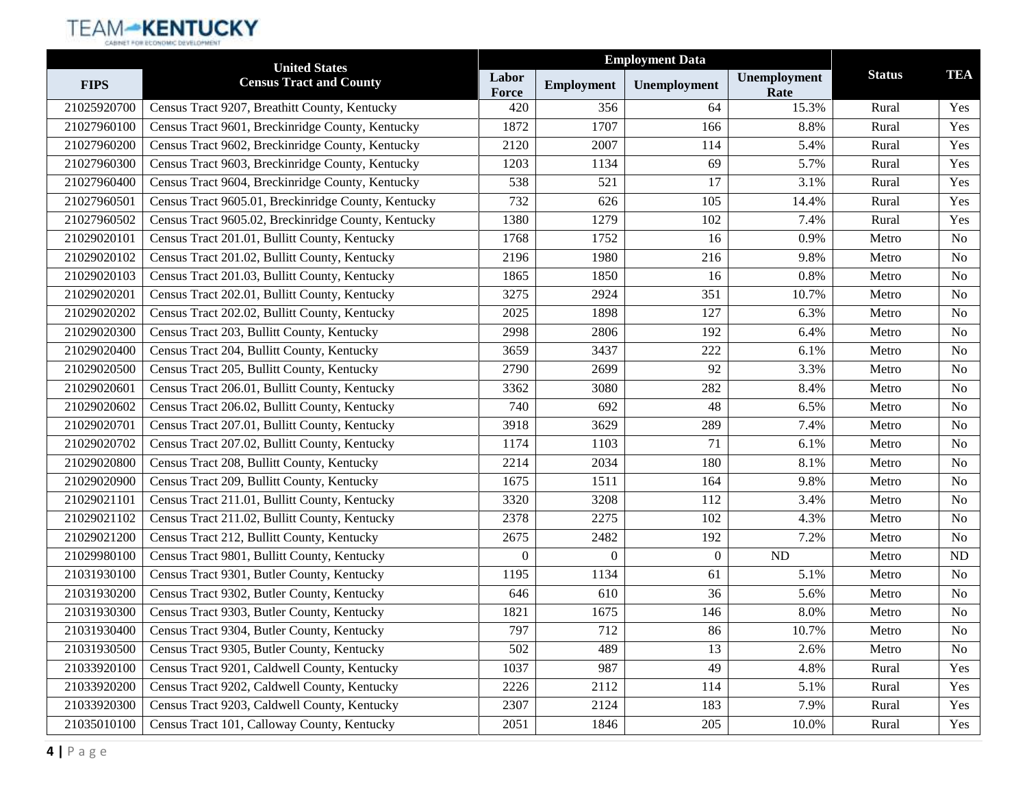| FIPS | United States Census Tract and County | Employment Data | | | | Status | TEA |
|---|---|---|---|---|---|---|---|
| | | Labor Force | Employment | Unemployment | Unemployment Rate | | |
| 21025920700 | Census Tract 9207, Breathitt County, Kentucky | 420 | 356 | 64 | 15.3% | Rural | Yes |
| 21027960100 | Census Tract 9601, Breckinridge County, Kentucky | 1872 | 1707 | 166 | 8.8% | Rural | Yes |
| 21027960200 | Census Tract 9602, Breckinridge County, Kentucky | 2120 | 2007 | 114 | 5.4% | Rural | Yes |
| 21027960300 | Census Tract 9603, Breckinridge County, Kentucky | 1203 | 1134 | 69 | 5.7% | Rural | Yes |
| 21027960400 | Census Tract 9604, Breckinridge County, Kentucky | 538 | 521 | 17 | 3.1% | Rural | Yes |
| 21027960501 | Census Tract 9605.01, Breckinridge County, Kentucky | 732 | 626 | 105 | 14.4% | Rural | Yes |
| 21027960502 | Census Tract 9605.02, Breckinridge County, Kentucky | 1380 | 1279 | 102 | 7.4% | Rural | Yes |
| 21029020101 | Census Tract 201.01, Bullitt County, Kentucky | 1768 | 1752 | 16 | 0.9% | Metro | No |
| 21029020102 | Census Tract 201.02, Bullitt County, Kentucky | 2196 | 1980 | 216 | 9.8% | Metro | No |
| 21029020103 | Census Tract 201.03, Bullitt County, Kentucky | 1865 | 1850 | 16 | 0.8% | Metro | No |
| 21029020201 | Census Tract 202.01, Bullitt County, Kentucky | 3275 | 2924 | 351 | 10.7% | Metro | No |
| 21029020202 | Census Tract 202.02, Bullitt County, Kentucky | 2025 | 1898 | 127 | 6.3% | Metro | No |
| 21029020300 | Census Tract 203, Bullitt County, Kentucky | 2998 | 2806 | 192 | 6.4% | Metro | No |
| 21029020400 | Census Tract 204, Bullitt County, Kentucky | 3659 | 3437 | 222 | 6.1% | Metro | No |
| 21029020500 | Census Tract 205, Bullitt County, Kentucky | 2790 | 2699 | 92 | 3.3% | Metro | No |
| 21029020601 | Census Tract 206.01, Bullitt County, Kentucky | 3362 | 3080 | 282 | 8.4% | Metro | No |
| 21029020602 | Census Tract 206.02, Bullitt County, Kentucky | 740 | 692 | 48 | 6.5% | Metro | No |
| 21029020701 | Census Tract 207.01, Bullitt County, Kentucky | 3918 | 3629 | 289 | 7.4% | Metro | No |
| 21029020702 | Census Tract 207.02, Bullitt County, Kentucky | 1174 | 1103 | 71 | 6.1% | Metro | No |
| 21029020800 | Census Tract 208, Bullitt County, Kentucky | 2214 | 2034 | 180 | 8.1% | Metro | No |
| 21029020900 | Census Tract 209, Bullitt County, Kentucky | 1675 | 1511 | 164 | 9.8% | Metro | No |
| 21029021101 | Census Tract 211.01, Bullitt County, Kentucky | 3320 | 3208 | 112 | 3.4% | Metro | No |
| 21029021102 | Census Tract 211.02, Bullitt County, Kentucky | 2378 | 2275 | 102 | 4.3% | Metro | No |
| 21029021200 | Census Tract 212, Bullitt County, Kentucky | 2675 | 2482 | 192 | 7.2% | Metro | No |
| 21029980100 | Census Tract 9801, Bullitt County, Kentucky | 0 | 0 | 0 | ND | Metro | ND |
| 21031930100 | Census Tract 9301, Butler County, Kentucky | 1195 | 1134 | 61 | 5.1% | Metro | No |
| 21031930200 | Census Tract 9302, Butler County, Kentucky | 646 | 610 | 36 | 5.6% | Metro | No |
| 21031930300 | Census Tract 9303, Butler County, Kentucky | 1821 | 1675 | 146 | 8.0% | Metro | No |
| 21031930400 | Census Tract 9304, Butler County, Kentucky | 797 | 712 | 86 | 10.7% | Metro | No |
| 21031930500 | Census Tract 9305, Butler County, Kentucky | 502 | 489 | 13 | 2.6% | Metro | No |
| 21033920100 | Census Tract 9201, Caldwell County, Kentucky | 1037 | 987 | 49 | 4.8% | Rural | Yes |
| 21033920200 | Census Tract 9202, Caldwell County, Kentucky | 2226 | 2112 | 114 | 5.1% | Rural | Yes |
| 21033920300 | Census Tract 9203, Caldwell County, Kentucky | 2307 | 2124 | 183 | 7.9% | Rural | Yes |
| 21035010100 | Census Tract 101, Calloway County, Kentucky | 2051 | 1846 | 205 | 10.0% | Rural | Yes |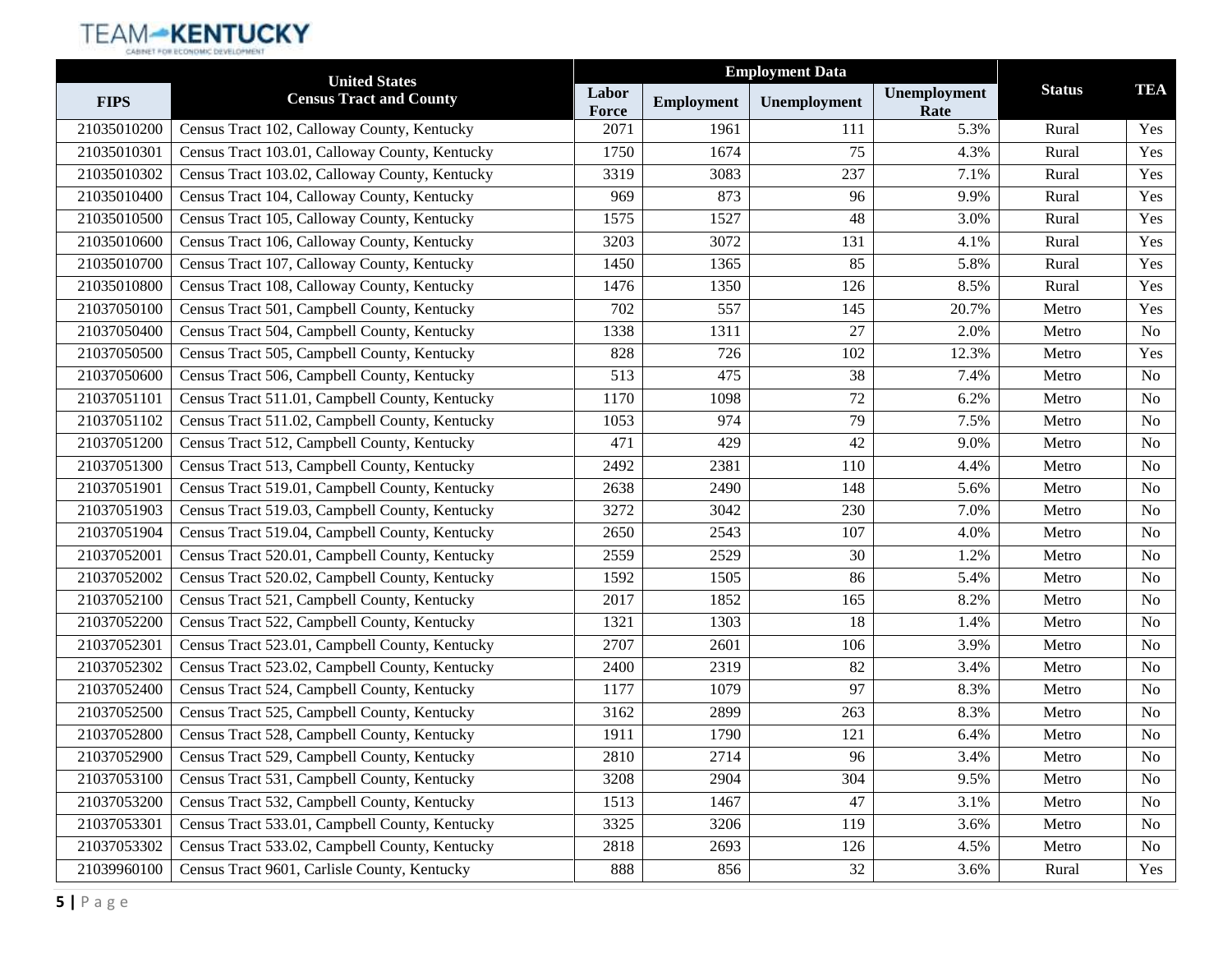| FIPS | United States Census Tract and County | Employment Data | | | | Status | TEA |
|---|---|---|---|---|---|---|---|
| | | Labor Force | Employment | Unemployment | Unemployment Rate | | |
| 21035010200 | Census Tract 102, Calloway County, Kentucky | 2071 | 1961 | 111 | 5.3% | Rural | Yes |
| 21035010301 | Census Tract 103.01, Calloway County, Kentucky | 1750 | 1674 | 75 | 4.3% | Rural | Yes |
| 21035010302 | Census Tract 103.02, Calloway County, Kentucky | 3319 | 3083 | 237 | 7.1% | Rural | Yes |
| 21035010400 | Census Tract 104, Calloway County, Kentucky | 969 | 873 | 96 | 9.9% | Rural | Yes |
| 21035010500 | Census Tract 105, Calloway County, Kentucky | 1575 | 1527 | 48 | 3.0% | Rural | Yes |
| 21035010600 | Census Tract 106, Calloway County, Kentucky | 3203 | 3072 | 131 | 4.1% | Rural | Yes |
| 21035010700 | Census Tract 107, Calloway County, Kentucky | 1450 | 1365 | 85 | 5.8% | Rural | Yes |
| 21035010800 | Census Tract 108, Calloway County, Kentucky | 1476 | 1350 | 126 | 8.5% | Rural | Yes |
| 21037050100 | Census Tract 501, Campbell County, Kentucky | 702 | 557 | 145 | 20.7% | Metro | Yes |
| 21037050400 | Census Tract 504, Campbell County, Kentucky | 1338 | 1311 | 27 | 2.0% | Metro | No |
| 21037050500 | Census Tract 505, Campbell County, Kentucky | 828 | 726 | 102 | 12.3% | Metro | Yes |
| 21037050600 | Census Tract 506, Campbell County, Kentucky | 513 | 475 | 38 | 7.4% | Metro | No |
| 21037051101 | Census Tract 511.01, Campbell County, Kentucky | 1170 | 1098 | 72 | 6.2% | Metro | No |
| 21037051102 | Census Tract 511.02, Campbell County, Kentucky | 1053 | 974 | 79 | 7.5% | Metro | No |
| 21037051200 | Census Tract 512, Campbell County, Kentucky | 471 | 429 | 42 | 9.0% | Metro | No |
| 21037051300 | Census Tract 513, Campbell County, Kentucky | 2492 | 2381 | 110 | 4.4% | Metro | No |
| 21037051901 | Census Tract 519.01, Campbell County, Kentucky | 2638 | 2490 | 148 | 5.6% | Metro | No |
| 21037051903 | Census Tract 519.03, Campbell County, Kentucky | 3272 | 3042 | 230 | 7.0% | Metro | No |
| 21037051904 | Census Tract 519.04, Campbell County, Kentucky | 2650 | 2543 | 107 | 4.0% | Metro | No |
| 21037052001 | Census Tract 520.01, Campbell County, Kentucky | 2559 | 2529 | 30 | 1.2% | Metro | No |
| 21037052002 | Census Tract 520.02, Campbell County, Kentucky | 1592 | 1505 | 86 | 5.4% | Metro | No |
| 21037052100 | Census Tract 521, Campbell County, Kentucky | 2017 | 1852 | 165 | 8.2% | Metro | No |
| 21037052200 | Census Tract 522, Campbell County, Kentucky | 1321 | 1303 | 18 | 1.4% | Metro | No |
| 21037052301 | Census Tract 523.01, Campbell County, Kentucky | 2707 | 2601 | 106 | 3.9% | Metro | No |
| 21037052302 | Census Tract 523.02, Campbell County, Kentucky | 2400 | 2319 | 82 | 3.4% | Metro | No |
| 21037052400 | Census Tract 524, Campbell County, Kentucky | 1177 | 1079 | 97 | 8.3% | Metro | No |
| 21037052500 | Census Tract 525, Campbell County, Kentucky | 3162 | 2899 | 263 | 8.3% | Metro | No |
| 21037052800 | Census Tract 528, Campbell County, Kentucky | 1911 | 1790 | 121 | 6.4% | Metro | No |
| 21037052900 | Census Tract 529, Campbell County, Kentucky | 2810 | 2714 | 96 | 3.4% | Metro | No |
| 21037053100 | Census Tract 531, Campbell County, Kentucky | 3208 | 2904 | 304 | 9.5% | Metro | No |
| 21037053200 | Census Tract 532, Campbell County, Kentucky | 1513 | 1467 | 47 | 3.1% | Metro | No |
| 21037053301 | Census Tract 533.01, Campbell County, Kentucky | 3325 | 3206 | 119 | 3.6% | Metro | No |
| 21037053302 | Census Tract 533.02, Campbell County, Kentucky | 2818 | 2693 | 126 | 4.5% | Metro | No |
| 21039960100 | Census Tract 9601, Carlisle County, Kentucky | 888 | 856 | 32 | 3.6% | Rural | Yes |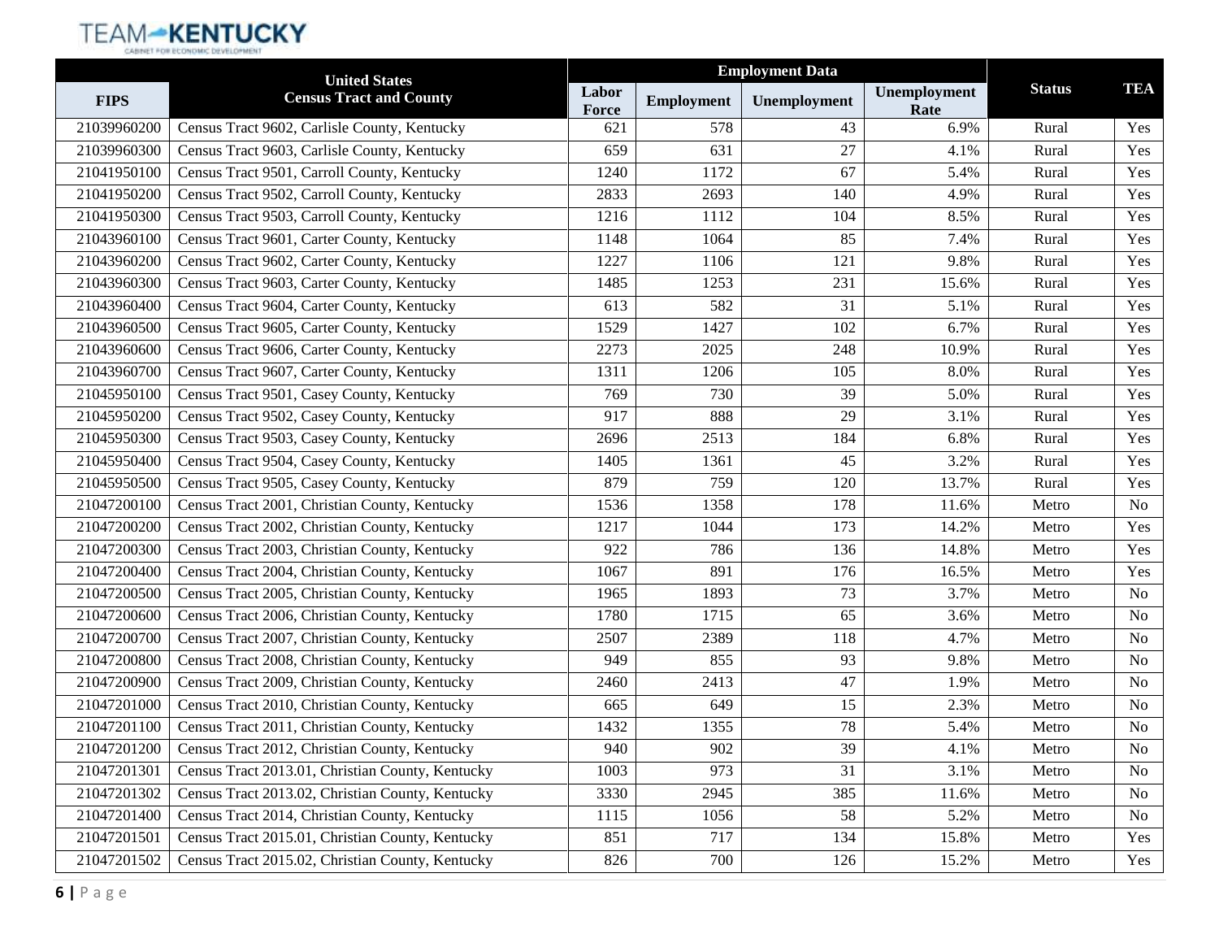| FIPS | United States Census Tract and County | Employment Data | | | | Status | TEA |
|---|---|---|---|---|---|---|---|
| | | Labor Force | Employment | Unemployment | Unemployment Rate | | |
| 21039960200 | Census Tract 9602, Carlisle County, Kentucky | 621 | 578 | 43 | 6.9% | Rural | Yes |
| 21039960300 | Census Tract 9603, Carlisle County, Kentucky | 659 | 631 | 27 | 4.1% | Rural | Yes |
| 21041950100 | Census Tract 9501, Carroll County, Kentucky | 1240 | 1172 | 67 | 5.4% | Rural | Yes |
| 21041950200 | Census Tract 9502, Carroll County, Kentucky | 2833 | 2693 | 140 | 4.9% | Rural | Yes |
| 21041950300 | Census Tract 9503, Carroll County, Kentucky | 1216 | 1112 | 104 | 8.5% | Rural | Yes |
| 21043960100 | Census Tract 9601, Carter County, Kentucky | 1148 | 1064 | 85 | 7.4% | Rural | Yes |
| 21043960200 | Census Tract 9602, Carter County, Kentucky | 1227 | 1106 | 121 | 9.8% | Rural | Yes |
| 21043960300 | Census Tract 9603, Carter County, Kentucky | 1485 | 1253 | 231 | 15.6% | Rural | Yes |
| 21043960400 | Census Tract 9604, Carter County, Kentucky | 613 | 582 | 31 | 5.1% | Rural | Yes |
| 21043960500 | Census Tract 9605, Carter County, Kentucky | 1529 | 1427 | 102 | 6.7% | Rural | Yes |
| 21043960600 | Census Tract 9606, Carter County, Kentucky | 2273 | 2025 | 248 | 10.9% | Rural | Yes |
| 21043960700 | Census Tract 9607, Carter County, Kentucky | 1311 | 1206 | 105 | 8.0% | Rural | Yes |
| 21045950100 | Census Tract 9501, Casey County, Kentucky | 769 | 730 | 39 | 5.0% | Rural | Yes |
| 21045950200 | Census Tract 9502, Casey County, Kentucky | 917 | 888 | 29 | 3.1% | Rural | Yes |
| 21045950300 | Census Tract 9503, Casey County, Kentucky | 2696 | 2513 | 184 | 6.8% | Rural | Yes |
| 21045950400 | Census Tract 9504, Casey County, Kentucky | 1405 | 1361 | 45 | 3.2% | Rural | Yes |
| 21045950500 | Census Tract 9505, Casey County, Kentucky | 879 | 759 | 120 | 13.7% | Rural | Yes |
| 21047200100 | Census Tract 2001, Christian County, Kentucky | 1536 | 1358 | 178 | 11.6% | Metro | No |
| 21047200200 | Census Tract 2002, Christian County, Kentucky | 1217 | 1044 | 173 | 14.2% | Metro | Yes |
| 21047200300 | Census Tract 2003, Christian County, Kentucky | 922 | 786 | 136 | 14.8% | Metro | Yes |
| 21047200400 | Census Tract 2004, Christian County, Kentucky | 1067 | 891 | 176 | 16.5% | Metro | Yes |
| 21047200500 | Census Tract 2005, Christian County, Kentucky | 1965 | 1893 | 73 | 3.7% | Metro | No |
| 21047200600 | Census Tract 2006, Christian County, Kentucky | 1780 | 1715 | 65 | 3.6% | Metro | No |
| 21047200700 | Census Tract 2007, Christian County, Kentucky | 2507 | 2389 | 118 | 4.7% | Metro | No |
| 21047200800 | Census Tract 2008, Christian County, Kentucky | 949 | 855 | 93 | 9.8% | Metro | No |
| 21047200900 | Census Tract 2009, Christian County, Kentucky | 2460 | 2413 | 47 | 1.9% | Metro | No |
| 21047201000 | Census Tract 2010, Christian County, Kentucky | 665 | 649 | 15 | 2.3% | Metro | No |
| 21047201100 | Census Tract 2011, Christian County, Kentucky | 1432 | 1355 | 78 | 5.4% | Metro | No |
| 21047201200 | Census Tract 2012, Christian County, Kentucky | 940 | 902 | 39 | 4.1% | Metro | No |
| 21047201301 | Census Tract 2013.01, Christian County, Kentucky | 1003 | 973 | 31 | 3.1% | Metro | No |
| 21047201302 | Census Tract 2013.02, Christian County, Kentucky | 3330 | 2945 | 385 | 11.6% | Metro | No |
| 21047201400 | Census Tract 2014, Christian County, Kentucky | 1115 | 1056 | 58 | 5.2% | Metro | No |
| 21047201501 | Census Tract 2015.01, Christian County, Kentucky | 851 | 717 | 134 | 15.8% | Metro | Yes |
| 21047201502 | Census Tract 2015.02, Christian County, Kentucky | 826 | 700 | 126 | 15.2% | Metro | Yes |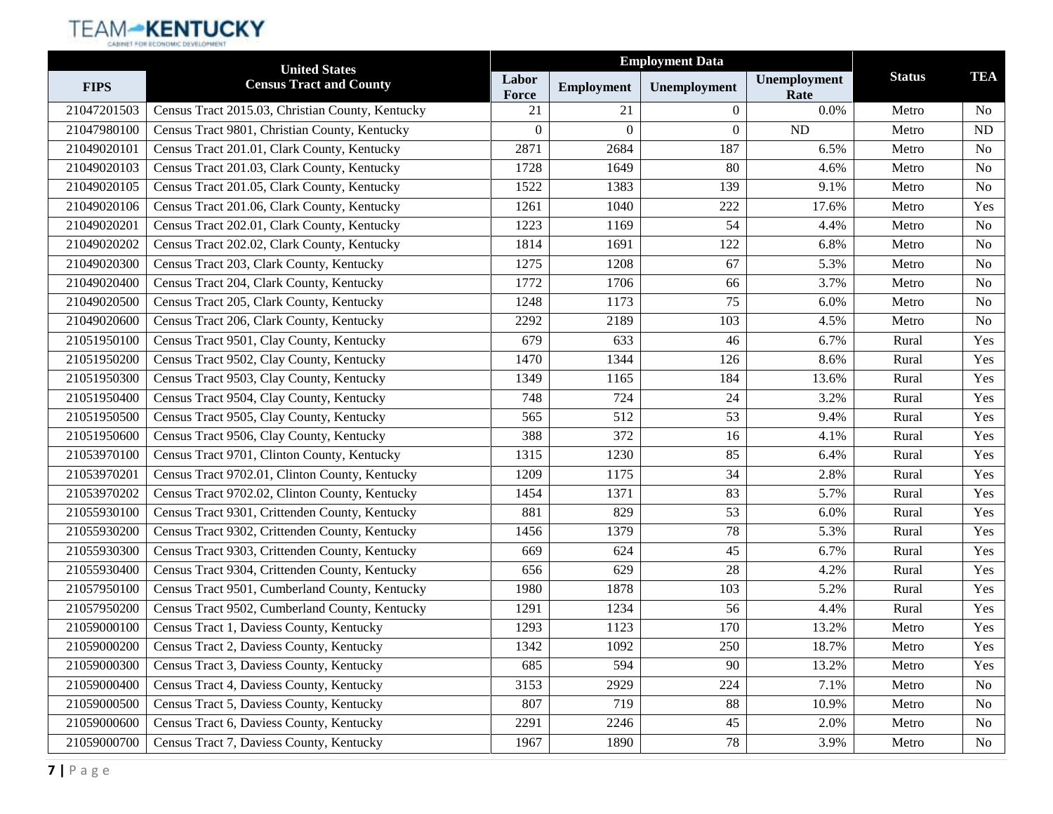| FIPS | United States Census Tract and County | Employment Data | | | | Status | TEA |
|---|---|---|---|---|---|---|---|
| | | Labor Force | Employment | Unemployment | Unemployment Rate | | |
| 21047201503 | Census Tract 2015.03, Christian County, Kentucky | 21 | 21 | 0 | 0.0% | Metro | No |
| 21047980100 | Census Tract 9801, Christian County, Kentucky | 0 | 0 | 0 | ND | Metro | ND |
| 21049020101 | Census Tract 201.01, Clark County, Kentucky | 2871 | 2684 | 187 | 6.5% | Metro | No |
| 21049020103 | Census Tract 201.03, Clark County, Kentucky | 1728 | 1649 | 80 | 4.6% | Metro | No |
| 21049020105 | Census Tract 201.05, Clark County, Kentucky | 1522 | 1383 | 139 | 9.1% | Metro | No |
| 21049020106 | Census Tract 201.06, Clark County, Kentucky | 1261 | 1040 | 222 | 17.6% | Metro | Yes |
| 21049020201 | Census Tract 202.01, Clark County, Kentucky | 1223 | 1169 | 54 | 4.4% | Metro | No |
| 21049020202 | Census Tract 202.02, Clark County, Kentucky | 1814 | 1691 | 122 | 6.8% | Metro | No |
| 21049020300 | Census Tract 203, Clark County, Kentucky | 1275 | 1208 | 67 | 5.3% | Metro | No |
| 21049020400 | Census Tract 204, Clark County, Kentucky | 1772 | 1706 | 66 | 3.7% | Metro | No |
| 21049020500 | Census Tract 205, Clark County, Kentucky | 1248 | 1173 | 75 | 6.0% | Metro | No |
| 21049020600 | Census Tract 206, Clark County, Kentucky | 2292 | 2189 | 103 | 4.5% | Metro | No |
| 21051950100 | Census Tract 9501, Clay County, Kentucky | 679 | 633 | 46 | 6.7% | Rural | Yes |
| 21051950200 | Census Tract 9502, Clay County, Kentucky | 1470 | 1344 | 126 | 8.6% | Rural | Yes |
| 21051950300 | Census Tract 9503, Clay County, Kentucky | 1349 | 1165 | 184 | 13.6% | Rural | Yes |
| 21051950400 | Census Tract 9504, Clay County, Kentucky | 748 | 724 | 24 | 3.2% | Rural | Yes |
| 21051950500 | Census Tract 9505, Clay County, Kentucky | 565 | 512 | 53 | 9.4% | Rural | Yes |
| 21051950600 | Census Tract 9506, Clay County, Kentucky | 388 | 372 | 16 | 4.1% | Rural | Yes |
| 21053970100 | Census Tract 9701, Clinton County, Kentucky | 1315 | 1230 | 85 | 6.4% | Rural | Yes |
| 21053970201 | Census Tract 9702.01, Clinton County, Kentucky | 1209 | 1175 | 34 | 2.8% | Rural | Yes |
| 21053970202 | Census Tract 9702.02, Clinton County, Kentucky | 1454 | 1371 | 83 | 5.7% | Rural | Yes |
| 21055930100 | Census Tract 9301, Crittenden County, Kentucky | 881 | 829 | 53 | 6.0% | Rural | Yes |
| 21055930200 | Census Tract 9302, Crittenden County, Kentucky | 1456 | 1379 | 78 | 5.3% | Rural | Yes |
| 21055930300 | Census Tract 9303, Crittenden County, Kentucky | 669 | 624 | 45 | 6.7% | Rural | Yes |
| 21055930400 | Census Tract 9304, Crittenden County, Kentucky | 656 | 629 | 28 | 4.2% | Rural | Yes |
| 21057950100 | Census Tract 9501, Cumberland County, Kentucky | 1980 | 1878 | 103 | 5.2% | Rural | Yes |
| 21057950200 | Census Tract 9502, Cumberland County, Kentucky | 1291 | 1234 | 56 | 4.4% | Rural | Yes |
| 21059000100 | Census Tract 1, Daviess County, Kentucky | 1293 | 1123 | 170 | 13.2% | Metro | Yes |
| 21059000200 | Census Tract 2, Daviess County, Kentucky | 1342 | 1092 | 250 | 18.7% | Metro | Yes |
| 21059000300 | Census Tract 3, Daviess County, Kentucky | 685 | 594 | 90 | 13.2% | Metro | Yes |
| 21059000400 | Census Tract 4, Daviess County, Kentucky | 3153 | 2929 | 224 | 7.1% | Metro | No |
| 21059000500 | Census Tract 5, Daviess County, Kentucky | 807 | 719 | 88 | 10.9% | Metro | No |
| 21059000600 | Census Tract 6, Daviess County, Kentucky | 2291 | 2246 | 45 | 2.0% | Metro | No |
| 21059000700 | Census Tract 7, Daviess County, Kentucky | 1967 | 1890 | 78 | 3.9% | Metro | No |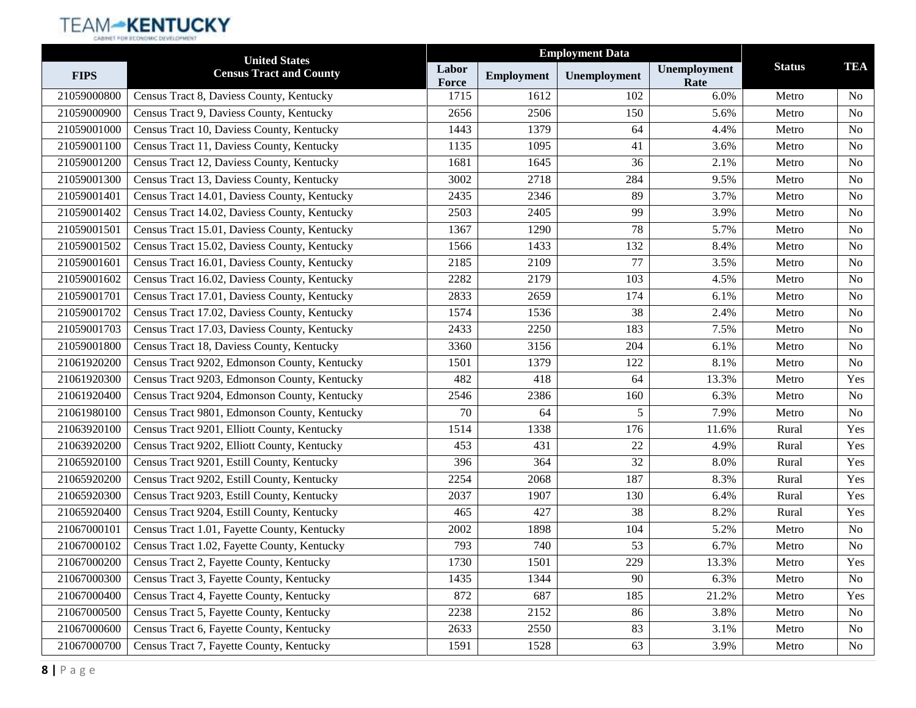| FIPS | United States Census Tract and County | Employment Data | | | | Status | TEA |
|---|---|---|---|---|---|---|---|
| | | Labor Force | Employment | Unemployment | Unemployment Rate | | |
| 21059000800 | Census Tract 8, Daviess County, Kentucky | 1715 | 1612 | 102 | 6.0% | Metro | No |
| 21059000900 | Census Tract 9, Daviess County, Kentucky | 2656 | 2506 | 150 | 5.6% | Metro | No |
| 21059001000 | Census Tract 10, Daviess County, Kentucky | 1443 | 1379 | 64 | 4.4% | Metro | No |
| 21059001100 | Census Tract 11, Daviess County, Kentucky | 1135 | 1095 | 41 | 3.6% | Metro | No |
| 21059001200 | Census Tract 12, Daviess County, Kentucky | 1681 | 1645 | 36 | 2.1% | Metro | No |
| 21059001300 | Census Tract 13, Daviess County, Kentucky | 3002 | 2718 | 284 | 9.5% | Metro | No |
| 21059001401 | Census Tract 14.01, Daviess County, Kentucky | 2435 | 2346 | 89 | 3.7% | Metro | No |
| 21059001402 | Census Tract 14.02, Daviess County, Kentucky | 2503 | 2405 | 99 | 3.9% | Metro | No |
| 21059001501 | Census Tract 15.01, Daviess County, Kentucky | 1367 | 1290 | 78 | 5.7% | Metro | No |
| 21059001502 | Census Tract 15.02, Daviess County, Kentucky | 1566 | 1433 | 132 | 8.4% | Metro | No |
| 21059001601 | Census Tract 16.01, Daviess County, Kentucky | 2185 | 2109 | 77 | 3.5% | Metro | No |
| 21059001602 | Census Tract 16.02, Daviess County, Kentucky | 2282 | 2179 | 103 | 4.5% | Metro | No |
| 21059001701 | Census Tract 17.01, Daviess County, Kentucky | 2833 | 2659 | 174 | 6.1% | Metro | No |
| 21059001702 | Census Tract 17.02, Daviess County, Kentucky | 1574 | 1536 | 38 | 2.4% | Metro | No |
| 21059001703 | Census Tract 17.03, Daviess County, Kentucky | 2433 | 2250 | 183 | 7.5% | Metro | No |
| 21059001800 | Census Tract 18, Daviess County, Kentucky | 3360 | 3156 | 204 | 6.1% | Metro | No |
| 21061920200 | Census Tract 9202, Edmonson County, Kentucky | 1501 | 1379 | 122 | 8.1% | Metro | No |
| 21061920300 | Census Tract 9203, Edmonson County, Kentucky | 482 | 418 | 64 | 13.3% | Metro | Yes |
| 21061920400 | Census Tract 9204, Edmonson County, Kentucky | 2546 | 2386 | 160 | 6.3% | Metro | No |
| 21061980100 | Census Tract 9801, Edmonson County, Kentucky | 70 | 64 | 5 | 7.9% | Metro | No |
| 21063920100 | Census Tract 9201, Elliott County, Kentucky | 1514 | 1338 | 176 | 11.6% | Rural | Yes |
| 21063920200 | Census Tract 9202, Elliott County, Kentucky | 453 | 431 | 22 | 4.9% | Rural | Yes |
| 21065920100 | Census Tract 9201, Estill County, Kentucky | 396 | 364 | 32 | 8.0% | Rural | Yes |
| 21065920200 | Census Tract 9202, Estill County, Kentucky | 2254 | 2068 | 187 | 8.3% | Rural | Yes |
| 21065920300 | Census Tract 9203, Estill County, Kentucky | 2037 | 1907 | 130 | 6.4% | Rural | Yes |
| 21065920400 | Census Tract 9204, Estill County, Kentucky | 465 | 427 | 38 | 8.2% | Rural | Yes |
| 21067000101 | Census Tract 1.01, Fayette County, Kentucky | 2002 | 1898 | 104 | 5.2% | Metro | No |
| 21067000102 | Census Tract 1.02, Fayette County, Kentucky | 793 | 740 | 53 | 6.7% | Metro | No |
| 21067000200 | Census Tract 2, Fayette County, Kentucky | 1730 | 1501 | 229 | 13.3% | Metro | Yes |
| 21067000300 | Census Tract 3, Fayette County, Kentucky | 1435 | 1344 | 90 | 6.3% | Metro | No |
| 21067000400 | Census Tract 4, Fayette County, Kentucky | 872 | 687 | 185 | 21.2% | Metro | Yes |
| 21067000500 | Census Tract 5, Fayette County, Kentucky | 2238 | 2152 | 86 | 3.8% | Metro | No |
| 21067000600 | Census Tract 6, Fayette County, Kentucky | 2633 | 2550 | 83 | 3.1% | Metro | No |
| 21067000700 | Census Tract 7, Fayette County, Kentucky | 1591 | 1528 | 63 | 3.9% | Metro | No |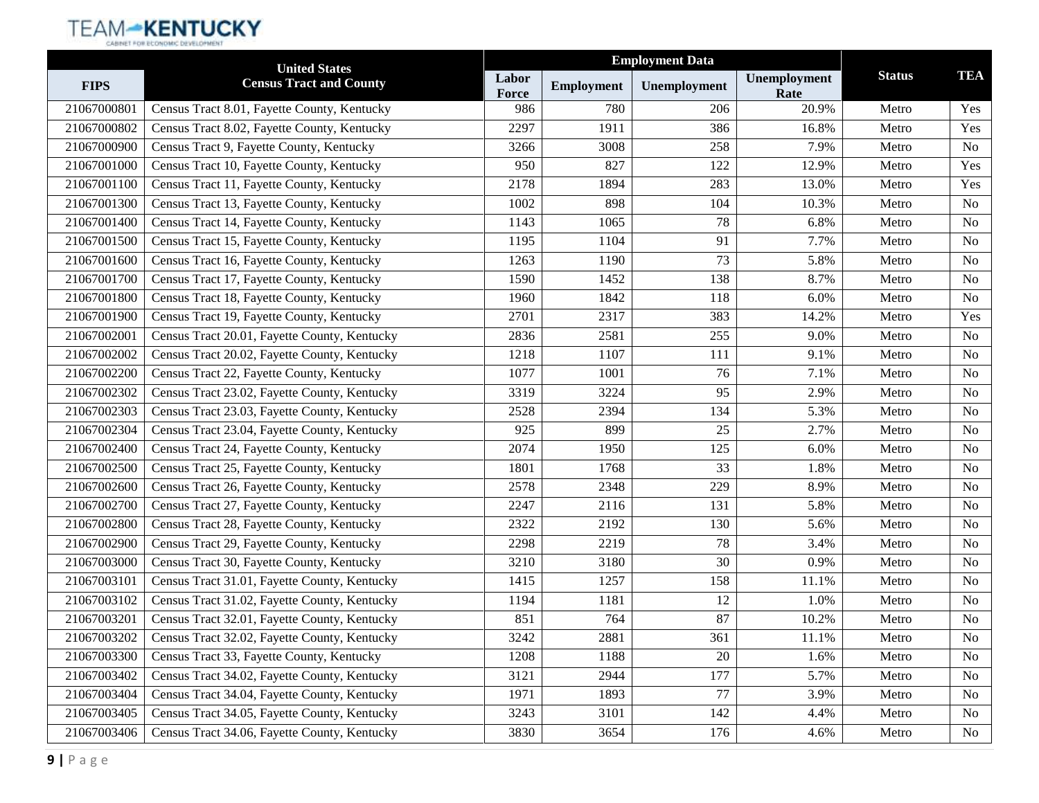| FIPS | United States Census Tract and County | Employment Data | | | | Status | TEA |
|---|---|---|---|---|---|---|---|
| | | Labor Force | Employment | Unemployment | Unemployment Rate | | |
| 21067000801 | Census Tract 8.01, Fayette County, Kentucky | 986 | 780 | 206 | 20.9% | Metro | Yes |
| 21067000802 | Census Tract 8.02, Fayette County, Kentucky | 2297 | 1911 | 386 | 16.8% | Metro | Yes |
| 21067000900 | Census Tract 9, Fayette County, Kentucky | 3266 | 3008 | 258 | 7.9% | Metro | No |
| 21067001000 | Census Tract 10, Fayette County, Kentucky | 950 | 827 | 122 | 12.9% | Metro | Yes |
| 21067001100 | Census Tract 11, Fayette County, Kentucky | 2178 | 1894 | 283 | 13.0% | Metro | Yes |
| 21067001300 | Census Tract 13, Fayette County, Kentucky | 1002 | 898 | 104 | 10.3% | Metro | No |
| 21067001400 | Census Tract 14, Fayette County, Kentucky | 1143 | 1065 | 78 | 6.8% | Metro | No |
| 21067001500 | Census Tract 15, Fayette County, Kentucky | 1195 | 1104 | 91 | 7.7% | Metro | No |
| 21067001600 | Census Tract 16, Fayette County, Kentucky | 1263 | 1190 | 73 | 5.8% | Metro | No |
| 21067001700 | Census Tract 17, Fayette County, Kentucky | 1590 | 1452 | 138 | 8.7% | Metro | No |
| 21067001800 | Census Tract 18, Fayette County, Kentucky | 1960 | 1842 | 118 | 6.0% | Metro | No |
| 21067001900 | Census Tract 19, Fayette County, Kentucky | 2701 | 2317 | 383 | 14.2% | Metro | Yes |
| 21067002001 | Census Tract 20.01, Fayette County, Kentucky | 2836 | 2581 | 255 | 9.0% | Metro | No |
| 21067002002 | Census Tract 20.02, Fayette County, Kentucky | 1218 | 1107 | 111 | 9.1% | Metro | No |
| 21067002200 | Census Tract 22, Fayette County, Kentucky | 1077 | 1001 | 76 | 7.1% | Metro | No |
| 21067002302 | Census Tract 23.02, Fayette County, Kentucky | 3319 | 3224 | 95 | 2.9% | Metro | No |
| 21067002303 | Census Tract 23.03, Fayette County, Kentucky | 2528 | 2394 | 134 | 5.3% | Metro | No |
| 21067002304 | Census Tract 23.04, Fayette County, Kentucky | 925 | 899 | 25 | 2.7% | Metro | No |
| 21067002400 | Census Tract 24, Fayette County, Kentucky | 2074 | 1950 | 125 | 6.0% | Metro | No |
| 21067002500 | Census Tract 25, Fayette County, Kentucky | 1801 | 1768 | 33 | 1.8% | Metro | No |
| 21067002600 | Census Tract 26, Fayette County, Kentucky | 2578 | 2348 | 229 | 8.9% | Metro | No |
| 21067002700 | Census Tract 27, Fayette County, Kentucky | 2247 | 2116 | 131 | 5.8% | Metro | No |
| 21067002800 | Census Tract 28, Fayette County, Kentucky | 2322 | 2192 | 130 | 5.6% | Metro | No |
| 21067002900 | Census Tract 29, Fayette County, Kentucky | 2298 | 2219 | 78 | 3.4% | Metro | No |
| 21067003000 | Census Tract 30, Fayette County, Kentucky | 3210 | 3180 | 30 | 0.9% | Metro | No |
| 21067003101 | Census Tract 31.01, Fayette County, Kentucky | 1415 | 1257 | 158 | 11.1% | Metro | No |
| 21067003102 | Census Tract 31.02, Fayette County, Kentucky | 1194 | 1181 | 12 | 1.0% | Metro | No |
| 21067003201 | Census Tract 32.01, Fayette County, Kentucky | 851 | 764 | 87 | 10.2% | Metro | No |
| 21067003202 | Census Tract 32.02, Fayette County, Kentucky | 3242 | 2881 | 361 | 11.1% | Metro | No |
| 21067003300 | Census Tract 33, Fayette County, Kentucky | 1208 | 1188 | 20 | 1.6% | Metro | No |
| 21067003402 | Census Tract 34.02, Fayette County, Kentucky | 3121 | 2944 | 177 | 5.7% | Metro | No |
| 21067003404 | Census Tract 34.04, Fayette County, Kentucky | 1971 | 1893 | 77 | 3.9% | Metro | No |
| 21067003405 | Census Tract 34.05, Fayette County, Kentucky | 3243 | 3101 | 142 | 4.4% | Metro | No |
| 21067003406 | Census Tract 34.06, Fayette County, Kentucky | 3830 | 3654 | 176 | 4.6% | Metro | No |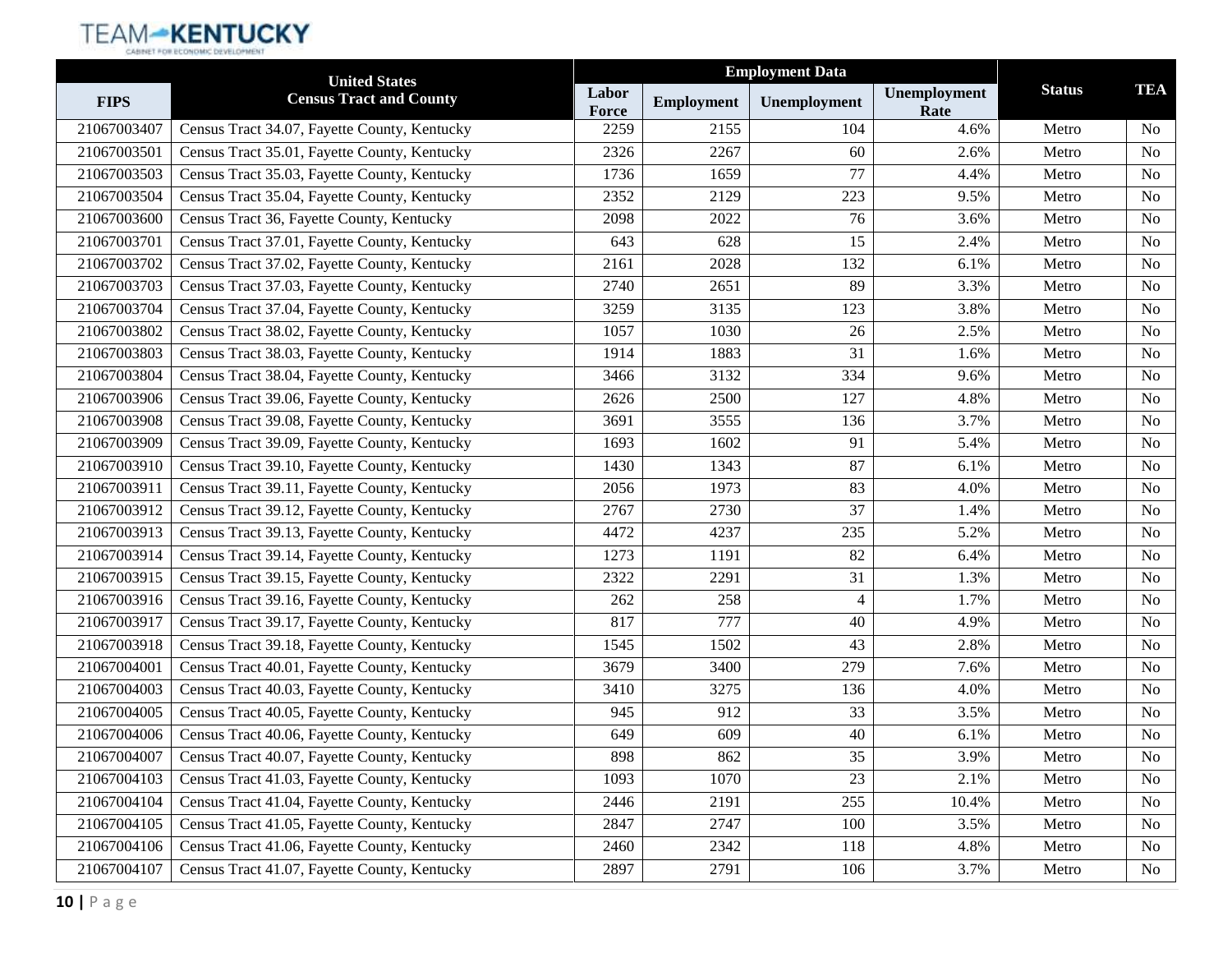| FIPS | United States Census Tract and County | Employment Data | | | | Status | TEA |
|---|---|---|---|---|---|---|---|
| | | Labor Force | Employment | Unemployment | Unemployment Rate | | |
| 21067003407 | Census Tract 34.07, Fayette County, Kentucky | 2259 | 2155 | 104 | 4.6% | Metro | No |
| 21067003501 | Census Tract 35.01, Fayette County, Kentucky | 2326 | 2267 | 60 | 2.6% | Metro | No |
| 21067003503 | Census Tract 35.03, Fayette County, Kentucky | 1736 | 1659 | 77 | 4.4% | Metro | No |
| 21067003504 | Census Tract 35.04, Fayette County, Kentucky | 2352 | 2129 | 223 | 9.5% | Metro | No |
| 21067003600 | Census Tract 36, Fayette County, Kentucky | 2098 | 2022 | 76 | 3.6% | Metro | No |
| 21067003701 | Census Tract 37.01, Fayette County, Kentucky | 643 | 628 | 15 | 2.4% | Metro | No |
| 21067003702 | Census Tract 37.02, Fayette County, Kentucky | 2161 | 2028 | 132 | 6.1% | Metro | No |
| 21067003703 | Census Tract 37.03, Fayette County, Kentucky | 2740 | 2651 | 89 | 3.3% | Metro | No |
| 21067003704 | Census Tract 37.04, Fayette County, Kentucky | 3259 | 3135 | 123 | 3.8% | Metro | No |
| 21067003802 | Census Tract 38.02, Fayette County, Kentucky | 1057 | 1030 | 26 | 2.5% | Metro | No |
| 21067003803 | Census Tract 38.03, Fayette County, Kentucky | 1914 | 1883 | 31 | 1.6% | Metro | No |
| 21067003804 | Census Tract 38.04, Fayette County, Kentucky | 3466 | 3132 | 334 | 9.6% | Metro | No |
| 21067003906 | Census Tract 39.06, Fayette County, Kentucky | 2626 | 2500 | 127 | 4.8% | Metro | No |
| 21067003908 | Census Tract 39.08, Fayette County, Kentucky | 3691 | 3555 | 136 | 3.7% | Metro | No |
| 21067003909 | Census Tract 39.09, Fayette County, Kentucky | 1693 | 1602 | 91 | 5.4% | Metro | No |
| 21067003910 | Census Tract 39.10, Fayette County, Kentucky | 1430 | 1343 | 87 | 6.1% | Metro | No |
| 21067003911 | Census Tract 39.11, Fayette County, Kentucky | 2056 | 1973 | 83 | 4.0% | Metro | No |
| 21067003912 | Census Tract 39.12, Fayette County, Kentucky | 2767 | 2730 | 37 | 1.4% | Metro | No |
| 21067003913 | Census Tract 39.13, Fayette County, Kentucky | 4472 | 4237 | 235 | 5.2% | Metro | No |
| 21067003914 | Census Tract 39.14, Fayette County, Kentucky | 1273 | 1191 | 82 | 6.4% | Metro | No |
| 21067003915 | Census Tract 39.15, Fayette County, Kentucky | 2322 | 2291 | 31 | 1.3% | Metro | No |
| 21067003916 | Census Tract 39.16, Fayette County, Kentucky | 262 | 258 | 4 | 1.7% | Metro | No |
| 21067003917 | Census Tract 39.17, Fayette County, Kentucky | 817 | 777 | 40 | 4.9% | Metro | No |
| 21067003918 | Census Tract 39.18, Fayette County, Kentucky | 1545 | 1502 | 43 | 2.8% | Metro | No |
| 21067004001 | Census Tract 40.01, Fayette County, Kentucky | 3679 | 3400 | 279 | 7.6% | Metro | No |
| 21067004003 | Census Tract 40.03, Fayette County, Kentucky | 3410 | 3275 | 136 | 4.0% | Metro | No |
| 21067004005 | Census Tract 40.05, Fayette County, Kentucky | 945 | 912 | 33 | 3.5% | Metro | No |
| 21067004006 | Census Tract 40.06, Fayette County, Kentucky | 649 | 609 | 40 | 6.1% | Metro | No |
| 21067004007 | Census Tract 40.07, Fayette County, Kentucky | 898 | 862 | 35 | 3.9% | Metro | No |
| 21067004103 | Census Tract 41.03, Fayette County, Kentucky | 1093 | 1070 | 23 | 2.1% | Metro | No |
| 21067004104 | Census Tract 41.04, Fayette County, Kentucky | 2446 | 2191 | 255 | 10.4% | Metro | No |
| 21067004105 | Census Tract 41.05, Fayette County, Kentucky | 2847 | 2747 | 100 | 3.5% | Metro | No |
| 21067004106 | Census Tract 41.06, Fayette County, Kentucky | 2460 | 2342 | 118 | 4.8% | Metro | No |
| 21067004107 | Census Tract 41.07, Fayette County, Kentucky | 2897 | 2791 | 106 | 3.7% | Metro | No |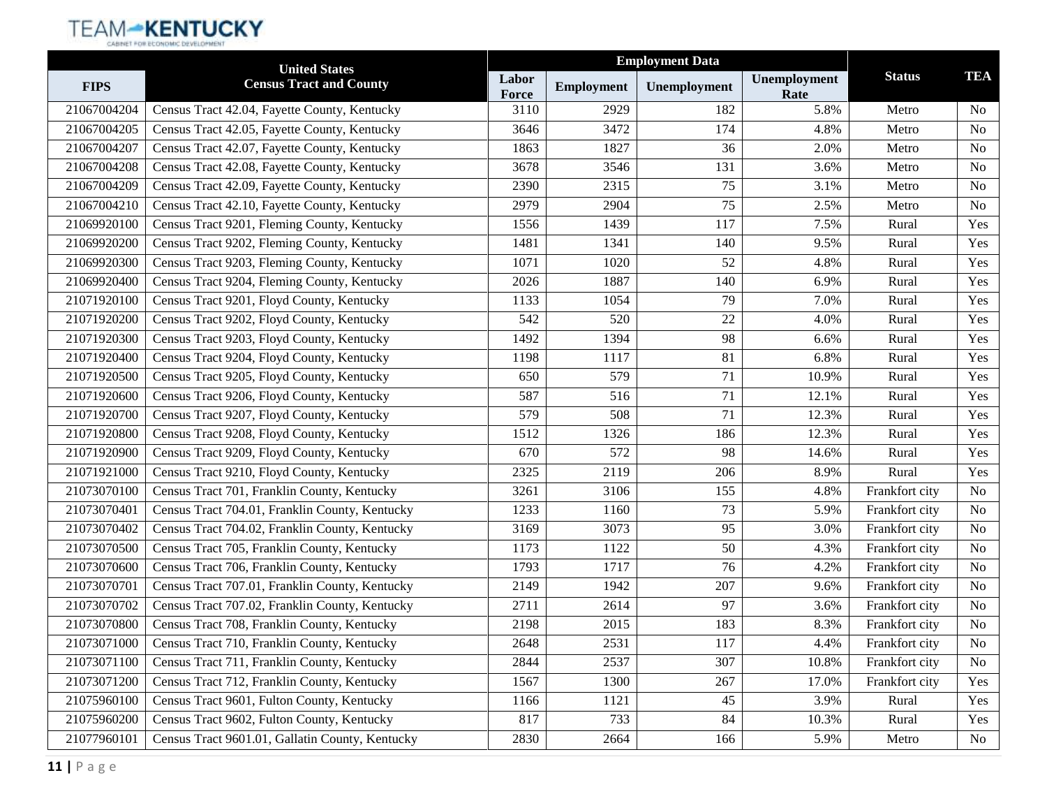| FIPS | United States Census Tract and County | Employment Data | | | | Status | TEA |
|---|---|---|---|---|---|---|---|
| | | Labor Force | Employment | Unemployment | Unemployment Rate | | |
| 21067004204 | Census Tract 42.04, Fayette County, Kentucky | 3110 | 2929 | 182 | 5.8% | Metro | No |
| 21067004205 | Census Tract 42.05, Fayette County, Kentucky | 3646 | 3472 | 174 | 4.8% | Metro | No |
| 21067004207 | Census Tract 42.07, Fayette County, Kentucky | 1863 | 1827 | 36 | 2.0% | Metro | No |
| 21067004208 | Census Tract 42.08, Fayette County, Kentucky | 3678 | 3546 | 131 | 3.6% | Metro | No |
| 21067004209 | Census Tract 42.09, Fayette County, Kentucky | 2390 | 2315 | 75 | 3.1% | Metro | No |
| 21067004210 | Census Tract 42.10, Fayette County, Kentucky | 2979 | 2904 | 75 | 2.5% | Metro | No |
| 21069920100 | Census Tract 9201, Fleming County, Kentucky | 1556 | 1439 | 117 | 7.5% | Rural | Yes |
| 21069920200 | Census Tract 9202, Fleming County, Kentucky | 1481 | 1341 | 140 | 9.5% | Rural | Yes |
| 21069920300 | Census Tract 9203, Fleming County, Kentucky | 1071 | 1020 | 52 | 4.8% | Rural | Yes |
| 21069920400 | Census Tract 9204, Fleming County, Kentucky | 2026 | 1887 | 140 | 6.9% | Rural | Yes |
| 21071920100 | Census Tract 9201, Floyd County, Kentucky | 1133 | 1054 | 79 | 7.0% | Rural | Yes |
| 21071920200 | Census Tract 9202, Floyd County, Kentucky | 542 | 520 | 22 | 4.0% | Rural | Yes |
| 21071920300 | Census Tract 9203, Floyd County, Kentucky | 1492 | 1394 | 98 | 6.6% | Rural | Yes |
| 21071920400 | Census Tract 9204, Floyd County, Kentucky | 1198 | 1117 | 81 | 6.8% | Rural | Yes |
| 21071920500 | Census Tract 9205, Floyd County, Kentucky | 650 | 579 | 71 | 10.9% | Rural | Yes |
| 21071920600 | Census Tract 9206, Floyd County, Kentucky | 587 | 516 | 71 | 12.1% | Rural | Yes |
| 21071920700 | Census Tract 9207, Floyd County, Kentucky | 579 | 508 | 71 | 12.3% | Rural | Yes |
| 21071920800 | Census Tract 9208, Floyd County, Kentucky | 1512 | 1326 | 186 | 12.3% | Rural | Yes |
| 21071920900 | Census Tract 9209, Floyd County, Kentucky | 670 | 572 | 98 | 14.6% | Rural | Yes |
| 21071921000 | Census Tract 9210, Floyd County, Kentucky | 2325 | 2119 | 206 | 8.9% | Rural | Yes |
| 21073070100 | Census Tract 701, Franklin County, Kentucky | 3261 | 3106 | 155 | 4.8% | Frankfort city | No |
| 21073070401 | Census Tract 704.01, Franklin County, Kentucky | 1233 | 1160 | 73 | 5.9% | Frankfort city | No |
| 21073070402 | Census Tract 704.02, Franklin County, Kentucky | 3169 | 3073 | 95 | 3.0% | Frankfort city | No |
| 21073070500 | Census Tract 705, Franklin County, Kentucky | 1173 | 1122 | 50 | 4.3% | Frankfort city | No |
| 21073070600 | Census Tract 706, Franklin County, Kentucky | 1793 | 1717 | 76 | 4.2% | Frankfort city | No |
| 21073070701 | Census Tract 707.01, Franklin County, Kentucky | 2149 | 1942 | 207 | 9.6% | Frankfort city | No |
| 21073070702 | Census Tract 707.02, Franklin County, Kentucky | 2711 | 2614 | 97 | 3.6% | Frankfort city | No |
| 21073070800 | Census Tract 708, Franklin County, Kentucky | 2198 | 2015 | 183 | 8.3% | Frankfort city | No |
| 21073071000 | Census Tract 710, Franklin County, Kentucky | 2648 | 2531 | 117 | 4.4% | Frankfort city | No |
| 21073071100 | Census Tract 711, Franklin County, Kentucky | 2844 | 2537 | 307 | 10.8% | Frankfort city | No |
| 21073071200 | Census Tract 712, Franklin County, Kentucky | 1567 | 1300 | 267 | 17.0% | Frankfort city | Yes |
| 21075960100 | Census Tract 9601, Fulton County, Kentucky | 1166 | 1121 | 45 | 3.9% | Rural | Yes |
| 21075960200 | Census Tract 9602, Fulton County, Kentucky | 817 | 733 | 84 | 10.3% | Rural | Yes |
| 21077960101 | Census Tract 9601.01, Gallatin County, Kentucky | 2830 | 2664 | 166 | 5.9% | Metro | No |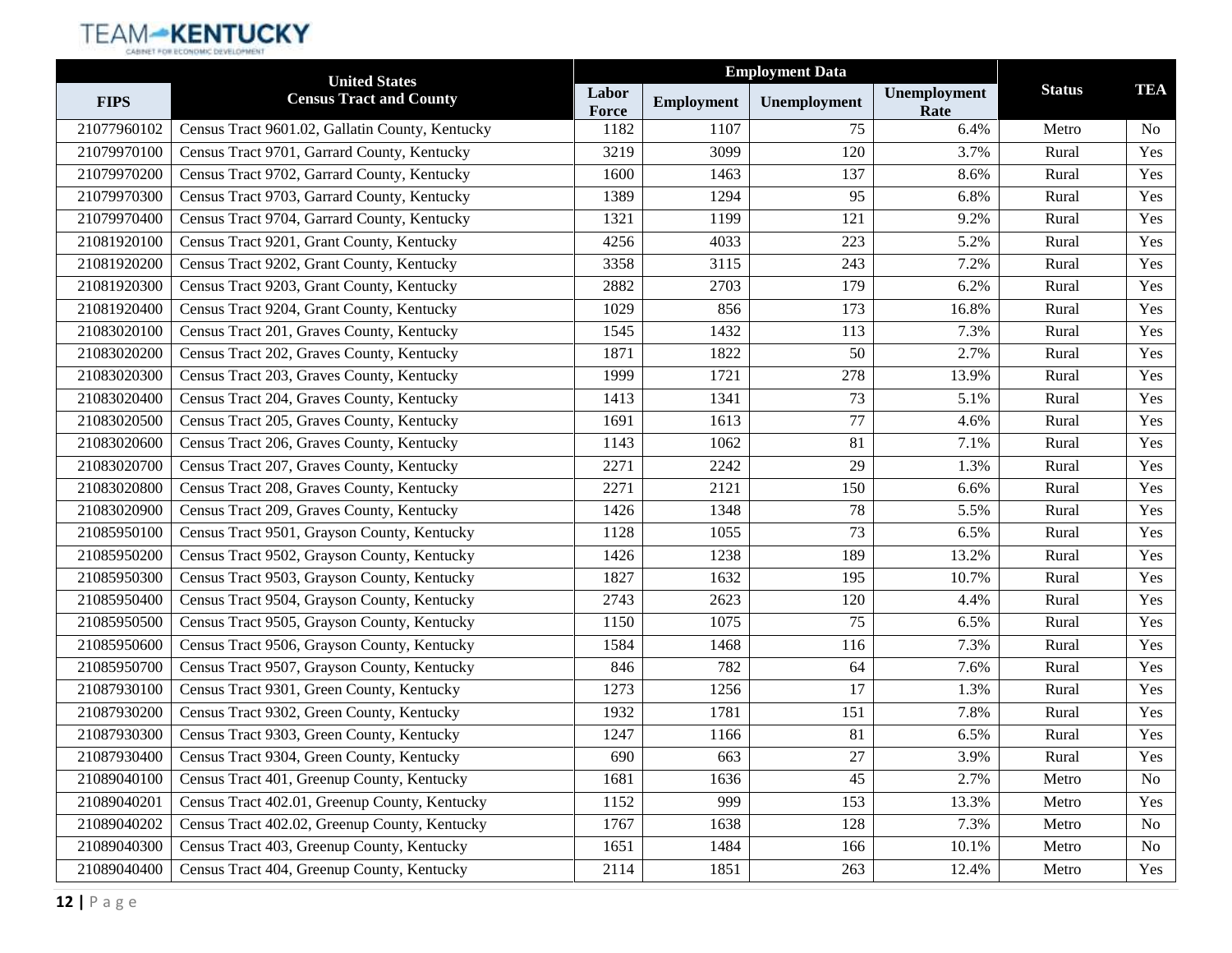| FIPS | United States Census Tract and County | Employment Data | | | | Status | TEA |
|---|---|---|---|---|---|---|---|
| | | Labor Force | Employment | Unemployment | Unemployment Rate | | |
| 21077960102 | Census Tract 9601.02, Gallatin County, Kentucky | 1182 | 1107 | 75 | 6.4% | Metro | No |
| 21079970100 | Census Tract 9701, Garrard County, Kentucky | 3219 | 3099 | 120 | 3.7% | Rural | Yes |
| 21079970200 | Census Tract 9702, Garrard County, Kentucky | 1600 | 1463 | 137 | 8.6% | Rural | Yes |
| 21079970300 | Census Tract 9703, Garrard County, Kentucky | 1389 | 1294 | 95 | 6.8% | Rural | Yes |
| 21079970400 | Census Tract 9704, Garrard County, Kentucky | 1321 | 1199 | 121 | 9.2% | Rural | Yes |
| 21081920100 | Census Tract 9201, Grant County, Kentucky | 4256 | 4033 | 223 | 5.2% | Rural | Yes |
| 21081920200 | Census Tract 9202, Grant County, Kentucky | 3358 | 3115 | 243 | 7.2% | Rural | Yes |
| 21081920300 | Census Tract 9203, Grant County, Kentucky | 2882 | 2703 | 179 | 6.2% | Rural | Yes |
| 21081920400 | Census Tract 9204, Grant County, Kentucky | 1029 | 856 | 173 | 16.8% | Rural | Yes |
| 21083020100 | Census Tract 201, Graves County, Kentucky | 1545 | 1432 | 113 | 7.3% | Rural | Yes |
| 21083020200 | Census Tract 202, Graves County, Kentucky | 1871 | 1822 | 50 | 2.7% | Rural | Yes |
| 21083020300 | Census Tract 203, Graves County, Kentucky | 1999 | 1721 | 278 | 13.9% | Rural | Yes |
| 21083020400 | Census Tract 204, Graves County, Kentucky | 1413 | 1341 | 73 | 5.1% | Rural | Yes |
| 21083020500 | Census Tract 205, Graves County, Kentucky | 1691 | 1613 | 77 | 4.6% | Rural | Yes |
| 21083020600 | Census Tract 206, Graves County, Kentucky | 1143 | 1062 | 81 | 7.1% | Rural | Yes |
| 21083020700 | Census Tract 207, Graves County, Kentucky | 2271 | 2242 | 29 | 1.3% | Rural | Yes |
| 21083020800 | Census Tract 208, Graves County, Kentucky | 2271 | 2121 | 150 | 6.6% | Rural | Yes |
| 21083020900 | Census Tract 209, Graves County, Kentucky | 1426 | 1348 | 78 | 5.5% | Rural | Yes |
| 21085950100 | Census Tract 9501, Grayson County, Kentucky | 1128 | 1055 | 73 | 6.5% | Rural | Yes |
| 21085950200 | Census Tract 9502, Grayson County, Kentucky | 1426 | 1238 | 189 | 13.2% | Rural | Yes |
| 21085950300 | Census Tract 9503, Grayson County, Kentucky | 1827 | 1632 | 195 | 10.7% | Rural | Yes |
| 21085950400 | Census Tract 9504, Grayson County, Kentucky | 2743 | 2623 | 120 | 4.4% | Rural | Yes |
| 21085950500 | Census Tract 9505, Grayson County, Kentucky | 1150 | 1075 | 75 | 6.5% | Rural | Yes |
| 21085950600 | Census Tract 9506, Grayson County, Kentucky | 1584 | 1468 | 116 | 7.3% | Rural | Yes |
| 21085950700 | Census Tract 9507, Grayson County, Kentucky | 846 | 782 | 64 | 7.6% | Rural | Yes |
| 21087930100 | Census Tract 9301, Green County, Kentucky | 1273 | 1256 | 17 | 1.3% | Rural | Yes |
| 21087930200 | Census Tract 9302, Green County, Kentucky | 1932 | 1781 | 151 | 7.8% | Rural | Yes |
| 21087930300 | Census Tract 9303, Green County, Kentucky | 1247 | 1166 | 81 | 6.5% | Rural | Yes |
| 21087930400 | Census Tract 9304, Green County, Kentucky | 690 | 663 | 27 | 3.9% | Rural | Yes |
| 21089040100 | Census Tract 401, Greenup County, Kentucky | 1681 | 1636 | 45 | 2.7% | Metro | No |
| 21089040201 | Census Tract 402.01, Greenup County, Kentucky | 1152 | 999 | 153 | 13.3% | Metro | Yes |
| 21089040202 | Census Tract 402.02, Greenup County, Kentucky | 1767 | 1638 | 128 | 7.3% | Metro | No |
| 21089040300 | Census Tract 403, Greenup County, Kentucky | 1651 | 1484 | 166 | 10.1% | Metro | No |
| 21089040400 | Census Tract 404, Greenup County, Kentucky | 2114 | 1851 | 263 | 12.4% | Metro | Yes |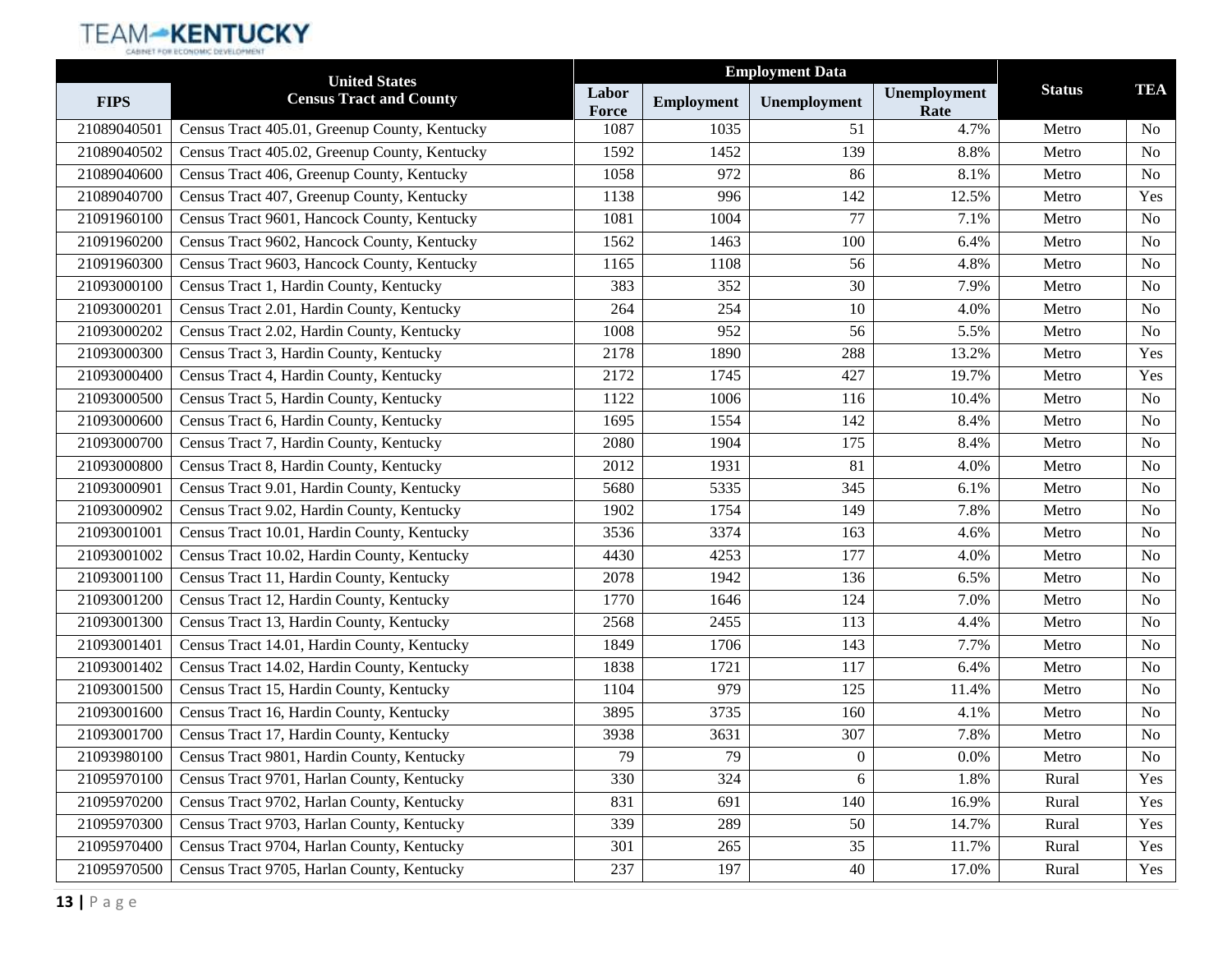| FIPS | United States Census Tract and County | Employment Data | | | | Status | TEA |
|---|---|---|---|---|---|---|---|
| | | Labor Force | Employment | Unemployment | Unemployment Rate | | |
| 21089040501 | Census Tract 405.01, Greenup County, Kentucky | 1087 | 1035 | 51 | 4.7% | Metro | No |
| 21089040502 | Census Tract 405.02, Greenup County, Kentucky | 1592 | 1452 | 139 | 8.8% | Metro | No |
| 21089040600 | Census Tract 406, Greenup County, Kentucky | 1058 | 972 | 86 | 8.1% | Metro | No |
| 21089040700 | Census Tract 407, Greenup County, Kentucky | 1138 | 996 | 142 | 12.5% | Metro | Yes |
| 21091960100 | Census Tract 9601, Hancock County, Kentucky | 1081 | 1004 | 77 | 7.1% | Metro | No |
| 21091960200 | Census Tract 9602, Hancock County, Kentucky | 1562 | 1463 | 100 | 6.4% | Metro | No |
| 21091960300 | Census Tract 9603, Hancock County, Kentucky | 1165 | 1108 | 56 | 4.8% | Metro | No |
| 21093000100 | Census Tract 1, Hardin County, Kentucky | 383 | 352 | 30 | 7.9% | Metro | No |
| 21093000201 | Census Tract 2.01, Hardin County, Kentucky | 264 | 254 | 10 | 4.0% | Metro | No |
| 21093000202 | Census Tract 2.02, Hardin County, Kentucky | 1008 | 952 | 56 | 5.5% | Metro | No |
| 21093000300 | Census Tract 3, Hardin County, Kentucky | 2178 | 1890 | 288 | 13.2% | Metro | Yes |
| 21093000400 | Census Tract 4, Hardin County, Kentucky | 2172 | 1745 | 427 | 19.7% | Metro | Yes |
| 21093000500 | Census Tract 5, Hardin County, Kentucky | 1122 | 1006 | 116 | 10.4% | Metro | No |
| 21093000600 | Census Tract 6, Hardin County, Kentucky | 1695 | 1554 | 142 | 8.4% | Metro | No |
| 21093000700 | Census Tract 7, Hardin County, Kentucky | 2080 | 1904 | 175 | 8.4% | Metro | No |
| 21093000800 | Census Tract 8, Hardin County, Kentucky | 2012 | 1931 | 81 | 4.0% | Metro | No |
| 21093000901 | Census Tract 9.01, Hardin County, Kentucky | 5680 | 5335 | 345 | 6.1% | Metro | No |
| 21093000902 | Census Tract 9.02, Hardin County, Kentucky | 1902 | 1754 | 149 | 7.8% | Metro | No |
| 21093001001 | Census Tract 10.01, Hardin County, Kentucky | 3536 | 3374 | 163 | 4.6% | Metro | No |
| 21093001002 | Census Tract 10.02, Hardin County, Kentucky | 4430 | 4253 | 177 | 4.0% | Metro | No |
| 21093001100 | Census Tract 11, Hardin County, Kentucky | 2078 | 1942 | 136 | 6.5% | Metro | No |
| 21093001200 | Census Tract 12, Hardin County, Kentucky | 1770 | 1646 | 124 | 7.0% | Metro | No |
| 21093001300 | Census Tract 13, Hardin County, Kentucky | 2568 | 2455 | 113 | 4.4% | Metro | No |
| 21093001401 | Census Tract 14.01, Hardin County, Kentucky | 1849 | 1706 | 143 | 7.7% | Metro | No |
| 21093001402 | Census Tract 14.02, Hardin County, Kentucky | 1838 | 1721 | 117 | 6.4% | Metro | No |
| 21093001500 | Census Tract 15, Hardin County, Kentucky | 1104 | 979 | 125 | 11.4% | Metro | No |
| 21093001600 | Census Tract 16, Hardin County, Kentucky | 3895 | 3735 | 160 | 4.1% | Metro | No |
| 21093001700 | Census Tract 17, Hardin County, Kentucky | 3938 | 3631 | 307 | 7.8% | Metro | No |
| 21093980100 | Census Tract 9801, Hardin County, Kentucky | 79 | 79 | 0 | 0.0% | Metro | No |
| 21095970100 | Census Tract 9701, Harlan County, Kentucky | 330 | 324 | 6 | 1.8% | Rural | Yes |
| 21095970200 | Census Tract 9702, Harlan County, Kentucky | 831 | 691 | 140 | 16.9% | Rural | Yes |
| 21095970300 | Census Tract 9703, Harlan County, Kentucky | 339 | 289 | 50 | 14.7% | Rural | Yes |
| 21095970400 | Census Tract 9704, Harlan County, Kentucky | 301 | 265 | 35 | 11.7% | Rural | Yes |
| 21095970500 | Census Tract 9705, Harlan County, Kentucky | 237 | 197 | 40 | 17.0% | Rural | Yes |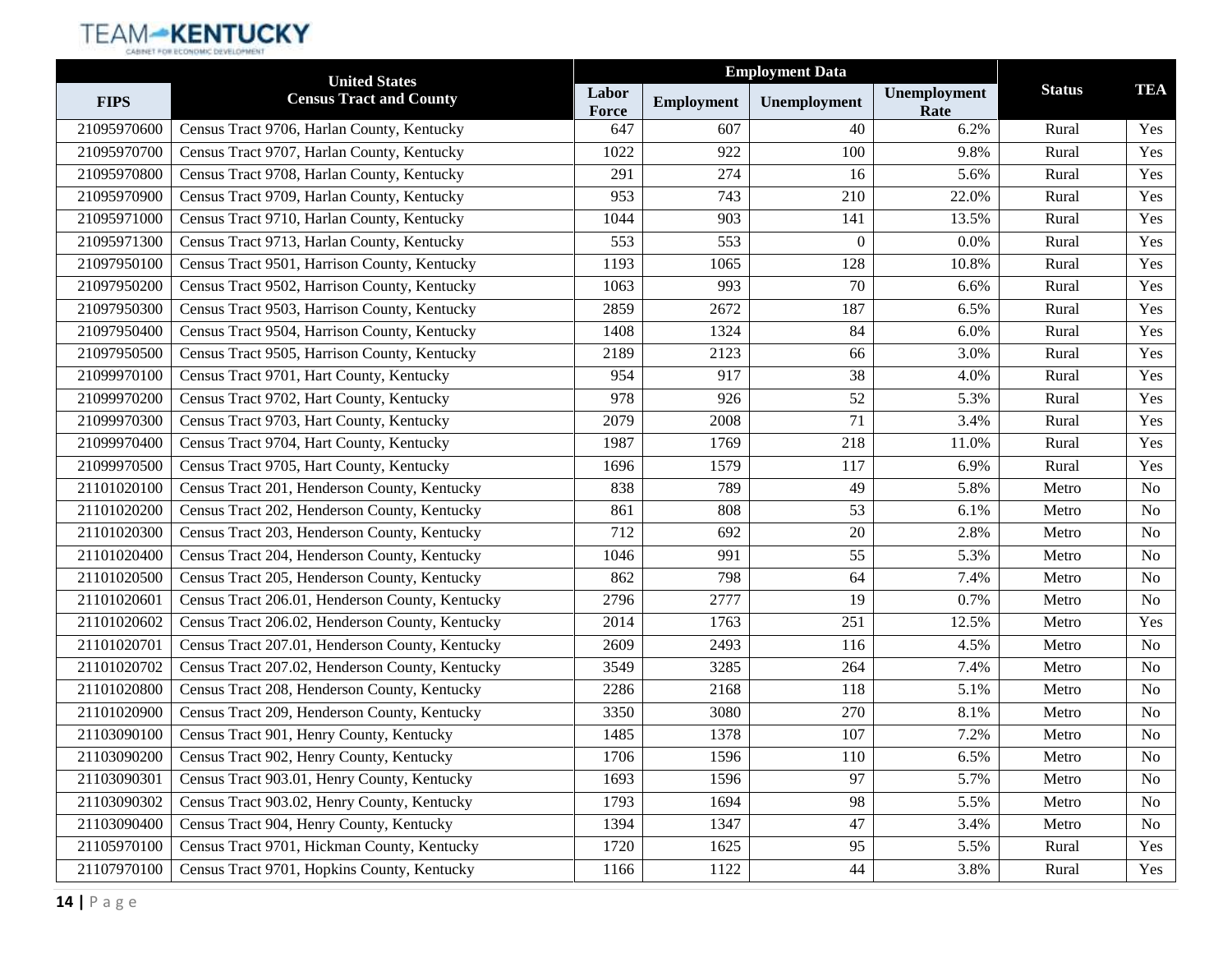| FIPS | United States Census Tract and County | Employment Data | | | | Status | TEA |
|---|---|---|---|---|---|---|---|
| | | Labor Force | Employment | Unemployment | Unemployment Rate | | |
| 21095970600 | Census Tract 9706, Harlan County, Kentucky | 647 | 607 | 40 | 6.2% | Rural | Yes |
| 21095970700 | Census Tract 9707, Harlan County, Kentucky | 1022 | 922 | 100 | 9.8% | Rural | Yes |
| 21095970800 | Census Tract 9708, Harlan County, Kentucky | 291 | 274 | 16 | 5.6% | Rural | Yes |
| 21095970900 | Census Tract 9709, Harlan County, Kentucky | 953 | 743 | 210 | 22.0% | Rural | Yes |
| 21095971000 | Census Tract 9710, Harlan County, Kentucky | 1044 | 903 | 141 | 13.5% | Rural | Yes |
| 21095971300 | Census Tract 9713, Harlan County, Kentucky | 553 | 553 | 0 | 0.0% | Rural | Yes |
| 21097950100 | Census Tract 9501, Harrison County, Kentucky | 1193 | 1065 | 128 | 10.8% | Rural | Yes |
| 21097950200 | Census Tract 9502, Harrison County, Kentucky | 1063 | 993 | 70 | 6.6% | Rural | Yes |
| 21097950300 | Census Tract 9503, Harrison County, Kentucky | 2859 | 2672 | 187 | 6.5% | Rural | Yes |
| 21097950400 | Census Tract 9504, Harrison County, Kentucky | 1408 | 1324 | 84 | 6.0% | Rural | Yes |
| 21097950500 | Census Tract 9505, Harrison County, Kentucky | 2189 | 2123 | 66 | 3.0% | Rural | Yes |
| 21099970100 | Census Tract 9701, Hart County, Kentucky | 954 | 917 | 38 | 4.0% | Rural | Yes |
| 21099970200 | Census Tract 9702, Hart County, Kentucky | 978 | 926 | 52 | 5.3% | Rural | Yes |
| 21099970300 | Census Tract 9703, Hart County, Kentucky | 2079 | 2008 | 71 | 3.4% | Rural | Yes |
| 21099970400 | Census Tract 9704, Hart County, Kentucky | 1987 | 1769 | 218 | 11.0% | Rural | Yes |
| 21099970500 | Census Tract 9705, Hart County, Kentucky | 1696 | 1579 | 117 | 6.9% | Rural | Yes |
| 21101020100 | Census Tract 201, Henderson County, Kentucky | 838 | 789 | 49 | 5.8% | Metro | No |
| 21101020200 | Census Tract 202, Henderson County, Kentucky | 861 | 808 | 53 | 6.1% | Metro | No |
| 21101020300 | Census Tract 203, Henderson County, Kentucky | 712 | 692 | 20 | 2.8% | Metro | No |
| 21101020400 | Census Tract 204, Henderson County, Kentucky | 1046 | 991 | 55 | 5.3% | Metro | No |
| 21101020500 | Census Tract 205, Henderson County, Kentucky | 862 | 798 | 64 | 7.4% | Metro | No |
| 21101020601 | Census Tract 206.01, Henderson County, Kentucky | 2796 | 2777 | 19 | 0.7% | Metro | No |
| 21101020602 | Census Tract 206.02, Henderson County, Kentucky | 2014 | 1763 | 251 | 12.5% | Metro | Yes |
| 21101020701 | Census Tract 207.01, Henderson County, Kentucky | 2609 | 2493 | 116 | 4.5% | Metro | No |
| 21101020702 | Census Tract 207.02, Henderson County, Kentucky | 3549 | 3285 | 264 | 7.4% | Metro | No |
| 21101020800 | Census Tract 208, Henderson County, Kentucky | 2286 | 2168 | 118 | 5.1% | Metro | No |
| 21101020900 | Census Tract 209, Henderson County, Kentucky | 3350 | 3080 | 270 | 8.1% | Metro | No |
| 21103090100 | Census Tract 901, Henry County, Kentucky | 1485 | 1378 | 107 | 7.2% | Metro | No |
| 21103090200 | Census Tract 902, Henry County, Kentucky | 1706 | 1596 | 110 | 6.5% | Metro | No |
| 21103090301 | Census Tract 903.01, Henry County, Kentucky | 1693 | 1596 | 97 | 5.7% | Metro | No |
| 21103090302 | Census Tract 903.02, Henry County, Kentucky | 1793 | 1694 | 98 | 5.5% | Metro | No |
| 21103090400 | Census Tract 904, Henry County, Kentucky | 1394 | 1347 | 47 | 3.4% | Metro | No |
| 21105970100 | Census Tract 9701, Hickman County, Kentucky | 1720 | 1625 | 95 | 5.5% | Rural | Yes |
| 21107970100 | Census Tract 9701, Hopkins County, Kentucky | 1166 | 1122 | 44 | 3.8% | Rural | Yes |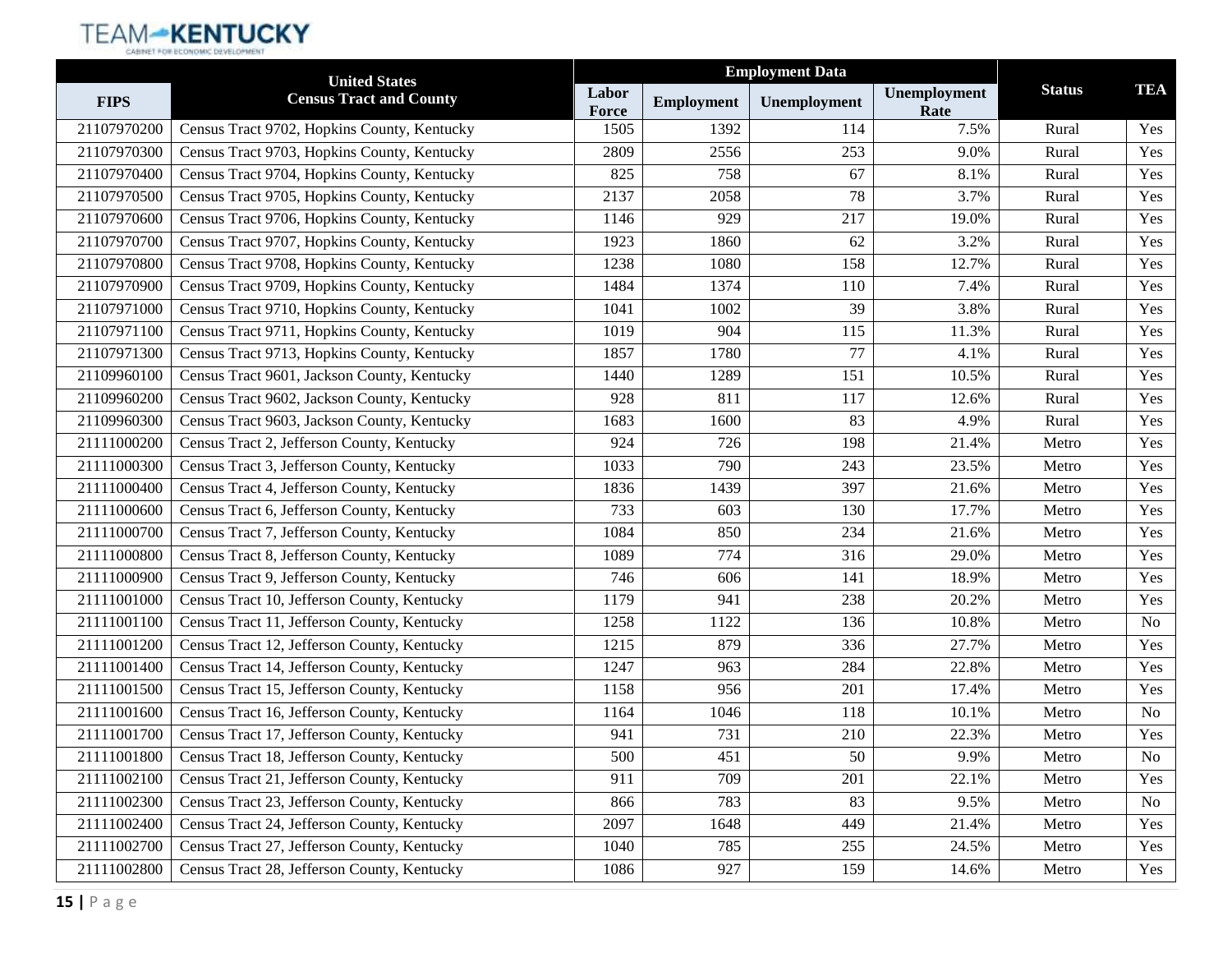| FIPS | United States Census Tract and County | Employment Data | | | | Status | TEA |
|---|---|---|---|---|---|---|---|
| | | Labor Force | Employment | Unemployment | Unemployment Rate | | |
| 21107970200 | Census Tract 9702, Hopkins County, Kentucky | 1505 | 1392 | 114 | 7.5% | Rural | Yes |
| 21107970300 | Census Tract 9703, Hopkins County, Kentucky | 2809 | 2556 | 253 | 9.0% | Rural | Yes |
| 21107970400 | Census Tract 9704, Hopkins County, Kentucky | 825 | 758 | 67 | 8.1% | Rural | Yes |
| 21107970500 | Census Tract 9705, Hopkins County, Kentucky | 2137 | 2058 | 78 | 3.7% | Rural | Yes |
| 21107970600 | Census Tract 9706, Hopkins County, Kentucky | 1146 | 929 | 217 | 19.0% | Rural | Yes |
| 21107970700 | Census Tract 9707, Hopkins County, Kentucky | 1923 | 1860 | 62 | 3.2% | Rural | Yes |
| 21107970800 | Census Tract 9708, Hopkins County, Kentucky | 1238 | 1080 | 158 | 12.7% | Rural | Yes |
| 21107970900 | Census Tract 9709, Hopkins County, Kentucky | 1484 | 1374 | 110 | 7.4% | Rural | Yes |
| 21107971000 | Census Tract 9710, Hopkins County, Kentucky | 1041 | 1002 | 39 | 3.8% | Rural | Yes |
| 21107971100 | Census Tract 9711, Hopkins County, Kentucky | 1019 | 904 | 115 | 11.3% | Rural | Yes |
| 21107971300 | Census Tract 9713, Hopkins County, Kentucky | 1857 | 1780 | 77 | 4.1% | Rural | Yes |
| 21109960100 | Census Tract 9601, Jackson County, Kentucky | 1440 | 1289 | 151 | 10.5% | Rural | Yes |
| 21109960200 | Census Tract 9602, Jackson County, Kentucky | 928 | 811 | 117 | 12.6% | Rural | Yes |
| 21109960300 | Census Tract 9603, Jackson County, Kentucky | 1683 | 1600 | 83 | 4.9% | Rural | Yes |
| 21111000200 | Census Tract 2, Jefferson County, Kentucky | 924 | 726 | 198 | 21.4% | Metro | Yes |
| 21111000300 | Census Tract 3, Jefferson County, Kentucky | 1033 | 790 | 243 | 23.5% | Metro | Yes |
| 21111000400 | Census Tract 4, Jefferson County, Kentucky | 1836 | 1439 | 397 | 21.6% | Metro | Yes |
| 21111000600 | Census Tract 6, Jefferson County, Kentucky | 733 | 603 | 130 | 17.7% | Metro | Yes |
| 21111000700 | Census Tract 7, Jefferson County, Kentucky | 1084 | 850 | 234 | 21.6% | Metro | Yes |
| 21111000800 | Census Tract 8, Jefferson County, Kentucky | 1089 | 774 | 316 | 29.0% | Metro | Yes |
| 21111000900 | Census Tract 9, Jefferson County, Kentucky | 746 | 606 | 141 | 18.9% | Metro | Yes |
| 21111001000 | Census Tract 10, Jefferson County, Kentucky | 1179 | 941 | 238 | 20.2% | Metro | Yes |
| 21111001100 | Census Tract 11, Jefferson County, Kentucky | 1258 | 1122 | 136 | 10.8% | Metro | No |
| 21111001200 | Census Tract 12, Jefferson County, Kentucky | 1215 | 879 | 336 | 27.7% | Metro | Yes |
| 21111001400 | Census Tract 14, Jefferson County, Kentucky | 1247 | 963 | 284 | 22.8% | Metro | Yes |
| 21111001500 | Census Tract 15, Jefferson County, Kentucky | 1158 | 956 | 201 | 17.4% | Metro | Yes |
| 21111001600 | Census Tract 16, Jefferson County, Kentucky | 1164 | 1046 | 118 | 10.1% | Metro | No |
| 21111001700 | Census Tract 17, Jefferson County, Kentucky | 941 | 731 | 210 | 22.3% | Metro | Yes |
| 21111001800 | Census Tract 18, Jefferson County, Kentucky | 500 | 451 | 50 | 9.9% | Metro | No |
| 21111002100 | Census Tract 21, Jefferson County, Kentucky | 911 | 709 | 201 | 22.1% | Metro | Yes |
| 21111002300 | Census Tract 23, Jefferson County, Kentucky | 866 | 783 | 83 | 9.5% | Metro | No |
| 21111002400 | Census Tract 24, Jefferson County, Kentucky | 2097 | 1648 | 449 | 21.4% | Metro | Yes |
| 21111002700 | Census Tract 27, Jefferson County, Kentucky | 1040 | 785 | 255 | 24.5% | Metro | Yes |
| 21111002800 | Census Tract 28, Jefferson County, Kentucky | 1086 | 927 | 159 | 14.6% | Metro | Yes |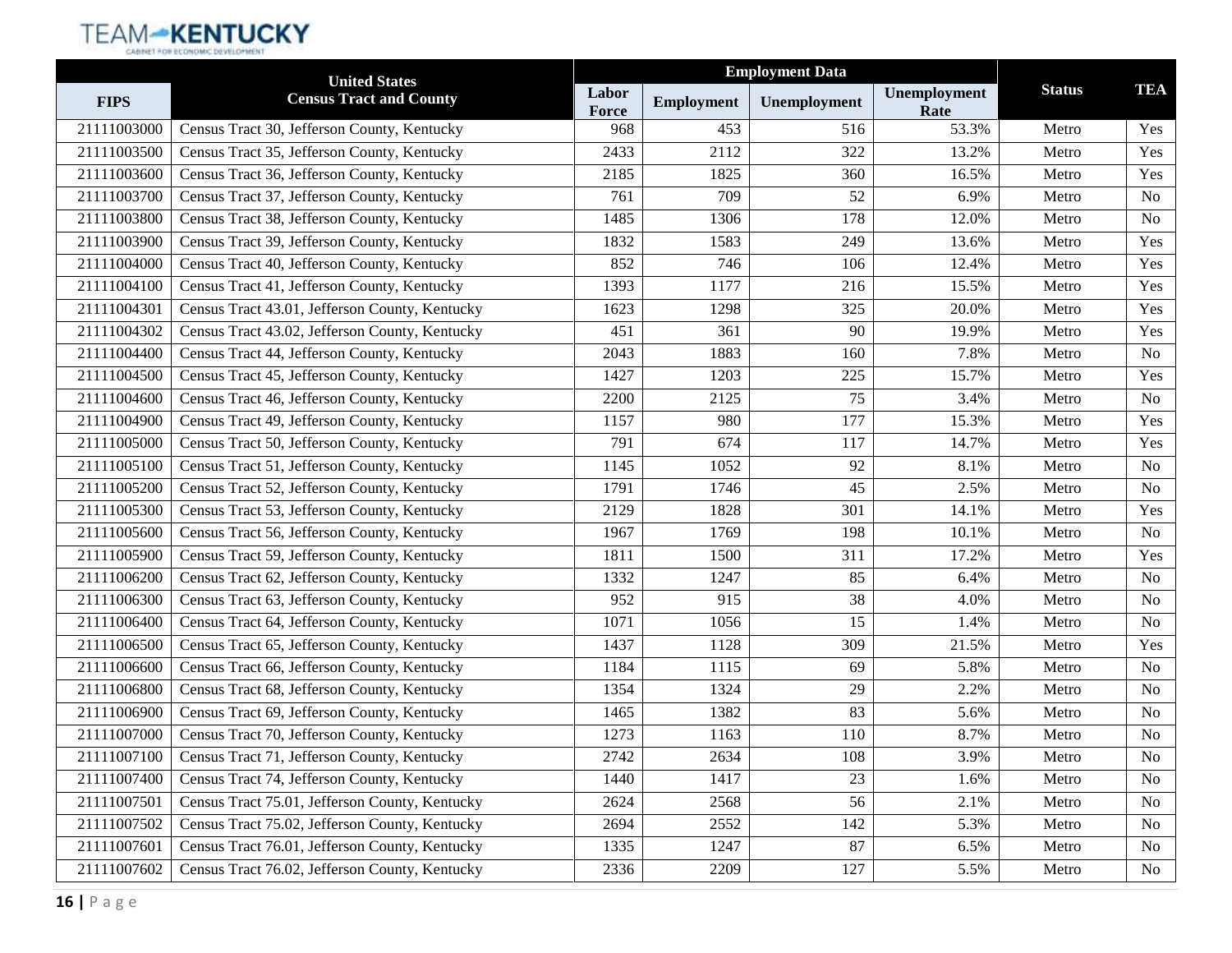| FIPS | United States Census Tract and County | Employment Data | | | | Status | TEA |
|---|---|---|---|---|---|---|---|
| | | Labor Force | Employment | Unemployment | Unemployment Rate | | |
| 21111003000 | Census Tract 30, Jefferson County, Kentucky | 968 | 453 | 516 | 53.3% | Metro | Yes |
| 21111003500 | Census Tract 35, Jefferson County, Kentucky | 2433 | 2112 | 322 | 13.2% | Metro | Yes |
| 21111003600 | Census Tract 36, Jefferson County, Kentucky | 2185 | 1825 | 360 | 16.5% | Metro | Yes |
| 21111003700 | Census Tract 37, Jefferson County, Kentucky | 761 | 709 | 52 | 6.9% | Metro | No |
| 21111003800 | Census Tract 38, Jefferson County, Kentucky | 1485 | 1306 | 178 | 12.0% | Metro | No |
| 21111003900 | Census Tract 39, Jefferson County, Kentucky | 1832 | 1583 | 249 | 13.6% | Metro | Yes |
| 21111004000 | Census Tract 40, Jefferson County, Kentucky | 852 | 746 | 106 | 12.4% | Metro | Yes |
| 21111004100 | Census Tract 41, Jefferson County, Kentucky | 1393 | 1177 | 216 | 15.5% | Metro | Yes |
| 21111004301 | Census Tract 43.01, Jefferson County, Kentucky | 1623 | 1298 | 325 | 20.0% | Metro | Yes |
| 21111004302 | Census Tract 43.02, Jefferson County, Kentucky | 451 | 361 | 90 | 19.9% | Metro | Yes |
| 21111004400 | Census Tract 44, Jefferson County, Kentucky | 2043 | 1883 | 160 | 7.8% | Metro | No |
| 21111004500 | Census Tract 45, Jefferson County, Kentucky | 1427 | 1203 | 225 | 15.7% | Metro | Yes |
| 21111004600 | Census Tract 46, Jefferson County, Kentucky | 2200 | 2125 | 75 | 3.4% | Metro | No |
| 21111004900 | Census Tract 49, Jefferson County, Kentucky | 1157 | 980 | 177 | 15.3% | Metro | Yes |
| 21111005000 | Census Tract 50, Jefferson County, Kentucky | 791 | 674 | 117 | 14.7% | Metro | Yes |
| 21111005100 | Census Tract 51, Jefferson County, Kentucky | 1145 | 1052 | 92 | 8.1% | Metro | No |
| 21111005200 | Census Tract 52, Jefferson County, Kentucky | 1791 | 1746 | 45 | 2.5% | Metro | No |
| 21111005300 | Census Tract 53, Jefferson County, Kentucky | 2129 | 1828 | 301 | 14.1% | Metro | Yes |
| 21111005600 | Census Tract 56, Jefferson County, Kentucky | 1967 | 1769 | 198 | 10.1% | Metro | No |
| 21111005900 | Census Tract 59, Jefferson County, Kentucky | 1811 | 1500 | 311 | 17.2% | Metro | Yes |
| 21111006200 | Census Tract 62, Jefferson County, Kentucky | 1332 | 1247 | 85 | 6.4% | Metro | No |
| 21111006300 | Census Tract 63, Jefferson County, Kentucky | 952 | 915 | 38 | 4.0% | Metro | No |
| 21111006400 | Census Tract 64, Jefferson County, Kentucky | 1071 | 1056 | 15 | 1.4% | Metro | No |
| 21111006500 | Census Tract 65, Jefferson County, Kentucky | 1437 | 1128 | 309 | 21.5% | Metro | Yes |
| 21111006600 | Census Tract 66, Jefferson County, Kentucky | 1184 | 1115 | 69 | 5.8% | Metro | No |
| 21111006800 | Census Tract 68, Jefferson County, Kentucky | 1354 | 1324 | 29 | 2.2% | Metro | No |
| 21111006900 | Census Tract 69, Jefferson County, Kentucky | 1465 | 1382 | 83 | 5.6% | Metro | No |
| 21111007000 | Census Tract 70, Jefferson County, Kentucky | 1273 | 1163 | 110 | 8.7% | Metro | No |
| 21111007100 | Census Tract 71, Jefferson County, Kentucky | 2742 | 2634 | 108 | 3.9% | Metro | No |
| 21111007400 | Census Tract 74, Jefferson County, Kentucky | 1440 | 1417 | 23 | 1.6% | Metro | No |
| 21111007501 | Census Tract 75.01, Jefferson County, Kentucky | 2624 | 2568 | 56 | 2.1% | Metro | No |
| 21111007502 | Census Tract 75.02, Jefferson County, Kentucky | 2694 | 2552 | 142 | 5.3% | Metro | No |
| 21111007601 | Census Tract 76.01, Jefferson County, Kentucky | 1335 | 1247 | 87 | 6.5% | Metro | No |
| 21111007602 | Census Tract 76.02, Jefferson County, Kentucky | 2336 | 2209 | 127 | 5.5% | Metro | No |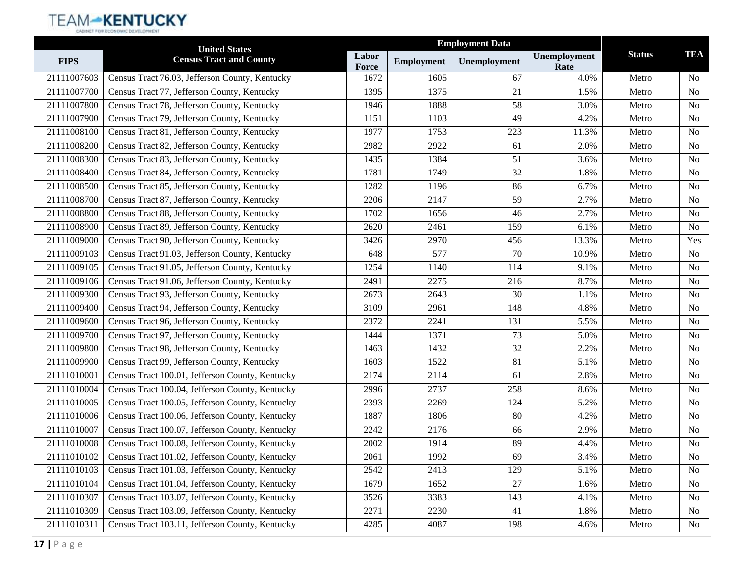| FIPS | United States Census Tract and County | Employment Data | | | | Status | TEA |
|---|---|---|---|---|---|---|---|
| | | Labor Force | Employment | Unemployment | Unemployment Rate | | |
| 21111007603 | Census Tract 76.03, Jefferson County, Kentucky | 1672 | 1605 | 67 | 4.0% | Metro | No |
| 21111007700 | Census Tract 77, Jefferson County, Kentucky | 1395 | 1375 | 21 | 1.5% | Metro | No |
| 21111007800 | Census Tract 78, Jefferson County, Kentucky | 1946 | 1888 | 58 | 3.0% | Metro | No |
| 21111007900 | Census Tract 79, Jefferson County, Kentucky | 1151 | 1103 | 49 | 4.2% | Metro | No |
| 21111008100 | Census Tract 81, Jefferson County, Kentucky | 1977 | 1753 | 223 | 11.3% | Metro | No |
| 21111008200 | Census Tract 82, Jefferson County, Kentucky | 2982 | 2922 | 61 | 2.0% | Metro | No |
| 21111008300 | Census Tract 83, Jefferson County, Kentucky | 1435 | 1384 | 51 | 3.6% | Metro | No |
| 21111008400 | Census Tract 84, Jefferson County, Kentucky | 1781 | 1749 | 32 | 1.8% | Metro | No |
| 21111008500 | Census Tract 85, Jefferson County, Kentucky | 1282 | 1196 | 86 | 6.7% | Metro | No |
| 21111008700 | Census Tract 87, Jefferson County, Kentucky | 2206 | 2147 | 59 | 2.7% | Metro | No |
| 21111008800 | Census Tract 88, Jefferson County, Kentucky | 1702 | 1656 | 46 | 2.7% | Metro | No |
| 21111008900 | Census Tract 89, Jefferson County, Kentucky | 2620 | 2461 | 159 | 6.1% | Metro | No |
| 21111009000 | Census Tract 90, Jefferson County, Kentucky | 3426 | 2970 | 456 | 13.3% | Metro | Yes |
| 21111009103 | Census Tract 91.03, Jefferson County, Kentucky | 648 | 577 | 70 | 10.9% | Metro | No |
| 21111009105 | Census Tract 91.05, Jefferson County, Kentucky | 1254 | 1140 | 114 | 9.1% | Metro | No |
| 21111009106 | Census Tract 91.06, Jefferson County, Kentucky | 2491 | 2275 | 216 | 8.7% | Metro | No |
| 21111009300 | Census Tract 93, Jefferson County, Kentucky | 2673 | 2643 | 30 | 1.1% | Metro | No |
| 21111009400 | Census Tract 94, Jefferson County, Kentucky | 3109 | 2961 | 148 | 4.8% | Metro | No |
| 21111009600 | Census Tract 96, Jefferson County, Kentucky | 2372 | 2241 | 131 | 5.5% | Metro | No |
| 21111009700 | Census Tract 97, Jefferson County, Kentucky | 1444 | 1371 | 73 | 5.0% | Metro | No |
| 21111009800 | Census Tract 98, Jefferson County, Kentucky | 1463 | 1432 | 32 | 2.2% | Metro | No |
| 21111009900 | Census Tract 99, Jefferson County, Kentucky | 1603 | 1522 | 81 | 5.1% | Metro | No |
| 21111010001 | Census Tract 100.01, Jefferson County, Kentucky | 2174 | 2114 | 61 | 2.8% | Metro | No |
| 21111010004 | Census Tract 100.04, Jefferson County, Kentucky | 2996 | 2737 | 258 | 8.6% | Metro | No |
| 21111010005 | Census Tract 100.05, Jefferson County, Kentucky | 2393 | 2269 | 124 | 5.2% | Metro | No |
| 21111010006 | Census Tract 100.06, Jefferson County, Kentucky | 1887 | 1806 | 80 | 4.2% | Metro | No |
| 21111010007 | Census Tract 100.07, Jefferson County, Kentucky | 2242 | 2176 | 66 | 2.9% | Metro | No |
| 21111010008 | Census Tract 100.08, Jefferson County, Kentucky | 2002 | 1914 | 89 | 4.4% | Metro | No |
| 21111010102 | Census Tract 101.02, Jefferson County, Kentucky | 2061 | 1992 | 69 | 3.4% | Metro | No |
| 21111010103 | Census Tract 101.03, Jefferson County, Kentucky | 2542 | 2413 | 129 | 5.1% | Metro | No |
| 21111010104 | Census Tract 101.04, Jefferson County, Kentucky | 1679 | 1652 | 27 | 1.6% | Metro | No |
| 21111010307 | Census Tract 103.07, Jefferson County, Kentucky | 3526 | 3383 | 143 | 4.1% | Metro | No |
| 21111010309 | Census Tract 103.09, Jefferson County, Kentucky | 2271 | 2230 | 41 | 1.8% | Metro | No |
| 21111010311 | Census Tract 103.11, Jefferson County, Kentucky | 4285 | 4087 | 198 | 4.6% | Metro | No |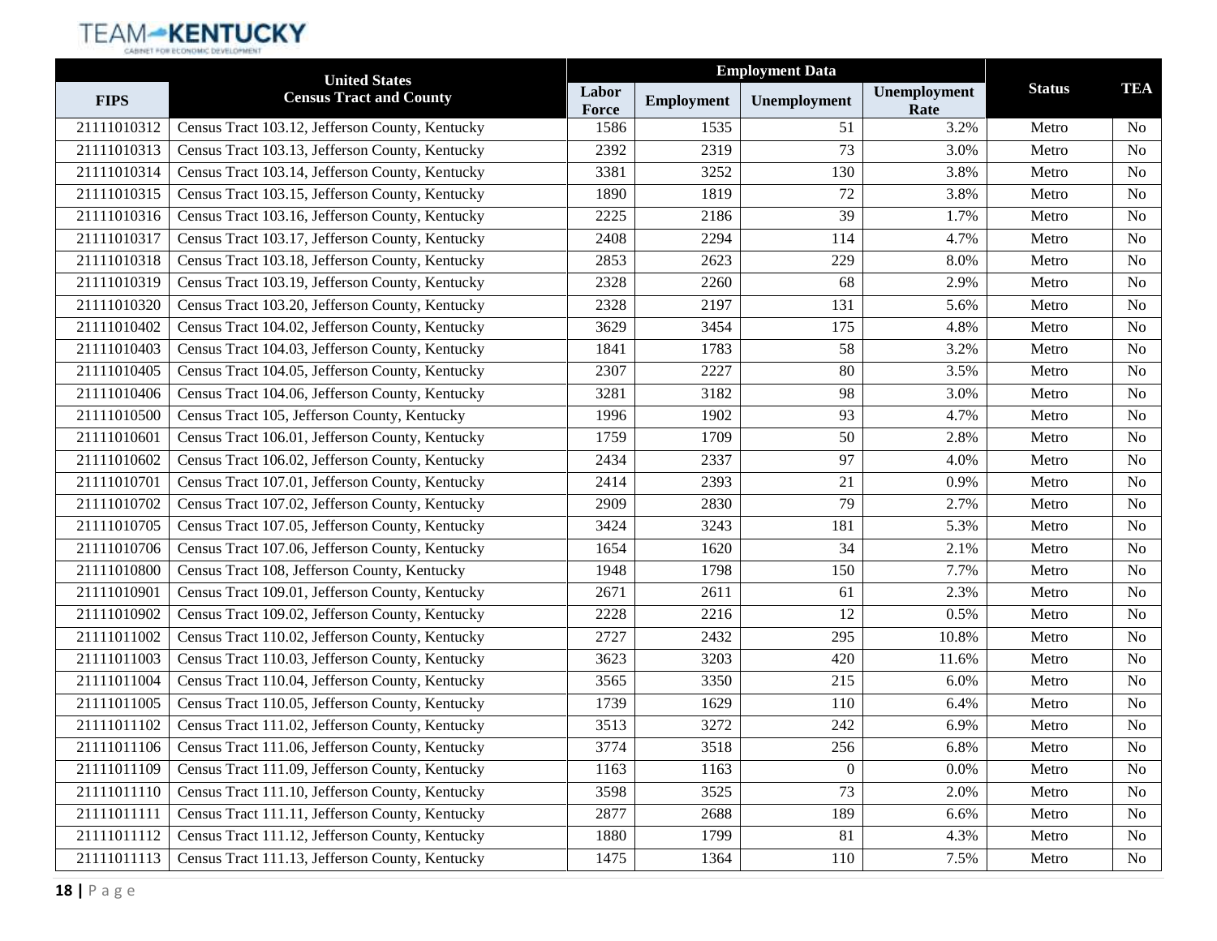| FIPS | United States Census Tract and County | Employment Data | | | | Status | TEA |
|---|---|---|---|---|---|---|---|
| | | Labor Force | Employment | Unemployment | Unemployment Rate | | |
| 21111010312 | Census Tract 103.12, Jefferson County, Kentucky | 1586 | 1535 | 51 | 3.2% | Metro | No |
| 21111010313 | Census Tract 103.13, Jefferson County, Kentucky | 2392 | 2319 | 73 | 3.0% | Metro | No |
| 21111010314 | Census Tract 103.14, Jefferson County, Kentucky | 3381 | 3252 | 130 | 3.8% | Metro | No |
| 21111010315 | Census Tract 103.15, Jefferson County, Kentucky | 1890 | 1819 | 72 | 3.8% | Metro | No |
| 21111010316 | Census Tract 103.16, Jefferson County, Kentucky | 2225 | 2186 | 39 | 1.7% | Metro | No |
| 21111010317 | Census Tract 103.17, Jefferson County, Kentucky | 2408 | 2294 | 114 | 4.7% | Metro | No |
| 21111010318 | Census Tract 103.18, Jefferson County, Kentucky | 2853 | 2623 | 229 | 8.0% | Metro | No |
| 21111010319 | Census Tract 103.19, Jefferson County, Kentucky | 2328 | 2260 | 68 | 2.9% | Metro | No |
| 21111010320 | Census Tract 103.20, Jefferson County, Kentucky | 2328 | 2197 | 131 | 5.6% | Metro | No |
| 21111010402 | Census Tract 104.02, Jefferson County, Kentucky | 3629 | 3454 | 175 | 4.8% | Metro | No |
| 21111010403 | Census Tract 104.03, Jefferson County, Kentucky | 1841 | 1783 | 58 | 3.2% | Metro | No |
| 21111010405 | Census Tract 104.05, Jefferson County, Kentucky | 2307 | 2227 | 80 | 3.5% | Metro | No |
| 21111010406 | Census Tract 104.06, Jefferson County, Kentucky | 3281 | 3182 | 98 | 3.0% | Metro | No |
| 21111010500 | Census Tract 105, Jefferson County, Kentucky | 1996 | 1902 | 93 | 4.7% | Metro | No |
| 21111010601 | Census Tract 106.01, Jefferson County, Kentucky | 1759 | 1709 | 50 | 2.8% | Metro | No |
| 21111010602 | Census Tract 106.02, Jefferson County, Kentucky | 2434 | 2337 | 97 | 4.0% | Metro | No |
| 21111010701 | Census Tract 107.01, Jefferson County, Kentucky | 2414 | 2393 | 21 | 0.9% | Metro | No |
| 21111010702 | Census Tract 107.02, Jefferson County, Kentucky | 2909 | 2830 | 79 | 2.7% | Metro | No |
| 21111010705 | Census Tract 107.05, Jefferson County, Kentucky | 3424 | 3243 | 181 | 5.3% | Metro | No |
| 21111010706 | Census Tract 107.06, Jefferson County, Kentucky | 1654 | 1620 | 34 | 2.1% | Metro | No |
| 21111010800 | Census Tract 108, Jefferson County, Kentucky | 1948 | 1798 | 150 | 7.7% | Metro | No |
| 21111010901 | Census Tract 109.01, Jefferson County, Kentucky | 2671 | 2611 | 61 | 2.3% | Metro | No |
| 21111010902 | Census Tract 109.02, Jefferson County, Kentucky | 2228 | 2216 | 12 | 0.5% | Metro | No |
| 21111011002 | Census Tract 110.02, Jefferson County, Kentucky | 2727 | 2432 | 295 | 10.8% | Metro | No |
| 21111011003 | Census Tract 110.03, Jefferson County, Kentucky | 3623 | 3203 | 420 | 11.6% | Metro | No |
| 21111011004 | Census Tract 110.04, Jefferson County, Kentucky | 3565 | 3350 | 215 | 6.0% | Metro | No |
| 21111011005 | Census Tract 110.05, Jefferson County, Kentucky | 1739 | 1629 | 110 | 6.4% | Metro | No |
| 21111011102 | Census Tract 111.02, Jefferson County, Kentucky | 3513 | 3272 | 242 | 6.9% | Metro | No |
| 21111011106 | Census Tract 111.06, Jefferson County, Kentucky | 3774 | 3518 | 256 | 6.8% | Metro | No |
| 21111011109 | Census Tract 111.09, Jefferson County, Kentucky | 1163 | 1163 | 0 | 0.0% | Metro | No |
| 21111011110 | Census Tract 111.10, Jefferson County, Kentucky | 3598 | 3525 | 73 | 2.0% | Metro | No |
| 21111011111 | Census Tract 111.11, Jefferson County, Kentucky | 2877 | 2688 | 189 | 6.6% | Metro | No |
| 21111011112 | Census Tract 111.12, Jefferson County, Kentucky | 1880 | 1799 | 81 | 4.3% | Metro | No |
| 21111011113 | Census Tract 111.13, Jefferson County, Kentucky | 1475 | 1364 | 110 | 7.5% | Metro | No |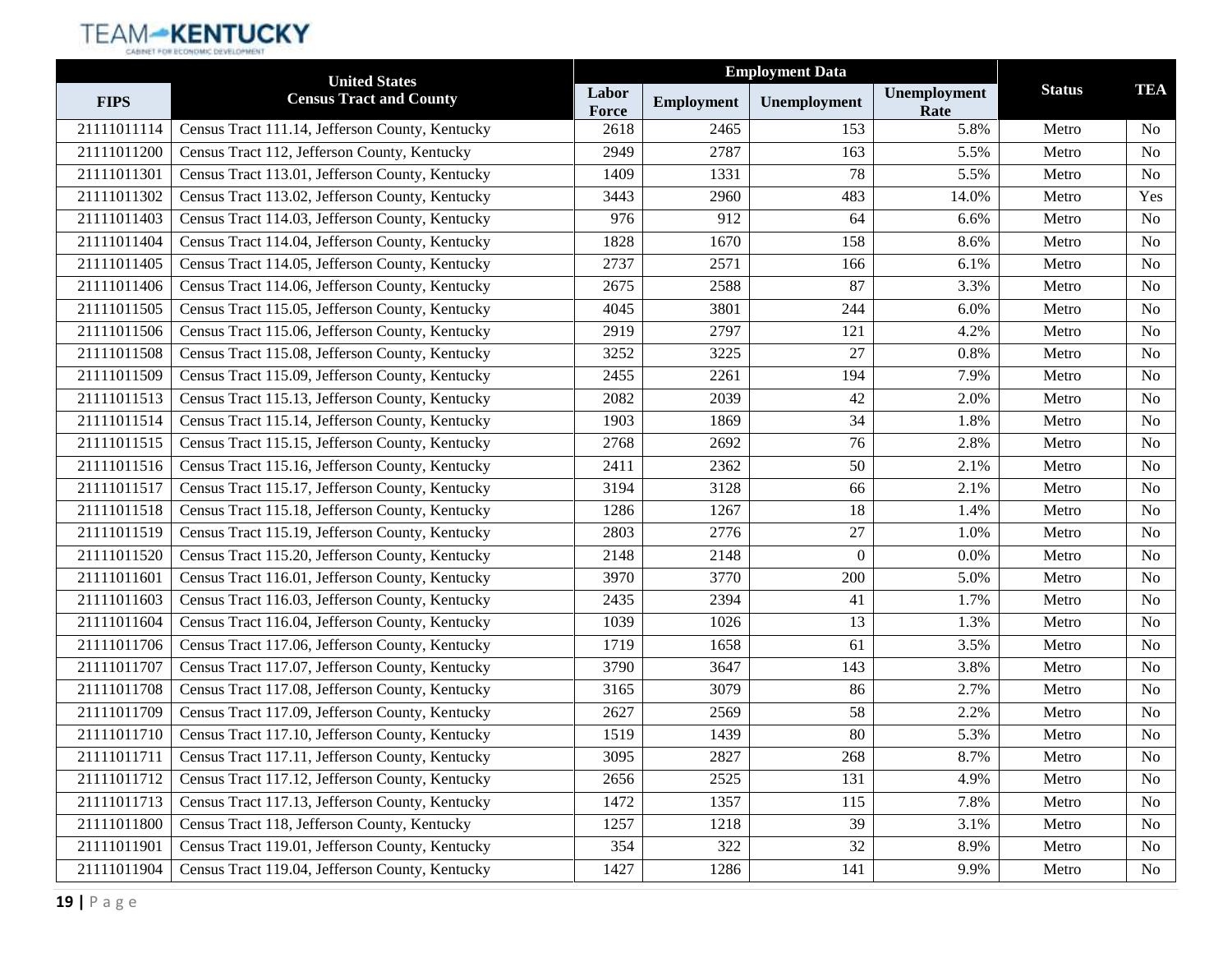| FIPS | United States Census Tract and County | Employment Data | | | | Status | TEA |
|---|---|---|---|---|---|---|---|
| | | Labor Force | Employment | Unemployment | Unemployment Rate | | |
| 21111011114 | Census Tract 111.14, Jefferson County, Kentucky | 2618 | 2465 | 153 | 5.8% | Metro | No |
| 21111011200 | Census Tract 112, Jefferson County, Kentucky | 2949 | 2787 | 163 | 5.5% | Metro | No |
| 21111011301 | Census Tract 113.01, Jefferson County, Kentucky | 1409 | 1331 | 78 | 5.5% | Metro | No |
| 21111011302 | Census Tract 113.02, Jefferson County, Kentucky | 3443 | 2960 | 483 | 14.0% | Metro | Yes |
| 21111011403 | Census Tract 114.03, Jefferson County, Kentucky | 976 | 912 | 64 | 6.6% | Metro | No |
| 21111011404 | Census Tract 114.04, Jefferson County, Kentucky | 1828 | 1670 | 158 | 8.6% | Metro | No |
| 21111011405 | Census Tract 114.05, Jefferson County, Kentucky | 2737 | 2571 | 166 | 6.1% | Metro | No |
| 21111011406 | Census Tract 114.06, Jefferson County, Kentucky | 2675 | 2588 | 87 | 3.3% | Metro | No |
| 21111011505 | Census Tract 115.05, Jefferson County, Kentucky | 4045 | 3801 | 244 | 6.0% | Metro | No |
| 21111011506 | Census Tract 115.06, Jefferson County, Kentucky | 2919 | 2797 | 121 | 4.2% | Metro | No |
| 21111011508 | Census Tract 115.08, Jefferson County, Kentucky | 3252 | 3225 | 27 | 0.8% | Metro | No |
| 21111011509 | Census Tract 115.09, Jefferson County, Kentucky | 2455 | 2261 | 194 | 7.9% | Metro | No |
| 21111011513 | Census Tract 115.13, Jefferson County, Kentucky | 2082 | 2039 | 42 | 2.0% | Metro | No |
| 21111011514 | Census Tract 115.14, Jefferson County, Kentucky | 1903 | 1869 | 34 | 1.8% | Metro | No |
| 21111011515 | Census Tract 115.15, Jefferson County, Kentucky | 2768 | 2692 | 76 | 2.8% | Metro | No |
| 21111011516 | Census Tract 115.16, Jefferson County, Kentucky | 2411 | 2362 | 50 | 2.1% | Metro | No |
| 21111011517 | Census Tract 115.17, Jefferson County, Kentucky | 3194 | 3128 | 66 | 2.1% | Metro | No |
| 21111011518 | Census Tract 115.18, Jefferson County, Kentucky | 1286 | 1267 | 18 | 1.4% | Metro | No |
| 21111011519 | Census Tract 115.19, Jefferson County, Kentucky | 2803 | 2776 | 27 | 1.0% | Metro | No |
| 21111011520 | Census Tract 115.20, Jefferson County, Kentucky | 2148 | 2148 | 0 | 0.0% | Metro | No |
| 21111011601 | Census Tract 116.01, Jefferson County, Kentucky | 3970 | 3770 | 200 | 5.0% | Metro | No |
| 21111011603 | Census Tract 116.03, Jefferson County, Kentucky | 2435 | 2394 | 41 | 1.7% | Metro | No |
| 21111011604 | Census Tract 116.04, Jefferson County, Kentucky | 1039 | 1026 | 13 | 1.3% | Metro | No |
| 21111011706 | Census Tract 117.06, Jefferson County, Kentucky | 1719 | 1658 | 61 | 3.5% | Metro | No |
| 21111011707 | Census Tract 117.07, Jefferson County, Kentucky | 3790 | 3647 | 143 | 3.8% | Metro | No |
| 21111011708 | Census Tract 117.08, Jefferson County, Kentucky | 3165 | 3079 | 86 | 2.7% | Metro | No |
| 21111011709 | Census Tract 117.09, Jefferson County, Kentucky | 2627 | 2569 | 58 | 2.2% | Metro | No |
| 21111011710 | Census Tract 117.10, Jefferson County, Kentucky | 1519 | 1439 | 80 | 5.3% | Metro | No |
| 21111011711 | Census Tract 117.11, Jefferson County, Kentucky | 3095 | 2827 | 268 | 8.7% | Metro | No |
| 21111011712 | Census Tract 117.12, Jefferson County, Kentucky | 2656 | 2525 | 131 | 4.9% | Metro | No |
| 21111011713 | Census Tract 117.13, Jefferson County, Kentucky | 1472 | 1357 | 115 | 7.8% | Metro | No |
| 21111011800 | Census Tract 118, Jefferson County, Kentucky | 1257 | 1218 | 39 | 3.1% | Metro | No |
| 21111011901 | Census Tract 119.01, Jefferson County, Kentucky | 354 | 322 | 32 | 8.9% | Metro | No |
| 21111011904 | Census Tract 119.04, Jefferson County, Kentucky | 1427 | 1286 | 141 | 9.9% | Metro | No |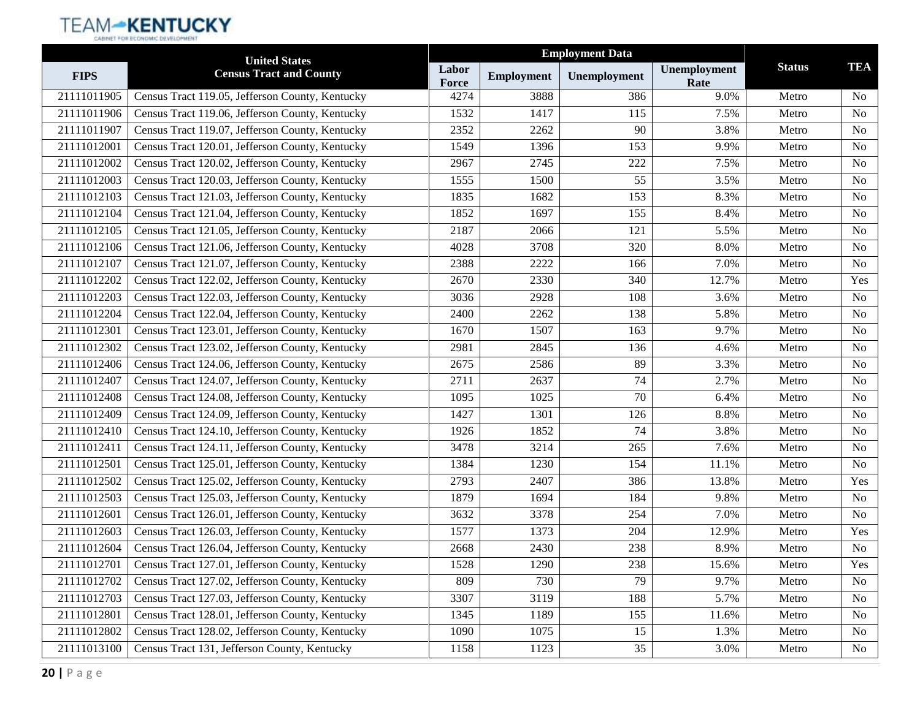| FIPS | United States Census Tract and County | Employment Data | | | | Status | TEA |
|---|---|---|---|---|---|---|---|
| | | Labor Force | Employment | Unemployment | Unemployment Rate | | |
| 21111011905 | Census Tract 119.05, Jefferson County, Kentucky | 4274 | 3888 | 386 | 9.0% | Metro | No |
| 21111011906 | Census Tract 119.06, Jefferson County, Kentucky | 1532 | 1417 | 115 | 7.5% | Metro | No |
| 21111011907 | Census Tract 119.07, Jefferson County, Kentucky | 2352 | 2262 | 90 | 3.8% | Metro | No |
| 21111012001 | Census Tract 120.01, Jefferson County, Kentucky | 1549 | 1396 | 153 | 9.9% | Metro | No |
| 21111012002 | Census Tract 120.02, Jefferson County, Kentucky | 2967 | 2745 | 222 | 7.5% | Metro | No |
| 21111012003 | Census Tract 120.03, Jefferson County, Kentucky | 1555 | 1500 | 55 | 3.5% | Metro | No |
| 21111012103 | Census Tract 121.03, Jefferson County, Kentucky | 1835 | 1682 | 153 | 8.3% | Metro | No |
| 21111012104 | Census Tract 121.04, Jefferson County, Kentucky | 1852 | 1697 | 155 | 8.4% | Metro | No |
| 21111012105 | Census Tract 121.05, Jefferson County, Kentucky | 2187 | 2066 | 121 | 5.5% | Metro | No |
| 21111012106 | Census Tract 121.06, Jefferson County, Kentucky | 4028 | 3708 | 320 | 8.0% | Metro | No |
| 21111012107 | Census Tract 121.07, Jefferson County, Kentucky | 2388 | 2222 | 166 | 7.0% | Metro | No |
| 21111012202 | Census Tract 122.02, Jefferson County, Kentucky | 2670 | 2330 | 340 | 12.7% | Metro | Yes |
| 21111012203 | Census Tract 122.03, Jefferson County, Kentucky | 3036 | 2928 | 108 | 3.6% | Metro | No |
| 21111012204 | Census Tract 122.04, Jefferson County, Kentucky | 2400 | 2262 | 138 | 5.8% | Metro | No |
| 21111012301 | Census Tract 123.01, Jefferson County, Kentucky | 1670 | 1507 | 163 | 9.7% | Metro | No |
| 21111012302 | Census Tract 123.02, Jefferson County, Kentucky | 2981 | 2845 | 136 | 4.6% | Metro | No |
| 21111012406 | Census Tract 124.06, Jefferson County, Kentucky | 2675 | 2586 | 89 | 3.3% | Metro | No |
| 21111012407 | Census Tract 124.07, Jefferson County, Kentucky | 2711 | 2637 | 74 | 2.7% | Metro | No |
| 21111012408 | Census Tract 124.08, Jefferson County, Kentucky | 1095 | 1025 | 70 | 6.4% | Metro | No |
| 21111012409 | Census Tract 124.09, Jefferson County, Kentucky | 1427 | 1301 | 126 | 8.8% | Metro | No |
| 21111012410 | Census Tract 124.10, Jefferson County, Kentucky | 1926 | 1852 | 74 | 3.8% | Metro | No |
| 21111012411 | Census Tract 124.11, Jefferson County, Kentucky | 3478 | 3214 | 265 | 7.6% | Metro | No |
| 21111012501 | Census Tract 125.01, Jefferson County, Kentucky | 1384 | 1230 | 154 | 11.1% | Metro | No |
| 21111012502 | Census Tract 125.02, Jefferson County, Kentucky | 2793 | 2407 | 386 | 13.8% | Metro | Yes |
| 21111012503 | Census Tract 125.03, Jefferson County, Kentucky | 1879 | 1694 | 184 | 9.8% | Metro | No |
| 21111012601 | Census Tract 126.01, Jefferson County, Kentucky | 3632 | 3378 | 254 | 7.0% | Metro | No |
| 21111012603 | Census Tract 126.03, Jefferson County, Kentucky | 1577 | 1373 | 204 | 12.9% | Metro | Yes |
| 21111012604 | Census Tract 126.04, Jefferson County, Kentucky | 2668 | 2430 | 238 | 8.9% | Metro | No |
| 21111012701 | Census Tract 127.01, Jefferson County, Kentucky | 1528 | 1290 | 238 | 15.6% | Metro | Yes |
| 21111012702 | Census Tract 127.02, Jefferson County, Kentucky | 809 | 730 | 79 | 9.7% | Metro | No |
| 21111012703 | Census Tract 127.03, Jefferson County, Kentucky | 3307 | 3119 | 188 | 5.7% | Metro | No |
| 21111012801 | Census Tract 128.01, Jefferson County, Kentucky | 1345 | 1189 | 155 | 11.6% | Metro | No |
| 21111012802 | Census Tract 128.02, Jefferson County, Kentucky | 1090 | 1075 | 15 | 1.3% | Metro | No |
| 21111013100 | Census Tract 131, Jefferson County, Kentucky | 1158 | 1123 | 35 | 3.0% | Metro | No |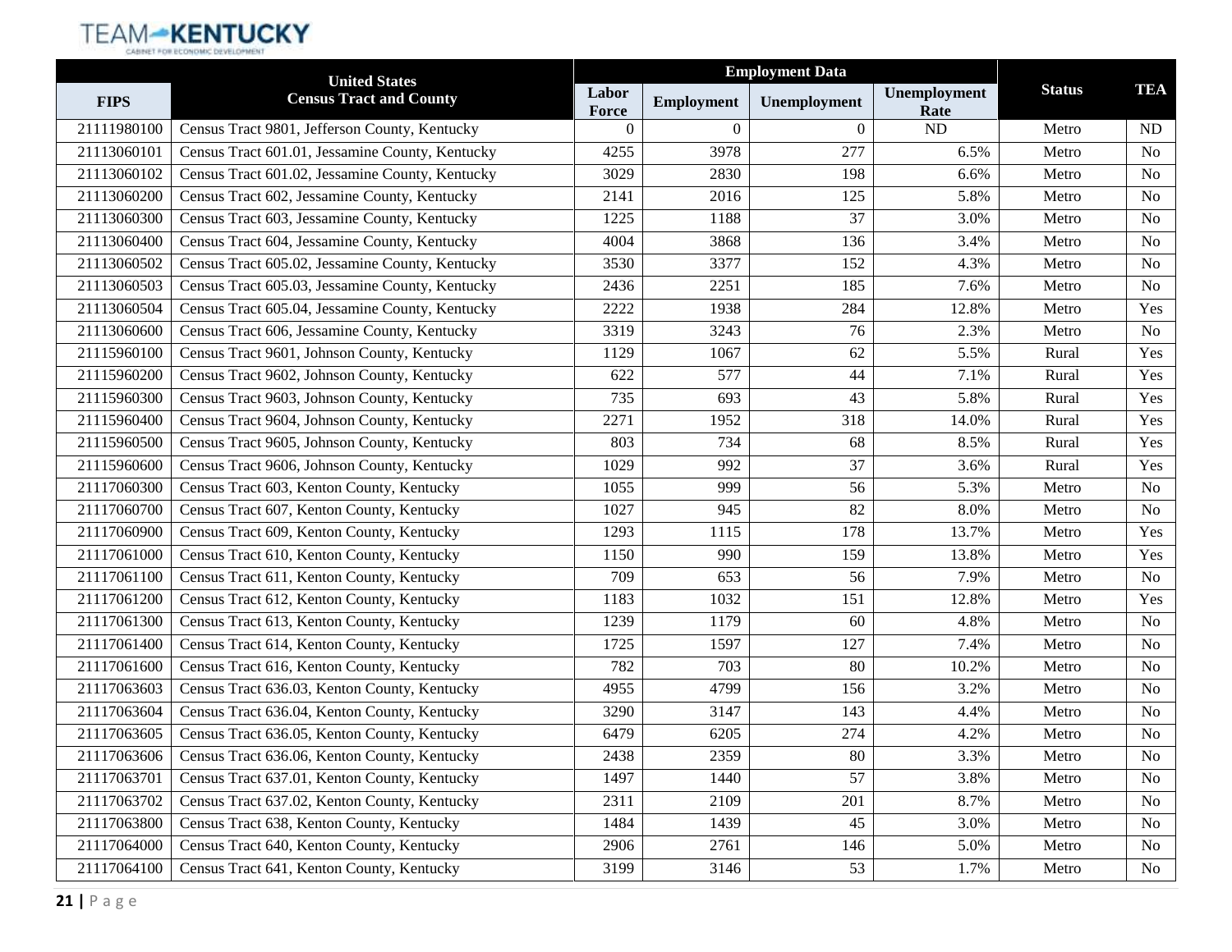| FIPS | United States Census Tract and County | Employment Data | | | | Status | TEA |
|---|---|---|---|---|---|---|---|
| | | Labor Force | Employment | Unemployment | Unemployment Rate | | |
| 21111980100 | Census Tract 9801, Jefferson County, Kentucky | 0 | 0 | 0 | ND | Metro | ND |
| 21113060101 | Census Tract 601.01, Jessamine County, Kentucky | 4255 | 3978 | 277 | 6.5% | Metro | No |
| 21113060102 | Census Tract 601.02, Jessamine County, Kentucky | 3029 | 2830 | 198 | 6.6% | Metro | No |
| 21113060200 | Census Tract 602, Jessamine County, Kentucky | 2141 | 2016 | 125 | 5.8% | Metro | No |
| 21113060300 | Census Tract 603, Jessamine County, Kentucky | 1225 | 1188 | 37 | 3.0% | Metro | No |
| 21113060400 | Census Tract 604, Jessamine County, Kentucky | 4004 | 3868 | 136 | 3.4% | Metro | No |
| 21113060502 | Census Tract 605.02, Jessamine County, Kentucky | 3530 | 3377 | 152 | 4.3% | Metro | No |
| 21113060503 | Census Tract 605.03, Jessamine County, Kentucky | 2436 | 2251 | 185 | 7.6% | Metro | No |
| 21113060504 | Census Tract 605.04, Jessamine County, Kentucky | 2222 | 1938 | 284 | 12.8% | Metro | Yes |
| 21113060600 | Census Tract 606, Jessamine County, Kentucky | 3319 | 3243 | 76 | 2.3% | Metro | No |
| 21115960100 | Census Tract 9601, Johnson County, Kentucky | 1129 | 1067 | 62 | 5.5% | Rural | Yes |
| 21115960200 | Census Tract 9602, Johnson County, Kentucky | 622 | 577 | 44 | 7.1% | Rural | Yes |
| 21115960300 | Census Tract 9603, Johnson County, Kentucky | 735 | 693 | 43 | 5.8% | Rural | Yes |
| 21115960400 | Census Tract 9604, Johnson County, Kentucky | 2271 | 1952 | 318 | 14.0% | Rural | Yes |
| 21115960500 | Census Tract 9605, Johnson County, Kentucky | 803 | 734 | 68 | 8.5% | Rural | Yes |
| 21115960600 | Census Tract 9606, Johnson County, Kentucky | 1029 | 992 | 37 | 3.6% | Rural | Yes |
| 21117060300 | Census Tract 603, Kenton County, Kentucky | 1055 | 999 | 56 | 5.3% | Metro | No |
| 21117060700 | Census Tract 607, Kenton County, Kentucky | 1027 | 945 | 82 | 8.0% | Metro | No |
| 21117060900 | Census Tract 609, Kenton County, Kentucky | 1293 | 1115 | 178 | 13.7% | Metro | Yes |
| 21117061000 | Census Tract 610, Kenton County, Kentucky | 1150 | 990 | 159 | 13.8% | Metro | Yes |
| 21117061100 | Census Tract 611, Kenton County, Kentucky | 709 | 653 | 56 | 7.9% | Metro | No |
| 21117061200 | Census Tract 612, Kenton County, Kentucky | 1183 | 1032 | 151 | 12.8% | Metro | Yes |
| 21117061300 | Census Tract 613, Kenton County, Kentucky | 1239 | 1179 | 60 | 4.8% | Metro | No |
| 21117061400 | Census Tract 614, Kenton County, Kentucky | 1725 | 1597 | 127 | 7.4% | Metro | No |
| 21117061600 | Census Tract 616, Kenton County, Kentucky | 782 | 703 | 80 | 10.2% | Metro | No |
| 21117063603 | Census Tract 636.03, Kenton County, Kentucky | 4955 | 4799 | 156 | 3.2% | Metro | No |
| 21117063604 | Census Tract 636.04, Kenton County, Kentucky | 3290 | 3147 | 143 | 4.4% | Metro | No |
| 21117063605 | Census Tract 636.05, Kenton County, Kentucky | 6479 | 6205 | 274 | 4.2% | Metro | No |
| 21117063606 | Census Tract 636.06, Kenton County, Kentucky | 2438 | 2359 | 80 | 3.3% | Metro | No |
| 21117063701 | Census Tract 637.01, Kenton County, Kentucky | 1497 | 1440 | 57 | 3.8% | Metro | No |
| 21117063702 | Census Tract 637.02, Kenton County, Kentucky | 2311 | 2109 | 201 | 8.7% | Metro | No |
| 21117063800 | Census Tract 638, Kenton County, Kentucky | 1484 | 1439 | 45 | 3.0% | Metro | No |
| 21117064000 | Census Tract 640, Kenton County, Kentucky | 2906 | 2761 | 146 | 5.0% | Metro | No |
| 21117064100 | Census Tract 641, Kenton County, Kentucky | 3199 | 3146 | 53 | 1.7% | Metro | No |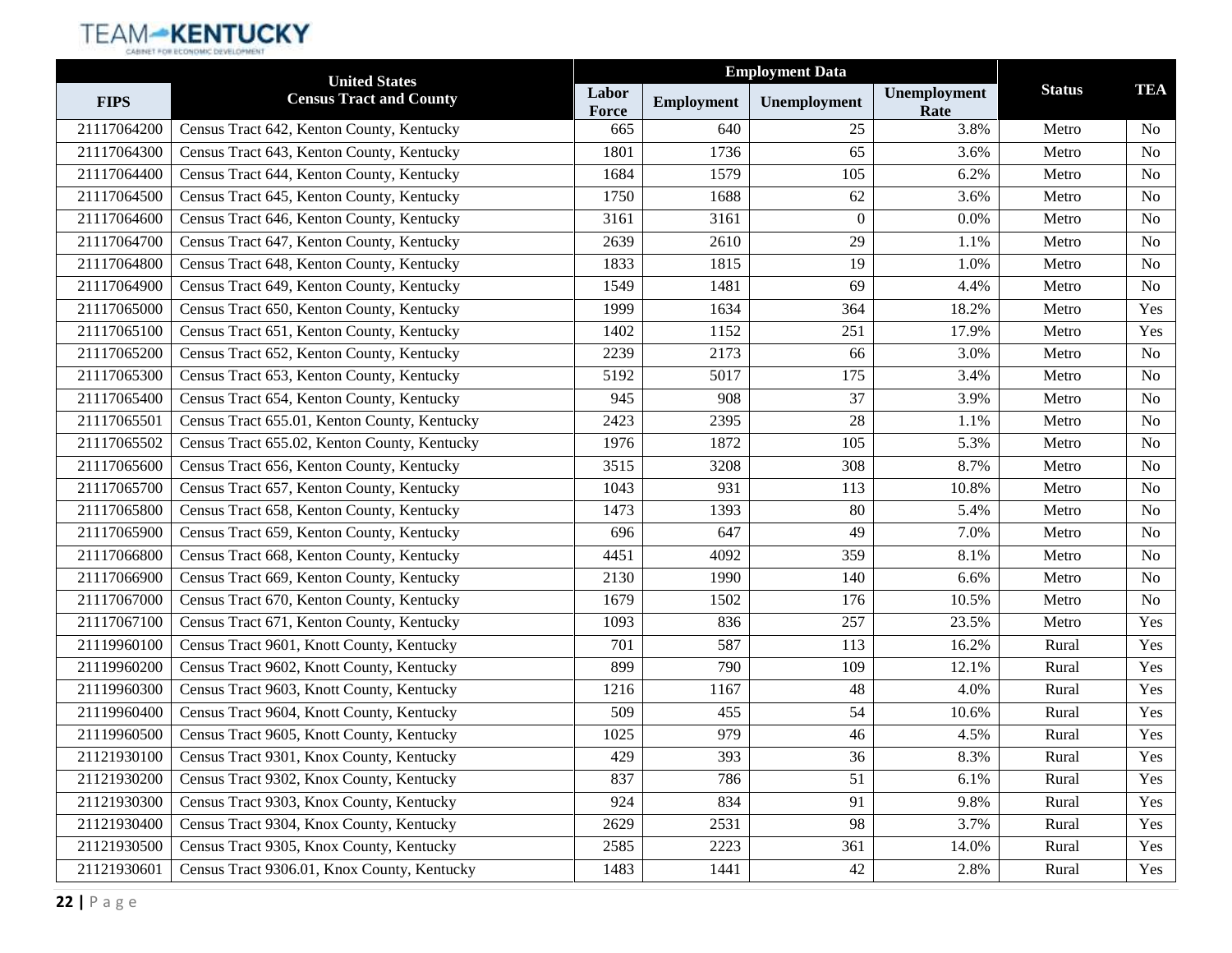| FIPS | United States Census Tract and County | Employment Data | | | | Status | TEA |
|---|---|---|---|---|---|---|---|
| | | Labor Force | Employment | Unemployment | Unemployment Rate | | |
| 21117064200 | Census Tract 642, Kenton County, Kentucky | 665 | 640 | 25 | 3.8% | Metro | No |
| 21117064300 | Census Tract 643, Kenton County, Kentucky | 1801 | 1736 | 65 | 3.6% | Metro | No |
| 21117064400 | Census Tract 644, Kenton County, Kentucky | 1684 | 1579 | 105 | 6.2% | Metro | No |
| 21117064500 | Census Tract 645, Kenton County, Kentucky | 1750 | 1688 | 62 | 3.6% | Metro | No |
| 21117064600 | Census Tract 646, Kenton County, Kentucky | 3161 | 3161 | 0 | 0.0% | Metro | No |
| 21117064700 | Census Tract 647, Kenton County, Kentucky | 2639 | 2610 | 29 | 1.1% | Metro | No |
| 21117064800 | Census Tract 648, Kenton County, Kentucky | 1833 | 1815 | 19 | 1.0% | Metro | No |
| 21117064900 | Census Tract 649, Kenton County, Kentucky | 1549 | 1481 | 69 | 4.4% | Metro | No |
| 21117065000 | Census Tract 650, Kenton County, Kentucky | 1999 | 1634 | 364 | 18.2% | Metro | Yes |
| 21117065100 | Census Tract 651, Kenton County, Kentucky | 1402 | 1152 | 251 | 17.9% | Metro | Yes |
| 21117065200 | Census Tract 652, Kenton County, Kentucky | 2239 | 2173 | 66 | 3.0% | Metro | No |
| 21117065300 | Census Tract 653, Kenton County, Kentucky | 5192 | 5017 | 175 | 3.4% | Metro | No |
| 21117065400 | Census Tract 654, Kenton County, Kentucky | 945 | 908 | 37 | 3.9% | Metro | No |
| 21117065501 | Census Tract 655.01, Kenton County, Kentucky | 2423 | 2395 | 28 | 1.1% | Metro | No |
| 21117065502 | Census Tract 655.02, Kenton County, Kentucky | 1976 | 1872 | 105 | 5.3% | Metro | No |
| 21117065600 | Census Tract 656, Kenton County, Kentucky | 3515 | 3208 | 308 | 8.7% | Metro | No |
| 21117065700 | Census Tract 657, Kenton County, Kentucky | 1043 | 931 | 113 | 10.8% | Metro | No |
| 21117065800 | Census Tract 658, Kenton County, Kentucky | 1473 | 1393 | 80 | 5.4% | Metro | No |
| 21117065900 | Census Tract 659, Kenton County, Kentucky | 696 | 647 | 49 | 7.0% | Metro | No |
| 21117066800 | Census Tract 668, Kenton County, Kentucky | 4451 | 4092 | 359 | 8.1% | Metro | No |
| 21117066900 | Census Tract 669, Kenton County, Kentucky | 2130 | 1990 | 140 | 6.6% | Metro | No |
| 21117067000 | Census Tract 670, Kenton County, Kentucky | 1679 | 1502 | 176 | 10.5% | Metro | No |
| 21117067100 | Census Tract 671, Kenton County, Kentucky | 1093 | 836 | 257 | 23.5% | Metro | Yes |
| 21119960100 | Census Tract 9601, Knott County, Kentucky | 701 | 587 | 113 | 16.2% | Rural | Yes |
| 21119960200 | Census Tract 9602, Knott County, Kentucky | 899 | 790 | 109 | 12.1% | Rural | Yes |
| 21119960300 | Census Tract 9603, Knott County, Kentucky | 1216 | 1167 | 48 | 4.0% | Rural | Yes |
| 21119960400 | Census Tract 9604, Knott County, Kentucky | 509 | 455 | 54 | 10.6% | Rural | Yes |
| 21119960500 | Census Tract 9605, Knott County, Kentucky | 1025 | 979 | 46 | 4.5% | Rural | Yes |
| 21121930100 | Census Tract 9301, Knox County, Kentucky | 429 | 393 | 36 | 8.3% | Rural | Yes |
| 21121930200 | Census Tract 9302, Knox County, Kentucky | 837 | 786 | 51 | 6.1% | Rural | Yes |
| 21121930300 | Census Tract 9303, Knox County, Kentucky | 924 | 834 | 91 | 9.8% | Rural | Yes |
| 21121930400 | Census Tract 9304, Knox County, Kentucky | 2629 | 2531 | 98 | 3.7% | Rural | Yes |
| 21121930500 | Census Tract 9305, Knox County, Kentucky | 2585 | 2223 | 361 | 14.0% | Rural | Yes |
| 21121930601 | Census Tract 9306.01, Knox County, Kentucky | 1483 | 1441 | 42 | 2.8% | Rural | Yes |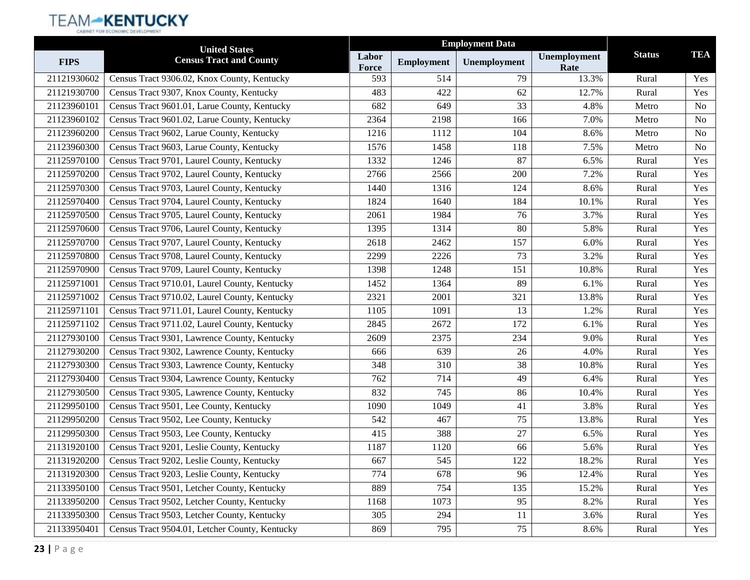| FIPS | United States Census Tract and County | Employment Data | | | | Status | TEA |
|---|---|---|---|---|---|---|---|
| | | Labor Force | Employment | Unemployment | Unemployment Rate | | |
| 21121930602 | Census Tract 9306.02, Knox County, Kentucky | 593 | 514 | 79 | 13.3% | Rural | Yes |
| 21121930700 | Census Tract 9307, Knox County, Kentucky | 483 | 422 | 62 | 12.7% | Rural | Yes |
| 21123960101 | Census Tract 9601.01, Larue County, Kentucky | 682 | 649 | 33 | 4.8% | Metro | No |
| 21123960102 | Census Tract 9601.02, Larue County, Kentucky | 2364 | 2198 | 166 | 7.0% | Metro | No |
| 21123960200 | Census Tract 9602, Larue County, Kentucky | 1216 | 1112 | 104 | 8.6% | Metro | No |
| 21123960300 | Census Tract 9603, Larue County, Kentucky | 1576 | 1458 | 118 | 7.5% | Metro | No |
| 21125970100 | Census Tract 9701, Laurel County, Kentucky | 1332 | 1246 | 87 | 6.5% | Rural | Yes |
| 21125970200 | Census Tract 9702, Laurel County, Kentucky | 2766 | 2566 | 200 | 7.2% | Rural | Yes |
| 21125970300 | Census Tract 9703, Laurel County, Kentucky | 1440 | 1316 | 124 | 8.6% | Rural | Yes |
| 21125970400 | Census Tract 9704, Laurel County, Kentucky | 1824 | 1640 | 184 | 10.1% | Rural | Yes |
| 21125970500 | Census Tract 9705, Laurel County, Kentucky | 2061 | 1984 | 76 | 3.7% | Rural | Yes |
| 21125970600 | Census Tract 9706, Laurel County, Kentucky | 1395 | 1314 | 80 | 5.8% | Rural | Yes |
| 21125970700 | Census Tract 9707, Laurel County, Kentucky | 2618 | 2462 | 157 | 6.0% | Rural | Yes |
| 21125970800 | Census Tract 9708, Laurel County, Kentucky | 2299 | 2226 | 73 | 3.2% | Rural | Yes |
| 21125970900 | Census Tract 9709, Laurel County, Kentucky | 1398 | 1248 | 151 | 10.8% | Rural | Yes |
| 21125971001 | Census Tract 9710.01, Laurel County, Kentucky | 1452 | 1364 | 89 | 6.1% | Rural | Yes |
| 21125971002 | Census Tract 9710.02, Laurel County, Kentucky | 2321 | 2001 | 321 | 13.8% | Rural | Yes |
| 21125971101 | Census Tract 9711.01, Laurel County, Kentucky | 1105 | 1091 | 13 | 1.2% | Rural | Yes |
| 21125971102 | Census Tract 9711.02, Laurel County, Kentucky | 2845 | 2672 | 172 | 6.1% | Rural | Yes |
| 21127930100 | Census Tract 9301, Lawrence County, Kentucky | 2609 | 2375 | 234 | 9.0% | Rural | Yes |
| 21127930200 | Census Tract 9302, Lawrence County, Kentucky | 666 | 639 | 26 | 4.0% | Rural | Yes |
| 21127930300 | Census Tract 9303, Lawrence County, Kentucky | 348 | 310 | 38 | 10.8% | Rural | Yes |
| 21127930400 | Census Tract 9304, Lawrence County, Kentucky | 762 | 714 | 49 | 6.4% | Rural | Yes |
| 21127930500 | Census Tract 9305, Lawrence County, Kentucky | 832 | 745 | 86 | 10.4% | Rural | Yes |
| 21129950100 | Census Tract 9501, Lee County, Kentucky | 1090 | 1049 | 41 | 3.8% | Rural | Yes |
| 21129950200 | Census Tract 9502, Lee County, Kentucky | 542 | 467 | 75 | 13.8% | Rural | Yes |
| 21129950300 | Census Tract 9503, Lee County, Kentucky | 415 | 388 | 27 | 6.5% | Rural | Yes |
| 21131920100 | Census Tract 9201, Leslie County, Kentucky | 1187 | 1120 | 66 | 5.6% | Rural | Yes |
| 21131920200 | Census Tract 9202, Leslie County, Kentucky | 667 | 545 | 122 | 18.2% | Rural | Yes |
| 21131920300 | Census Tract 9203, Leslie County, Kentucky | 774 | 678 | 96 | 12.4% | Rural | Yes |
| 21133950100 | Census Tract 9501, Letcher County, Kentucky | 889 | 754 | 135 | 15.2% | Rural | Yes |
| 21133950200 | Census Tract 9502, Letcher County, Kentucky | 1168 | 1073 | 95 | 8.2% | Rural | Yes |
| 21133950300 | Census Tract 9503, Letcher County, Kentucky | 305 | 294 | 11 | 3.6% | Rural | Yes |
| 21133950401 | Census Tract 9504.01, Letcher County, Kentucky | 869 | 795 | 75 | 8.6% | Rural | Yes |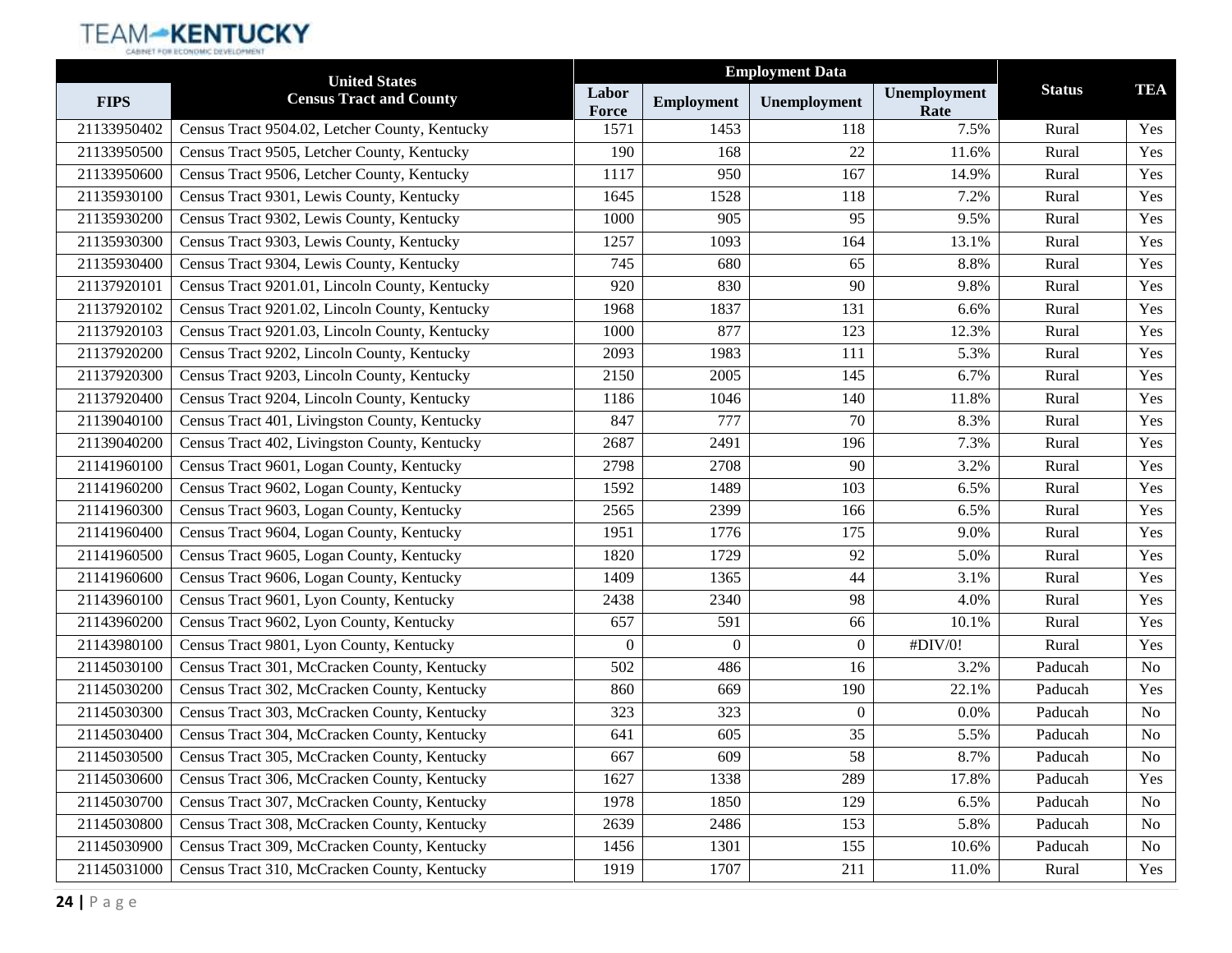| FIPS | United States Census Tract and County | Employment Data | | | | Status | TEA |
|---|---|---|---|---|---|---|---|
| | | Labor Force | Employment | Unemployment | Unemployment Rate | | |
| 21133950402 | Census Tract 9504.02, Letcher County, Kentucky | 1571 | 1453 | 118 | 7.5% | Rural | Yes |
| 21133950500 | Census Tract 9505, Letcher County, Kentucky | 190 | 168 | 22 | 11.6% | Rural | Yes |
| 21133950600 | Census Tract 9506, Letcher County, Kentucky | 1117 | 950 | 167 | 14.9% | Rural | Yes |
| 21135930100 | Census Tract 9301, Lewis County, Kentucky | 1645 | 1528 | 118 | 7.2% | Rural | Yes |
| 21135930200 | Census Tract 9302, Lewis County, Kentucky | 1000 | 905 | 95 | 9.5% | Rural | Yes |
| 21135930300 | Census Tract 9303, Lewis County, Kentucky | 1257 | 1093 | 164 | 13.1% | Rural | Yes |
| 21135930400 | Census Tract 9304, Lewis County, Kentucky | 745 | 680 | 65 | 8.8% | Rural | Yes |
| 21137920101 | Census Tract 9201.01, Lincoln County, Kentucky | 920 | 830 | 90 | 9.8% | Rural | Yes |
| 21137920102 | Census Tract 9201.02, Lincoln County, Kentucky | 1968 | 1837 | 131 | 6.6% | Rural | Yes |
| 21137920103 | Census Tract 9201.03, Lincoln County, Kentucky | 1000 | 877 | 123 | 12.3% | Rural | Yes |
| 21137920200 | Census Tract 9202, Lincoln County, Kentucky | 2093 | 1983 | 111 | 5.3% | Rural | Yes |
| 21137920300 | Census Tract 9203, Lincoln County, Kentucky | 2150 | 2005 | 145 | 6.7% | Rural | Yes |
| 21137920400 | Census Tract 9204, Lincoln County, Kentucky | 1186 | 1046 | 140 | 11.8% | Rural | Yes |
| 21139040100 | Census Tract 401, Livingston County, Kentucky | 847 | 777 | 70 | 8.3% | Rural | Yes |
| 21139040200 | Census Tract 402, Livingston County, Kentucky | 2687 | 2491 | 196 | 7.3% | Rural | Yes |
| 21141960100 | Census Tract 9601, Logan County, Kentucky | 2798 | 2708 | 90 | 3.2% | Rural | Yes |
| 21141960200 | Census Tract 9602, Logan County, Kentucky | 1592 | 1489 | 103 | 6.5% | Rural | Yes |
| 21141960300 | Census Tract 9603, Logan County, Kentucky | 2565 | 2399 | 166 | 6.5% | Rural | Yes |
| 21141960400 | Census Tract 9604, Logan County, Kentucky | 1951 | 1776 | 175 | 9.0% | Rural | Yes |
| 21141960500 | Census Tract 9605, Logan County, Kentucky | 1820 | 1729 | 92 | 5.0% | Rural | Yes |
| 21141960600 | Census Tract 9606, Logan County, Kentucky | 1409 | 1365 | 44 | 3.1% | Rural | Yes |
| 21143960100 | Census Tract 9601, Lyon County, Kentucky | 2438 | 2340 | 98 | 4.0% | Rural | Yes |
| 21143960200 | Census Tract 9602, Lyon County, Kentucky | 657 | 591 | 66 | 10.1% | Rural | Yes |
| 21143980100 | Census Tract 9801, Lyon County, Kentucky | 0 | 0 | 0 | #DIV/0! | Rural | Yes |
| 21145030100 | Census Tract 301, McCracken County, Kentucky | 502 | 486 | 16 | 3.2% | Paducah | No |
| 21145030200 | Census Tract 302, McCracken County, Kentucky | 860 | 669 | 190 | 22.1% | Paducah | Yes |
| 21145030300 | Census Tract 303, McCracken County, Kentucky | 323 | 323 | 0 | 0.0% | Paducah | No |
| 21145030400 | Census Tract 304, McCracken County, Kentucky | 641 | 605 | 35 | 5.5% | Paducah | No |
| 21145030500 | Census Tract 305, McCracken County, Kentucky | 667 | 609 | 58 | 8.7% | Paducah | No |
| 21145030600 | Census Tract 306, McCracken County, Kentucky | 1627 | 1338 | 289 | 17.8% | Paducah | Yes |
| 21145030700 | Census Tract 307, McCracken County, Kentucky | 1978 | 1850 | 129 | 6.5% | Paducah | No |
| 21145030800 | Census Tract 308, McCracken County, Kentucky | 2639 | 2486 | 153 | 5.8% | Paducah | No |
| 21145030900 | Census Tract 309, McCracken County, Kentucky | 1456 | 1301 | 155 | 10.6% | Paducah | No |
| 21145031000 | Census Tract 310, McCracken County, Kentucky | 1919 | 1707 | 211 | 11.0% | Rural | Yes |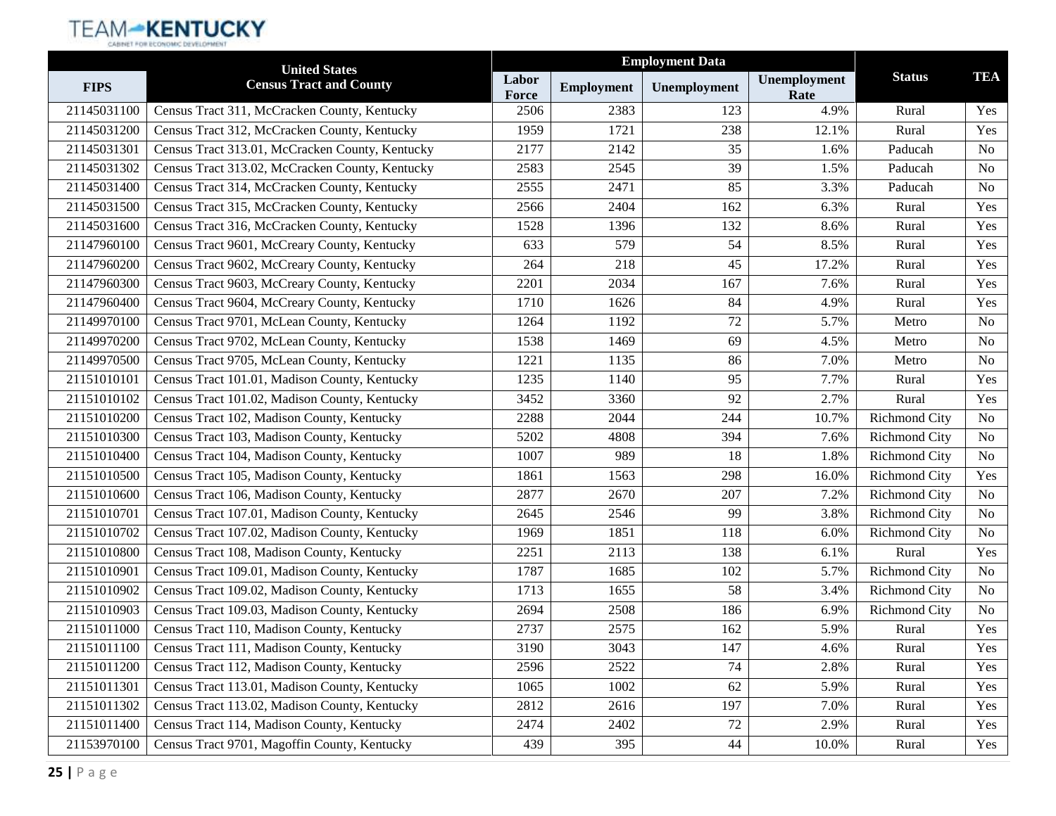| FIPS | United States Census Tract and County | Employment Data | | | | Status | TEA |
|---|---|---|---|---|---|---|---|
| | | Labor Force | Employment | Unemployment | Unemployment Rate | | |
| 21145031100 | Census Tract 311, McCracken County, Kentucky | 2506 | 2383 | 123 | 4.9% | Rural | Yes |
| 21145031200 | Census Tract 312, McCracken County, Kentucky | 1959 | 1721 | 238 | 12.1% | Rural | Yes |
| 21145031301 | Census Tract 313.01, McCracken County, Kentucky | 2177 | 2142 | 35 | 1.6% | Paducah | No |
| 21145031302 | Census Tract 313.02, McCracken County, Kentucky | 2583 | 2545 | 39 | 1.5% | Paducah | No |
| 21145031400 | Census Tract 314, McCracken County, Kentucky | 2555 | 2471 | 85 | 3.3% | Paducah | No |
| 21145031500 | Census Tract 315, McCracken County, Kentucky | 2566 | 2404 | 162 | 6.3% | Rural | Yes |
| 21145031600 | Census Tract 316, McCracken County, Kentucky | 1528 | 1396 | 132 | 8.6% | Rural | Yes |
| 21147960100 | Census Tract 9601, McCreary County, Kentucky | 633 | 579 | 54 | 8.5% | Rural | Yes |
| 21147960200 | Census Tract 9602, McCreary County, Kentucky | 264 | 218 | 45 | 17.2% | Rural | Yes |
| 21147960300 | Census Tract 9603, McCreary County, Kentucky | 2201 | 2034 | 167 | 7.6% | Rural | Yes |
| 21147960400 | Census Tract 9604, McCreary County, Kentucky | 1710 | 1626 | 84 | 4.9% | Rural | Yes |
| 21149970100 | Census Tract 9701, McLean County, Kentucky | 1264 | 1192 | 72 | 5.7% | Metro | No |
| 21149970200 | Census Tract 9702, McLean County, Kentucky | 1538 | 1469 | 69 | 4.5% | Metro | No |
| 21149970500 | Census Tract 9705, McLean County, Kentucky | 1221 | 1135 | 86 | 7.0% | Metro | No |
| 21151010101 | Census Tract 101.01, Madison County, Kentucky | 1235 | 1140 | 95 | 7.7% | Rural | Yes |
| 21151010102 | Census Tract 101.02, Madison County, Kentucky | 3452 | 3360 | 92 | 2.7% | Rural | Yes |
| 21151010200 | Census Tract 102, Madison County, Kentucky | 2288 | 2044 | 244 | 10.7% | Richmond City | No |
| 21151010300 | Census Tract 103, Madison County, Kentucky | 5202 | 4808 | 394 | 7.6% | Richmond City | No |
| 21151010400 | Census Tract 104, Madison County, Kentucky | 1007 | 989 | 18 | 1.8% | Richmond City | No |
| 21151010500 | Census Tract 105, Madison County, Kentucky | 1861 | 1563 | 298 | 16.0% | Richmond City | Yes |
| 21151010600 | Census Tract 106, Madison County, Kentucky | 2877 | 2670 | 207 | 7.2% | Richmond City | No |
| 21151010701 | Census Tract 107.01, Madison County, Kentucky | 2645 | 2546 | 99 | 3.8% | Richmond City | No |
| 21151010702 | Census Tract 107.02, Madison County, Kentucky | 1969 | 1851 | 118 | 6.0% | Richmond City | No |
| 21151010800 | Census Tract 108, Madison County, Kentucky | 2251 | 2113 | 138 | 6.1% | Rural | Yes |
| 21151010901 | Census Tract 109.01, Madison County, Kentucky | 1787 | 1685 | 102 | 5.7% | Richmond City | No |
| 21151010902 | Census Tract 109.02, Madison County, Kentucky | 1713 | 1655 | 58 | 3.4% | Richmond City | No |
| 21151010903 | Census Tract 109.03, Madison County, Kentucky | 2694 | 2508 | 186 | 6.9% | Richmond City | No |
| 21151011000 | Census Tract 110, Madison County, Kentucky | 2737 | 2575 | 162 | 5.9% | Rural | Yes |
| 21151011100 | Census Tract 111, Madison County, Kentucky | 3190 | 3043 | 147 | 4.6% | Rural | Yes |
| 21151011200 | Census Tract 112, Madison County, Kentucky | 2596 | 2522 | 74 | 2.8% | Rural | Yes |
| 21151011301 | Census Tract 113.01, Madison County, Kentucky | 1065 | 1002 | 62 | 5.9% | Rural | Yes |
| 21151011302 | Census Tract 113.02, Madison County, Kentucky | 2812 | 2616 | 197 | 7.0% | Rural | Yes |
| 21151011400 | Census Tract 114, Madison County, Kentucky | 2474 | 2402 | 72 | 2.9% | Rural | Yes |
| 21153970100 | Census Tract 9701, Magoffin County, Kentucky | 439 | 395 | 44 | 10.0% | Rural | Yes |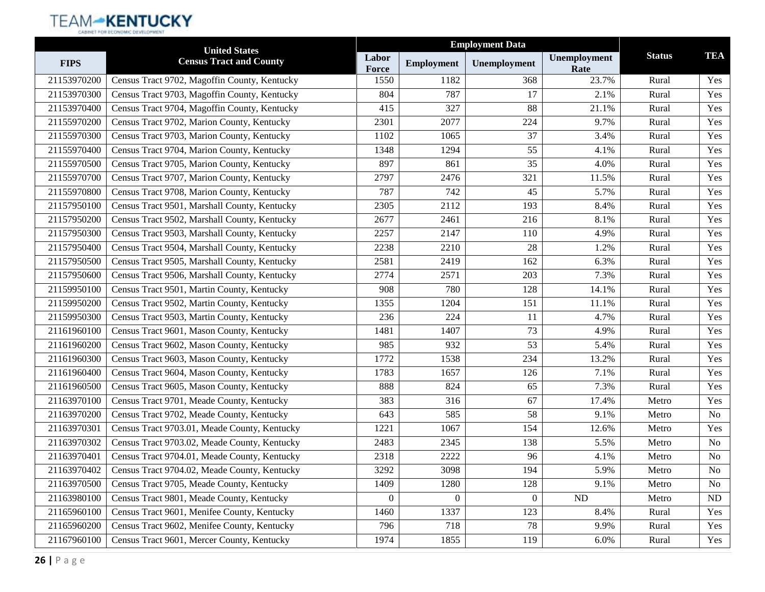| FIPS | United States Census Tract and County | Employment Data | | | | Status | TEA |
|---|---|---|---|---|---|---|---|
| | | Labor Force | Employment | Unemployment | Unemployment Rate | | |
| 21153970200 | Census Tract 9702, Magoffin County, Kentucky | 1550 | 1182 | 368 | 23.7% | Rural | Yes |
| 21153970300 | Census Tract 9703, Magoffin County, Kentucky | 804 | 787 | 17 | 2.1% | Rural | Yes |
| 21153970400 | Census Tract 9704, Magoffin County, Kentucky | 415 | 327 | 88 | 21.1% | Rural | Yes |
| 21155970200 | Census Tract 9702, Marion County, Kentucky | 2301 | 2077 | 224 | 9.7% | Rural | Yes |
| 21155970300 | Census Tract 9703, Marion County, Kentucky | 1102 | 1065 | 37 | 3.4% | Rural | Yes |
| 21155970400 | Census Tract 9704, Marion County, Kentucky | 1348 | 1294 | 55 | 4.1% | Rural | Yes |
| 21155970500 | Census Tract 9705, Marion County, Kentucky | 897 | 861 | 35 | 4.0% | Rural | Yes |
| 21155970700 | Census Tract 9707, Marion County, Kentucky | 2797 | 2476 | 321 | 11.5% | Rural | Yes |
| 21155970800 | Census Tract 9708, Marion County, Kentucky | 787 | 742 | 45 | 5.7% | Rural | Yes |
| 21157950100 | Census Tract 9501, Marshall County, Kentucky | 2305 | 2112 | 193 | 8.4% | Rural | Yes |
| 21157950200 | Census Tract 9502, Marshall County, Kentucky | 2677 | 2461 | 216 | 8.1% | Rural | Yes |
| 21157950300 | Census Tract 9503, Marshall County, Kentucky | 2257 | 2147 | 110 | 4.9% | Rural | Yes |
| 21157950400 | Census Tract 9504, Marshall County, Kentucky | 2238 | 2210 | 28 | 1.2% | Rural | Yes |
| 21157950500 | Census Tract 9505, Marshall County, Kentucky | 2581 | 2419 | 162 | 6.3% | Rural | Yes |
| 21157950600 | Census Tract 9506, Marshall County, Kentucky | 2774 | 2571 | 203 | 7.3% | Rural | Yes |
| 21159950100 | Census Tract 9501, Martin County, Kentucky | 908 | 780 | 128 | 14.1% | Rural | Yes |
| 21159950200 | Census Tract 9502, Martin County, Kentucky | 1355 | 1204 | 151 | 11.1% | Rural | Yes |
| 21159950300 | Census Tract 9503, Martin County, Kentucky | 236 | 224 | 11 | 4.7% | Rural | Yes |
| 21161960100 | Census Tract 9601, Mason County, Kentucky | 1481 | 1407 | 73 | 4.9% | Rural | Yes |
| 21161960200 | Census Tract 9602, Mason County, Kentucky | 985 | 932 | 53 | 5.4% | Rural | Yes |
| 21161960300 | Census Tract 9603, Mason County, Kentucky | 1772 | 1538 | 234 | 13.2% | Rural | Yes |
| 21161960400 | Census Tract 9604, Mason County, Kentucky | 1783 | 1657 | 126 | 7.1% | Rural | Yes |
| 21161960500 | Census Tract 9605, Mason County, Kentucky | 888 | 824 | 65 | 7.3% | Rural | Yes |
| 21163970100 | Census Tract 9701, Meade County, Kentucky | 383 | 316 | 67 | 17.4% | Metro | Yes |
| 21163970200 | Census Tract 9702, Meade County, Kentucky | 643 | 585 | 58 | 9.1% | Metro | No |
| 21163970301 | Census Tract 9703.01, Meade County, Kentucky | 1221 | 1067 | 154 | 12.6% | Metro | Yes |
| 21163970302 | Census Tract 9703.02, Meade County, Kentucky | 2483 | 2345 | 138 | 5.5% | Metro | No |
| 21163970401 | Census Tract 9704.01, Meade County, Kentucky | 2318 | 2222 | 96 | 4.1% | Metro | No |
| 21163970402 | Census Tract 9704.02, Meade County, Kentucky | 3292 | 3098 | 194 | 5.9% | Metro | No |
| 21163970500 | Census Tract 9705, Meade County, Kentucky | 1409 | 1280 | 128 | 9.1% | Metro | No |
| 21163980100 | Census Tract 9801, Meade County, Kentucky | 0 | 0 | 0 | ND | Metro | ND |
| 21165960100 | Census Tract 9601, Menifee County, Kentucky | 1460 | 1337 | 123 | 8.4% | Rural | Yes |
| 21165960200 | Census Tract 9602, Menifee County, Kentucky | 796 | 718 | 78 | 9.9% | Rural | Yes |
| 21167960100 | Census Tract 9601, Mercer County, Kentucky | 1974 | 1855 | 119 | 6.0% | Rural | Yes |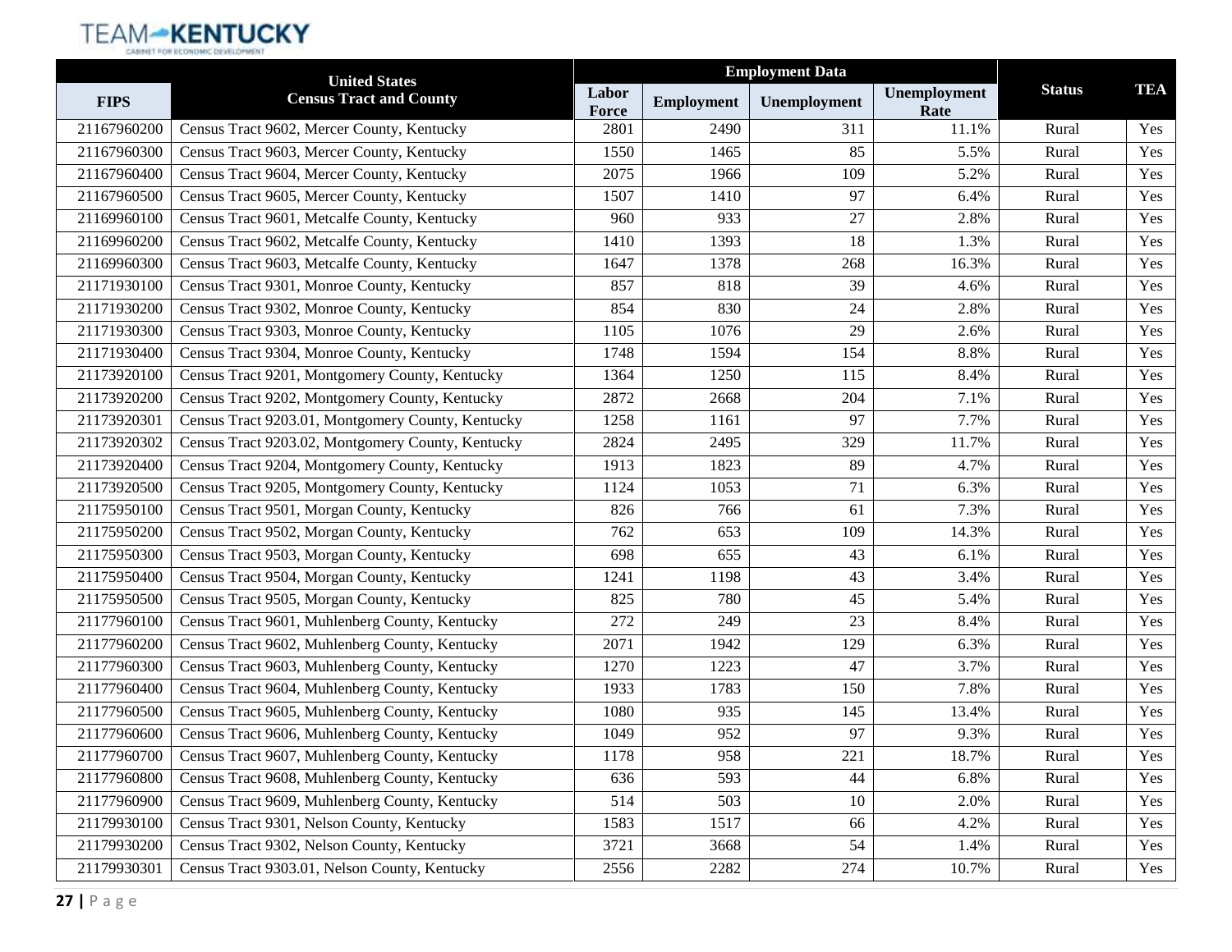| FIPS | United States Census Tract and County | Employment Data | | | | Status | TEA |
|---|---|---|---|---|---|---|---|
| | | Labor Force | Employment | Unemployment | Unemployment Rate | | |
| 21167960200 | Census Tract 9602, Mercer County, Kentucky | 2801 | 2490 | 311 | 11.1% | Rural | Yes |
| 21167960300 | Census Tract 9603, Mercer County, Kentucky | 1550 | 1465 | 85 | 5.5% | Rural | Yes |
| 21167960400 | Census Tract 9604, Mercer County, Kentucky | 2075 | 1966 | 109 | 5.2% | Rural | Yes |
| 21167960500 | Census Tract 9605, Mercer County, Kentucky | 1507 | 1410 | 97 | 6.4% | Rural | Yes |
| 21169960100 | Census Tract 9601, Metcalfe County, Kentucky | 960 | 933 | 27 | 2.8% | Rural | Yes |
| 21169960200 | Census Tract 9602, Metcalfe County, Kentucky | 1410 | 1393 | 18 | 1.3% | Rural | Yes |
| 21169960300 | Census Tract 9603, Metcalfe County, Kentucky | 1647 | 1378 | 268 | 16.3% | Rural | Yes |
| 21171930100 | Census Tract 9301, Monroe County, Kentucky | 857 | 818 | 39 | 4.6% | Rural | Yes |
| 21171930200 | Census Tract 9302, Monroe County, Kentucky | 854 | 830 | 24 | 2.8% | Rural | Yes |
| 21171930300 | Census Tract 9303, Monroe County, Kentucky | 1105 | 1076 | 29 | 2.6% | Rural | Yes |
| 21171930400 | Census Tract 9304, Monroe County, Kentucky | 1748 | 1594 | 154 | 8.8% | Rural | Yes |
| 21173920100 | Census Tract 9201, Montgomery County, Kentucky | 1364 | 1250 | 115 | 8.4% | Rural | Yes |
| 21173920200 | Census Tract 9202, Montgomery County, Kentucky | 2872 | 2668 | 204 | 7.1% | Rural | Yes |
| 21173920301 | Census Tract 9203.01, Montgomery County, Kentucky | 1258 | 1161 | 97 | 7.7% | Rural | Yes |
| 21173920302 | Census Tract 9203.02, Montgomery County, Kentucky | 2824 | 2495 | 329 | 11.7% | Rural | Yes |
| 21173920400 | Census Tract 9204, Montgomery County, Kentucky | 1913 | 1823 | 89 | 4.7% | Rural | Yes |
| 21173920500 | Census Tract 9205, Montgomery County, Kentucky | 1124 | 1053 | 71 | 6.3% | Rural | Yes |
| 21175950100 | Census Tract 9501, Morgan County, Kentucky | 826 | 766 | 61 | 7.3% | Rural | Yes |
| 21175950200 | Census Tract 9502, Morgan County, Kentucky | 762 | 653 | 109 | 14.3% | Rural | Yes |
| 21175950300 | Census Tract 9503, Morgan County, Kentucky | 698 | 655 | 43 | 6.1% | Rural | Yes |
| 21175950400 | Census Tract 9504, Morgan County, Kentucky | 1241 | 1198 | 43 | 3.4% | Rural | Yes |
| 21175950500 | Census Tract 9505, Morgan County, Kentucky | 825 | 780 | 45 | 5.4% | Rural | Yes |
| 21177960100 | Census Tract 9601, Muhlenberg County, Kentucky | 272 | 249 | 23 | 8.4% | Rural | Yes |
| 21177960200 | Census Tract 9602, Muhlenberg County, Kentucky | 2071 | 1942 | 129 | 6.3% | Rural | Yes |
| 21177960300 | Census Tract 9603, Muhlenberg County, Kentucky | 1270 | 1223 | 47 | 3.7% | Rural | Yes |
| 21177960400 | Census Tract 9604, Muhlenberg County, Kentucky | 1933 | 1783 | 150 | 7.8% | Rural | Yes |
| 21177960500 | Census Tract 9605, Muhlenberg County, Kentucky | 1080 | 935 | 145 | 13.4% | Rural | Yes |
| 21177960600 | Census Tract 9606, Muhlenberg County, Kentucky | 1049 | 952 | 97 | 9.3% | Rural | Yes |
| 21177960700 | Census Tract 9607, Muhlenberg County, Kentucky | 1178 | 958 | 221 | 18.7% | Rural | Yes |
| 21177960800 | Census Tract 9608, Muhlenberg County, Kentucky | 636 | 593 | 44 | 6.8% | Rural | Yes |
| 21177960900 | Census Tract 9609, Muhlenberg County, Kentucky | 514 | 503 | 10 | 2.0% | Rural | Yes |
| 21179930100 | Census Tract 9301, Nelson County, Kentucky | 1583 | 1517 | 66 | 4.2% | Rural | Yes |
| 21179930200 | Census Tract 9302, Nelson County, Kentucky | 3721 | 3668 | 54 | 1.4% | Rural | Yes |
| 21179930301 | Census Tract 9303.01, Nelson County, Kentucky | 2556 | 2282 | 274 | 10.7% | Rural | Yes |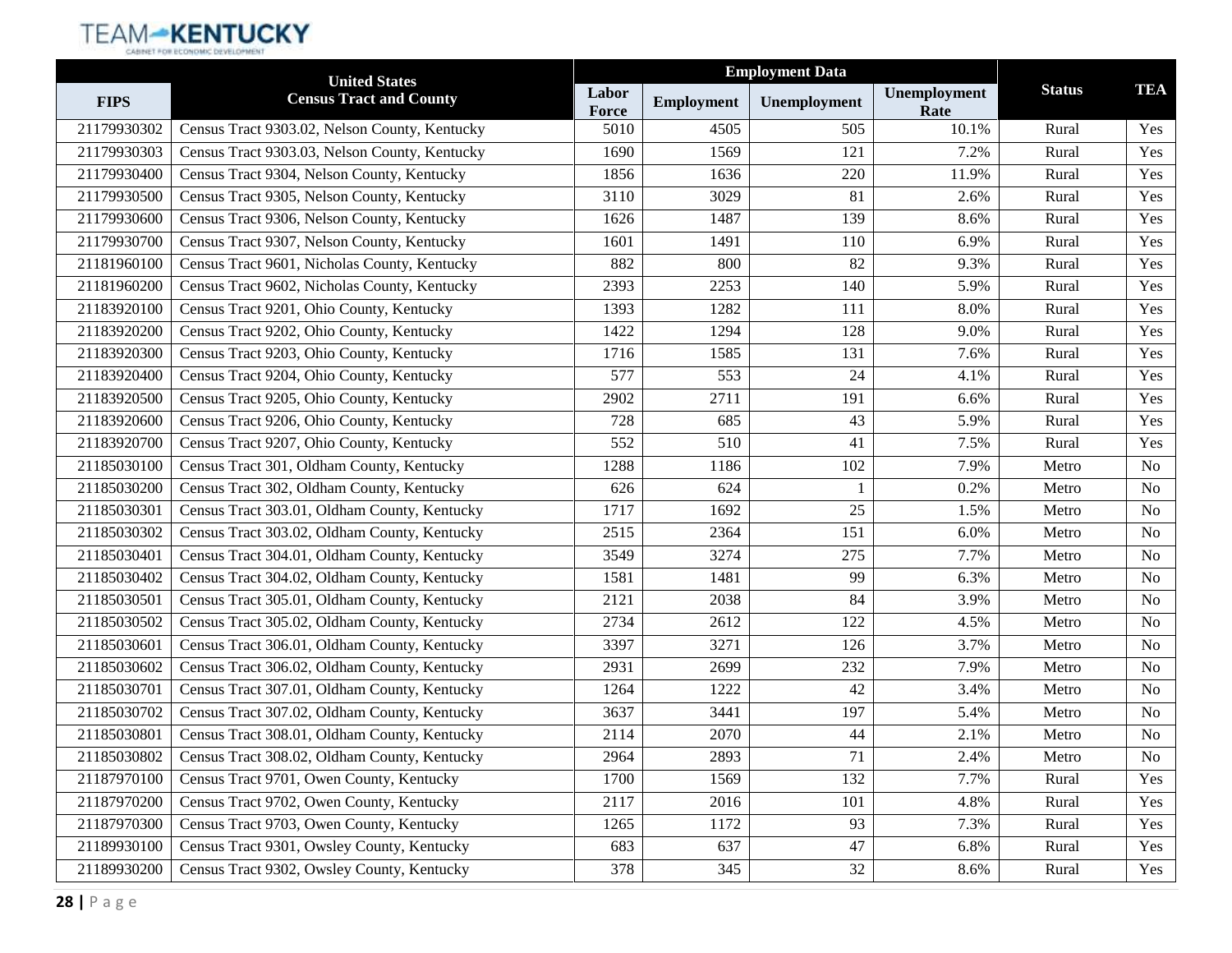| FIPS | United States Census Tract and County | Employment Data | | | | Status | TEA |
|---|---|---|---|---|---|---|---|
| | | Labor Force | Employment | Unemployment | Unemployment Rate | | |
| 21179930302 | Census Tract 9303.02, Nelson County, Kentucky | 5010 | 4505 | 505 | 10.1% | Rural | Yes |
| 21179930303 | Census Tract 9303.03, Nelson County, Kentucky | 1690 | 1569 | 121 | 7.2% | Rural | Yes |
| 21179930400 | Census Tract 9304, Nelson County, Kentucky | 1856 | 1636 | 220 | 11.9% | Rural | Yes |
| 21179930500 | Census Tract 9305, Nelson County, Kentucky | 3110 | 3029 | 81 | 2.6% | Rural | Yes |
| 21179930600 | Census Tract 9306, Nelson County, Kentucky | 1626 | 1487 | 139 | 8.6% | Rural | Yes |
| 21179930700 | Census Tract 9307, Nelson County, Kentucky | 1601 | 1491 | 110 | 6.9% | Rural | Yes |
| 21181960100 | Census Tract 9601, Nicholas County, Kentucky | 882 | 800 | 82 | 9.3% | Rural | Yes |
| 21181960200 | Census Tract 9602, Nicholas County, Kentucky | 2393 | 2253 | 140 | 5.9% | Rural | Yes |
| 21183920100 | Census Tract 9201, Ohio County, Kentucky | 1393 | 1282 | 111 | 8.0% | Rural | Yes |
| 21183920200 | Census Tract 9202, Ohio County, Kentucky | 1422 | 1294 | 128 | 9.0% | Rural | Yes |
| 21183920300 | Census Tract 9203, Ohio County, Kentucky | 1716 | 1585 | 131 | 7.6% | Rural | Yes |
| 21183920400 | Census Tract 9204, Ohio County, Kentucky | 577 | 553 | 24 | 4.1% | Rural | Yes |
| 21183920500 | Census Tract 9205, Ohio County, Kentucky | 2902 | 2711 | 191 | 6.6% | Rural | Yes |
| 21183920600 | Census Tract 9206, Ohio County, Kentucky | 728 | 685 | 43 | 5.9% | Rural | Yes |
| 21183920700 | Census Tract 9207, Ohio County, Kentucky | 552 | 510 | 41 | 7.5% | Rural | Yes |
| 21185030100 | Census Tract 301, Oldham County, Kentucky | 1288 | 1186 | 102 | 7.9% | Metro | No |
| 21185030200 | Census Tract 302, Oldham County, Kentucky | 626 | 624 | 1 | 0.2% | Metro | No |
| 21185030301 | Census Tract 303.01, Oldham County, Kentucky | 1717 | 1692 | 25 | 1.5% | Metro | No |
| 21185030302 | Census Tract 303.02, Oldham County, Kentucky | 2515 | 2364 | 151 | 6.0% | Metro | No |
| 21185030401 | Census Tract 304.01, Oldham County, Kentucky | 3549 | 3274 | 275 | 7.7% | Metro | No |
| 21185030402 | Census Tract 304.02, Oldham County, Kentucky | 1581 | 1481 | 99 | 6.3% | Metro | No |
| 21185030501 | Census Tract 305.01, Oldham County, Kentucky | 2121 | 2038 | 84 | 3.9% | Metro | No |
| 21185030502 | Census Tract 305.02, Oldham County, Kentucky | 2734 | 2612 | 122 | 4.5% | Metro | No |
| 21185030601 | Census Tract 306.01, Oldham County, Kentucky | 3397 | 3271 | 126 | 3.7% | Metro | No |
| 21185030602 | Census Tract 306.02, Oldham County, Kentucky | 2931 | 2699 | 232 | 7.9% | Metro | No |
| 21185030701 | Census Tract 307.01, Oldham County, Kentucky | 1264 | 1222 | 42 | 3.4% | Metro | No |
| 21185030702 | Census Tract 307.02, Oldham County, Kentucky | 3637 | 3441 | 197 | 5.4% | Metro | No |
| 21185030801 | Census Tract 308.01, Oldham County, Kentucky | 2114 | 2070 | 44 | 2.1% | Metro | No |
| 21185030802 | Census Tract 308.02, Oldham County, Kentucky | 2964 | 2893 | 71 | 2.4% | Metro | No |
| 21187970100 | Census Tract 9701, Owen County, Kentucky | 1700 | 1569 | 132 | 7.7% | Rural | Yes |
| 21187970200 | Census Tract 9702, Owen County, Kentucky | 2117 | 2016 | 101 | 4.8% | Rural | Yes |
| 21187970300 | Census Tract 9703, Owen County, Kentucky | 1265 | 1172 | 93 | 7.3% | Rural | Yes |
| 21189930100 | Census Tract 9301, Owsley County, Kentucky | 683 | 637 | 47 | 6.8% | Rural | Yes |
| 21189930200 | Census Tract 9302, Owsley County, Kentucky | 378 | 345 | 32 | 8.6% | Rural | Yes |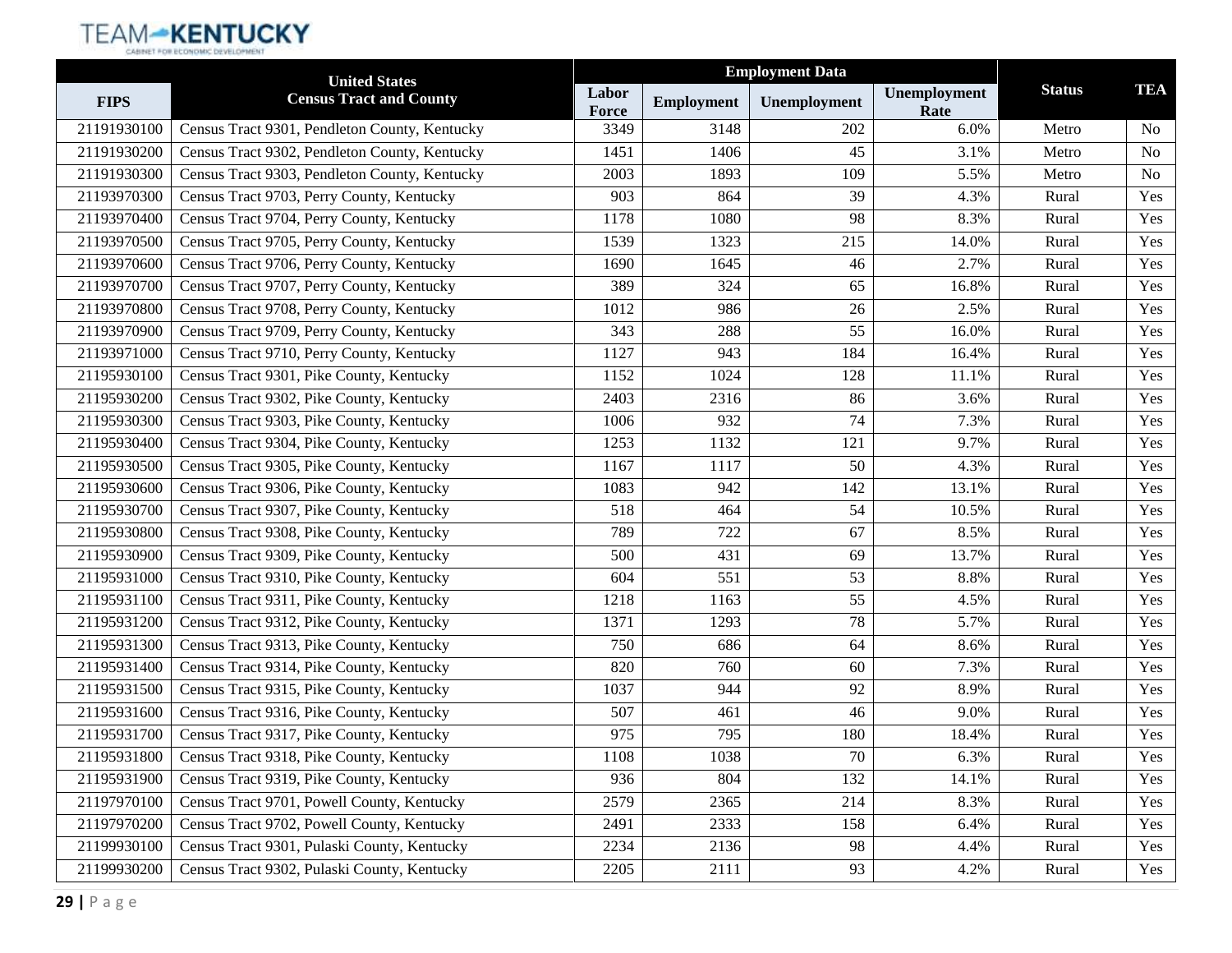| FIPS | United States Census Tract and County | Employment Data | | | | Status | TEA |
|---|---|---|---|---|---|---|---|
| | | Labor Force | Employment | Unemployment | Unemployment Rate | | |
| 21191930100 | Census Tract 9301, Pendleton County, Kentucky | 3349 | 3148 | 202 | 6.0% | Metro | No |
| 21191930200 | Census Tract 9302, Pendleton County, Kentucky | 1451 | 1406 | 45 | 3.1% | Metro | No |
| 21191930300 | Census Tract 9303, Pendleton County, Kentucky | 2003 | 1893 | 109 | 5.5% | Metro | No |
| 21193970300 | Census Tract 9703, Perry County, Kentucky | 903 | 864 | 39 | 4.3% | Rural | Yes |
| 21193970400 | Census Tract 9704, Perry County, Kentucky | 1178 | 1080 | 98 | 8.3% | Rural | Yes |
| 21193970500 | Census Tract 9705, Perry County, Kentucky | 1539 | 1323 | 215 | 14.0% | Rural | Yes |
| 21193970600 | Census Tract 9706, Perry County, Kentucky | 1690 | 1645 | 46 | 2.7% | Rural | Yes |
| 21193970700 | Census Tract 9707, Perry County, Kentucky | 389 | 324 | 65 | 16.8% | Rural | Yes |
| 21193970800 | Census Tract 9708, Perry County, Kentucky | 1012 | 986 | 26 | 2.5% | Rural | Yes |
| 21193970900 | Census Tract 9709, Perry County, Kentucky | 343 | 288 | 55 | 16.0% | Rural | Yes |
| 21193971000 | Census Tract 9710, Perry County, Kentucky | 1127 | 943 | 184 | 16.4% | Rural | Yes |
| 21195930100 | Census Tract 9301, Pike County, Kentucky | 1152 | 1024 | 128 | 11.1% | Rural | Yes |
| 21195930200 | Census Tract 9302, Pike County, Kentucky | 2403 | 2316 | 86 | 3.6% | Rural | Yes |
| 21195930300 | Census Tract 9303, Pike County, Kentucky | 1006 | 932 | 74 | 7.3% | Rural | Yes |
| 21195930400 | Census Tract 9304, Pike County, Kentucky | 1253 | 1132 | 121 | 9.7% | Rural | Yes |
| 21195930500 | Census Tract 9305, Pike County, Kentucky | 1167 | 1117 | 50 | 4.3% | Rural | Yes |
| 21195930600 | Census Tract 9306, Pike County, Kentucky | 1083 | 942 | 142 | 13.1% | Rural | Yes |
| 21195930700 | Census Tract 9307, Pike County, Kentucky | 518 | 464 | 54 | 10.5% | Rural | Yes |
| 21195930800 | Census Tract 9308, Pike County, Kentucky | 789 | 722 | 67 | 8.5% | Rural | Yes |
| 21195930900 | Census Tract 9309, Pike County, Kentucky | 500 | 431 | 69 | 13.7% | Rural | Yes |
| 21195931000 | Census Tract 9310, Pike County, Kentucky | 604 | 551 | 53 | 8.8% | Rural | Yes |
| 21195931100 | Census Tract 9311, Pike County, Kentucky | 1218 | 1163 | 55 | 4.5% | Rural | Yes |
| 21195931200 | Census Tract 9312, Pike County, Kentucky | 1371 | 1293 | 78 | 5.7% | Rural | Yes |
| 21195931300 | Census Tract 9313, Pike County, Kentucky | 750 | 686 | 64 | 8.6% | Rural | Yes |
| 21195931400 | Census Tract 9314, Pike County, Kentucky | 820 | 760 | 60 | 7.3% | Rural | Yes |
| 21195931500 | Census Tract 9315, Pike County, Kentucky | 1037 | 944 | 92 | 8.9% | Rural | Yes |
| 21195931600 | Census Tract 9316, Pike County, Kentucky | 507 | 461 | 46 | 9.0% | Rural | Yes |
| 21195931700 | Census Tract 9317, Pike County, Kentucky | 975 | 795 | 180 | 18.4% | Rural | Yes |
| 21195931800 | Census Tract 9318, Pike County, Kentucky | 1108 | 1038 | 70 | 6.3% | Rural | Yes |
| 21195931900 | Census Tract 9319, Pike County, Kentucky | 936 | 804 | 132 | 14.1% | Rural | Yes |
| 21197970100 | Census Tract 9701, Powell County, Kentucky | 2579 | 2365 | 214 | 8.3% | Rural | Yes |
| 21197970200 | Census Tract 9702, Powell County, Kentucky | 2491 | 2333 | 158 | 6.4% | Rural | Yes |
| 21199930100 | Census Tract 9301, Pulaski County, Kentucky | 2234 | 2136 | 98 | 4.4% | Rural | Yes |
| 21199930200 | Census Tract 9302, Pulaski County, Kentucky | 2205 | 2111 | 93 | 4.2% | Rural | Yes |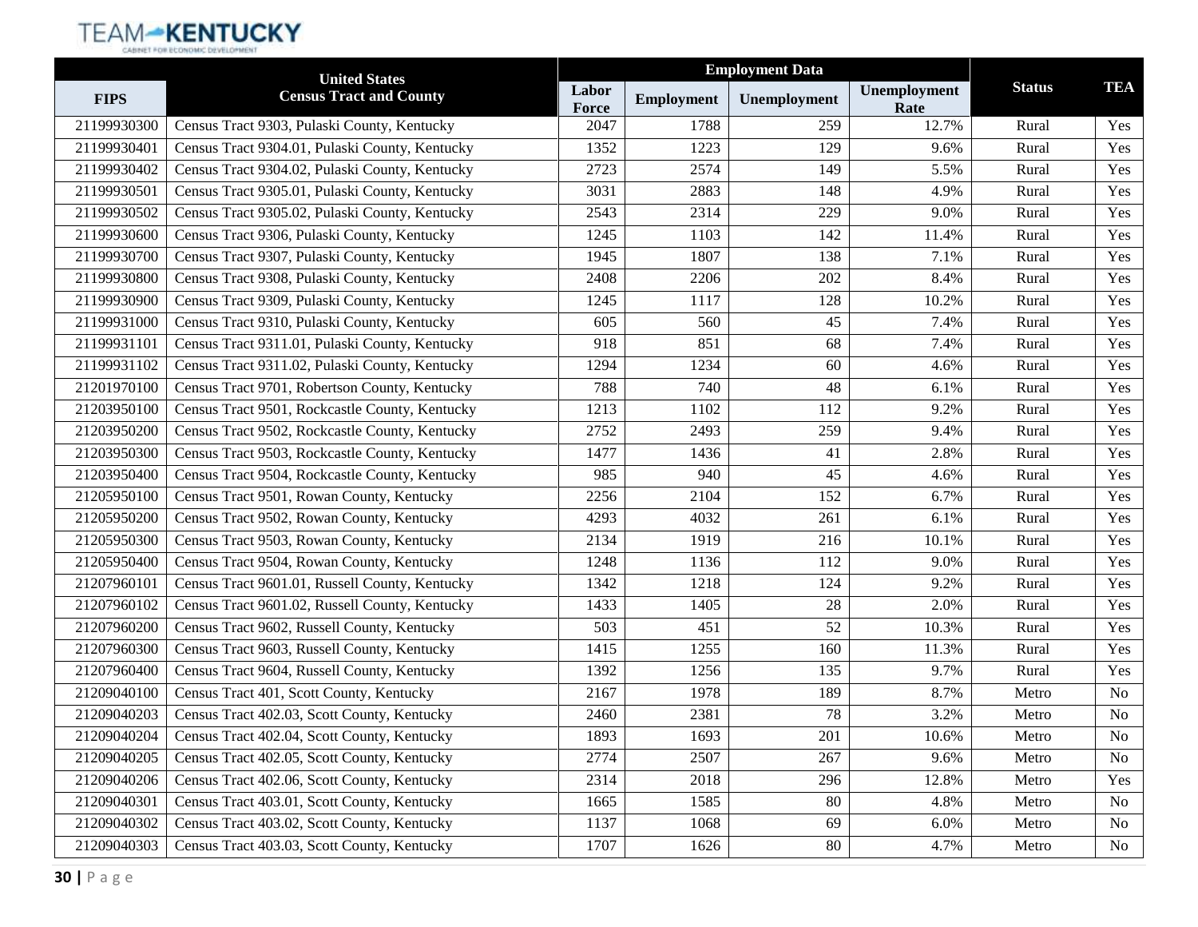| FIPS | United States Census Tract and County | Employment Data | | | | Status | TEA |
|---|---|---|---|---|---|---|---|
| | | Labor Force | Employment | Unemployment | Unemployment Rate | | |
| 21199930300 | Census Tract 9303, Pulaski County, Kentucky | 2047 | 1788 | 259 | 12.7% | Rural | Yes |
| 21199930401 | Census Tract 9304.01, Pulaski County, Kentucky | 1352 | 1223 | 129 | 9.6% | Rural | Yes |
| 21199930402 | Census Tract 9304.02, Pulaski County, Kentucky | 2723 | 2574 | 149 | 5.5% | Rural | Yes |
| 21199930501 | Census Tract 9305.01, Pulaski County, Kentucky | 3031 | 2883 | 148 | 4.9% | Rural | Yes |
| 21199930502 | Census Tract 9305.02, Pulaski County, Kentucky | 2543 | 2314 | 229 | 9.0% | Rural | Yes |
| 21199930600 | Census Tract 9306, Pulaski County, Kentucky | 1245 | 1103 | 142 | 11.4% | Rural | Yes |
| 21199930700 | Census Tract 9307, Pulaski County, Kentucky | 1945 | 1807 | 138 | 7.1% | Rural | Yes |
| 21199930800 | Census Tract 9308, Pulaski County, Kentucky | 2408 | 2206 | 202 | 8.4% | Rural | Yes |
| 21199930900 | Census Tract 9309, Pulaski County, Kentucky | 1245 | 1117 | 128 | 10.2% | Rural | Yes |
| 21199931000 | Census Tract 9310, Pulaski County, Kentucky | 605 | 560 | 45 | 7.4% | Rural | Yes |
| 21199931101 | Census Tract 9311.01, Pulaski County, Kentucky | 918 | 851 | 68 | 7.4% | Rural | Yes |
| 21199931102 | Census Tract 9311.02, Pulaski County, Kentucky | 1294 | 1234 | 60 | 4.6% | Rural | Yes |
| 21201970100 | Census Tract 9701, Robertson County, Kentucky | 788 | 740 | 48 | 6.1% | Rural | Yes |
| 21203950100 | Census Tract 9501, Rockcastle County, Kentucky | 1213 | 1102 | 112 | 9.2% | Rural | Yes |
| 21203950200 | Census Tract 9502, Rockcastle County, Kentucky | 2752 | 2493 | 259 | 9.4% | Rural | Yes |
| 21203950300 | Census Tract 9503, Rockcastle County, Kentucky | 1477 | 1436 | 41 | 2.8% | Rural | Yes |
| 21203950400 | Census Tract 9504, Rockcastle County, Kentucky | 985 | 940 | 45 | 4.6% | Rural | Yes |
| 21205950100 | Census Tract 9501, Rowan County, Kentucky | 2256 | 2104 | 152 | 6.7% | Rural | Yes |
| 21205950200 | Census Tract 9502, Rowan County, Kentucky | 4293 | 4032 | 261 | 6.1% | Rural | Yes |
| 21205950300 | Census Tract 9503, Rowan County, Kentucky | 2134 | 1919 | 216 | 10.1% | Rural | Yes |
| 21205950400 | Census Tract 9504, Rowan County, Kentucky | 1248 | 1136 | 112 | 9.0% | Rural | Yes |
| 21207960101 | Census Tract 9601.01, Russell County, Kentucky | 1342 | 1218 | 124 | 9.2% | Rural | Yes |
| 21207960102 | Census Tract 9601.02, Russell County, Kentucky | 1433 | 1405 | 28 | 2.0% | Rural | Yes |
| 21207960200 | Census Tract 9602, Russell County, Kentucky | 503 | 451 | 52 | 10.3% | Rural | Yes |
| 21207960300 | Census Tract 9603, Russell County, Kentucky | 1415 | 1255 | 160 | 11.3% | Rural | Yes |
| 21207960400 | Census Tract 9604, Russell County, Kentucky | 1392 | 1256 | 135 | 9.7% | Rural | Yes |
| 21209040100 | Census Tract 401, Scott County, Kentucky | 2167 | 1978 | 189 | 8.7% | Metro | No |
| 21209040203 | Census Tract 402.03, Scott County, Kentucky | 2460 | 2381 | 78 | 3.2% | Metro | No |
| 21209040204 | Census Tract 402.04, Scott County, Kentucky | 1893 | 1693 | 201 | 10.6% | Metro | No |
| 21209040205 | Census Tract 402.05, Scott County, Kentucky | 2774 | 2507 | 267 | 9.6% | Metro | No |
| 21209040206 | Census Tract 402.06, Scott County, Kentucky | 2314 | 2018 | 296 | 12.8% | Metro | Yes |
| 21209040301 | Census Tract 403.01, Scott County, Kentucky | 1665 | 1585 | 80 | 4.8% | Metro | No |
| 21209040302 | Census Tract 403.02, Scott County, Kentucky | 1137 | 1068 | 69 | 6.0% | Metro | No |
| 21209040303 | Census Tract 403.03, Scott County, Kentucky | 1707 | 1626 | 80 | 4.7% | Metro | No |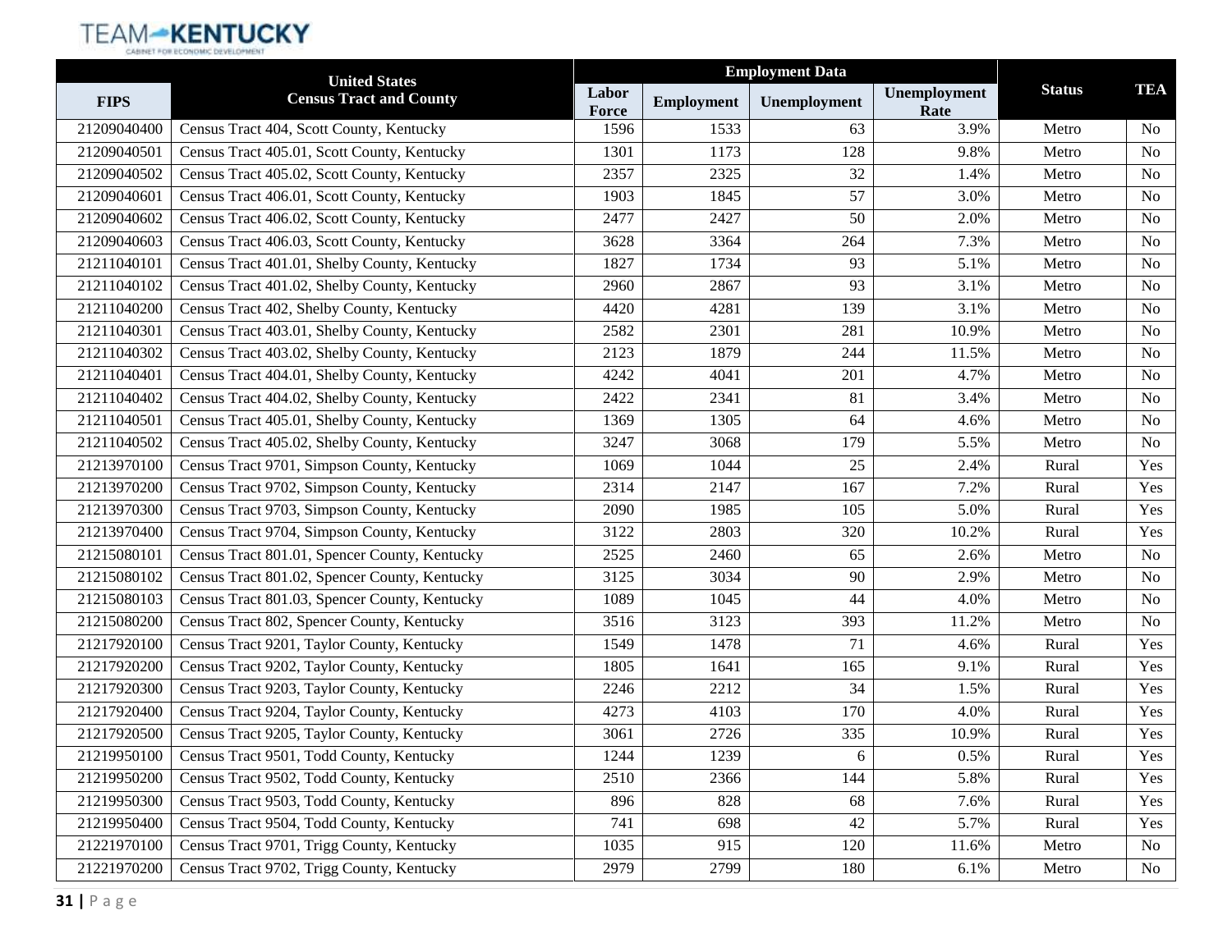| FIPS | United States Census Tract and County | Employment Data | | | | Status | TEA |
|---|---|---|---|---|---|---|---|
| | | Labor Force | Employment | Unemployment | Unemployment Rate | | |
| 21209040400 | Census Tract 404, Scott County, Kentucky | 1596 | 1533 | 63 | 3.9% | Metro | No |
| 21209040501 | Census Tract 405.01, Scott County, Kentucky | 1301 | 1173 | 128 | 9.8% | Metro | No |
| 21209040502 | Census Tract 405.02, Scott County, Kentucky | 2357 | 2325 | 32 | 1.4% | Metro | No |
| 21209040601 | Census Tract 406.01, Scott County, Kentucky | 1903 | 1845 | 57 | 3.0% | Metro | No |
| 21209040602 | Census Tract 406.02, Scott County, Kentucky | 2477 | 2427 | 50 | 2.0% | Metro | No |
| 21209040603 | Census Tract 406.03, Scott County, Kentucky | 3628 | 3364 | 264 | 7.3% | Metro | No |
| 21211040101 | Census Tract 401.01, Shelby County, Kentucky | 1827 | 1734 | 93 | 5.1% | Metro | No |
| 21211040102 | Census Tract 401.02, Shelby County, Kentucky | 2960 | 2867 | 93 | 3.1% | Metro | No |
| 21211040200 | Census Tract 402, Shelby County, Kentucky | 4420 | 4281 | 139 | 3.1% | Metro | No |
| 21211040301 | Census Tract 403.01, Shelby County, Kentucky | 2582 | 2301 | 281 | 10.9% | Metro | No |
| 21211040302 | Census Tract 403.02, Shelby County, Kentucky | 2123 | 1879 | 244 | 11.5% | Metro | No |
| 21211040401 | Census Tract 404.01, Shelby County, Kentucky | 4242 | 4041 | 201 | 4.7% | Metro | No |
| 21211040402 | Census Tract 404.02, Shelby County, Kentucky | 2422 | 2341 | 81 | 3.4% | Metro | No |
| 21211040501 | Census Tract 405.01, Shelby County, Kentucky | 1369 | 1305 | 64 | 4.6% | Metro | No |
| 21211040502 | Census Tract 405.02, Shelby County, Kentucky | 3247 | 3068 | 179 | 5.5% | Metro | No |
| 21213970100 | Census Tract 9701, Simpson County, Kentucky | 1069 | 1044 | 25 | 2.4% | Rural | Yes |
| 21213970200 | Census Tract 9702, Simpson County, Kentucky | 2314 | 2147 | 167 | 7.2% | Rural | Yes |
| 21213970300 | Census Tract 9703, Simpson County, Kentucky | 2090 | 1985 | 105 | 5.0% | Rural | Yes |
| 21213970400 | Census Tract 9704, Simpson County, Kentucky | 3122 | 2803 | 320 | 10.2% | Rural | Yes |
| 21215080101 | Census Tract 801.01, Spencer County, Kentucky | 2525 | 2460 | 65 | 2.6% | Metro | No |
| 21215080102 | Census Tract 801.02, Spencer County, Kentucky | 3125 | 3034 | 90 | 2.9% | Metro | No |
| 21215080103 | Census Tract 801.03, Spencer County, Kentucky | 1089 | 1045 | 44 | 4.0% | Metro | No |
| 21215080200 | Census Tract 802, Spencer County, Kentucky | 3516 | 3123 | 393 | 11.2% | Metro | No |
| 21217920100 | Census Tract 9201, Taylor County, Kentucky | 1549 | 1478 | 71 | 4.6% | Rural | Yes |
| 21217920200 | Census Tract 9202, Taylor County, Kentucky | 1805 | 1641 | 165 | 9.1% | Rural | Yes |
| 21217920300 | Census Tract 9203, Taylor County, Kentucky | 2246 | 2212 | 34 | 1.5% | Rural | Yes |
| 21217920400 | Census Tract 9204, Taylor County, Kentucky | 4273 | 4103 | 170 | 4.0% | Rural | Yes |
| 21217920500 | Census Tract 9205, Taylor County, Kentucky | 3061 | 2726 | 335 | 10.9% | Rural | Yes |
| 21219950100 | Census Tract 9501, Todd County, Kentucky | 1244 | 1239 | 6 | 0.5% | Rural | Yes |
| 21219950200 | Census Tract 9502, Todd County, Kentucky | 2510 | 2366 | 144 | 5.8% | Rural | Yes |
| 21219950300 | Census Tract 9503, Todd County, Kentucky | 896 | 828 | 68 | 7.6% | Rural | Yes |
| 21219950400 | Census Tract 9504, Todd County, Kentucky | 741 | 698 | 42 | 5.7% | Rural | Yes |
| 21221970100 | Census Tract 9701, Trigg County, Kentucky | 1035 | 915 | 120 | 11.6% | Metro | No |
| 21221970200 | Census Tract 9702, Trigg County, Kentucky | 2979 | 2799 | 180 | 6.1% | Metro | No |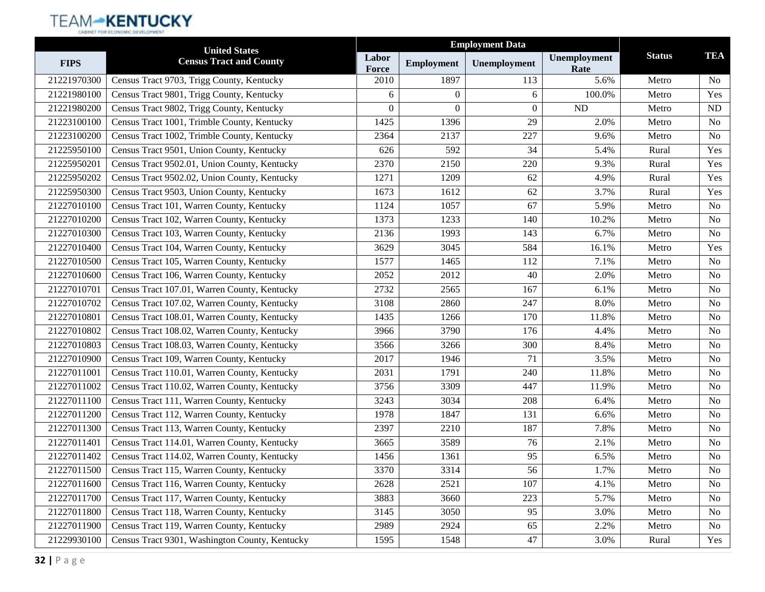| FIPS | United States Census Tract and County | Employment Data | | | | Status | TEA |
|---|---|---|---|---|---|---|---|
| | | Labor Force | Employment | Unemployment | Unemployment Rate | | |
| 21221970300 | Census Tract 9703, Trigg County, Kentucky | 2010 | 1897 | 113 | 5.6% | Metro | No |
| 21221980100 | Census Tract 9801, Trigg County, Kentucky | 6 | 0 | 6 | 100.0% | Metro | Yes |
| 21221980200 | Census Tract 9802, Trigg County, Kentucky | 0 | 0 | 0 | ND | Metro | ND |
| 21223100100 | Census Tract 1001, Trimble County, Kentucky | 1425 | 1396 | 29 | 2.0% | Metro | No |
| 21223100200 | Census Tract 1002, Trimble County, Kentucky | 2364 | 2137 | 227 | 9.6% | Metro | No |
| 21225950100 | Census Tract 9501, Union County, Kentucky | 626 | 592 | 34 | 5.4% | Rural | Yes |
| 21225950201 | Census Tract 9502.01, Union County, Kentucky | 2370 | 2150 | 220 | 9.3% | Rural | Yes |
| 21225950202 | Census Tract 9502.02, Union County, Kentucky | 1271 | 1209 | 62 | 4.9% | Rural | Yes |
| 21225950300 | Census Tract 9503, Union County, Kentucky | 1673 | 1612 | 62 | 3.7% | Rural | Yes |
| 21227010100 | Census Tract 101, Warren County, Kentucky | 1124 | 1057 | 67 | 5.9% | Metro | No |
| 21227010200 | Census Tract 102, Warren County, Kentucky | 1373 | 1233 | 140 | 10.2% | Metro | No |
| 21227010300 | Census Tract 103, Warren County, Kentucky | 2136 | 1993 | 143 | 6.7% | Metro | No |
| 21227010400 | Census Tract 104, Warren County, Kentucky | 3629 | 3045 | 584 | 16.1% | Metro | Yes |
| 21227010500 | Census Tract 105, Warren County, Kentucky | 1577 | 1465 | 112 | 7.1% | Metro | No |
| 21227010600 | Census Tract 106, Warren County, Kentucky | 2052 | 2012 | 40 | 2.0% | Metro | No |
| 21227010701 | Census Tract 107.01, Warren County, Kentucky | 2732 | 2565 | 167 | 6.1% | Metro | No |
| 21227010702 | Census Tract 107.02, Warren County, Kentucky | 3108 | 2860 | 247 | 8.0% | Metro | No |
| 21227010801 | Census Tract 108.01, Warren County, Kentucky | 1435 | 1266 | 170 | 11.8% | Metro | No |
| 21227010802 | Census Tract 108.02, Warren County, Kentucky | 3966 | 3790 | 176 | 4.4% | Metro | No |
| 21227010803 | Census Tract 108.03, Warren County, Kentucky | 3566 | 3266 | 300 | 8.4% | Metro | No |
| 21227010900 | Census Tract 109, Warren County, Kentucky | 2017 | 1946 | 71 | 3.5% | Metro | No |
| 21227011001 | Census Tract 110.01, Warren County, Kentucky | 2031 | 1791 | 240 | 11.8% | Metro | No |
| 21227011002 | Census Tract 110.02, Warren County, Kentucky | 3756 | 3309 | 447 | 11.9% | Metro | No |
| 21227011100 | Census Tract 111, Warren County, Kentucky | 3243 | 3034 | 208 | 6.4% | Metro | No |
| 21227011200 | Census Tract 112, Warren County, Kentucky | 1978 | 1847 | 131 | 6.6% | Metro | No |
| 21227011300 | Census Tract 113, Warren County, Kentucky | 2397 | 2210 | 187 | 7.8% | Metro | No |
| 21227011401 | Census Tract 114.01, Warren County, Kentucky | 3665 | 3589 | 76 | 2.1% | Metro | No |
| 21227011402 | Census Tract 114.02, Warren County, Kentucky | 1456 | 1361 | 95 | 6.5% | Metro | No |
| 21227011500 | Census Tract 115, Warren County, Kentucky | 3370 | 3314 | 56 | 1.7% | Metro | No |
| 21227011600 | Census Tract 116, Warren County, Kentucky | 2628 | 2521 | 107 | 4.1% | Metro | No |
| 21227011700 | Census Tract 117, Warren County, Kentucky | 3883 | 3660 | 223 | 5.7% | Metro | No |
| 21227011800 | Census Tract 118, Warren County, Kentucky | 3145 | 3050 | 95 | 3.0% | Metro | No |
| 21227011900 | Census Tract 119, Warren County, Kentucky | 2989 | 2924 | 65 | 2.2% | Metro | No |
| 21229930100 | Census Tract 9301, Washington County, Kentucky | 1595 | 1548 | 47 | 3.0% | Rural | Yes |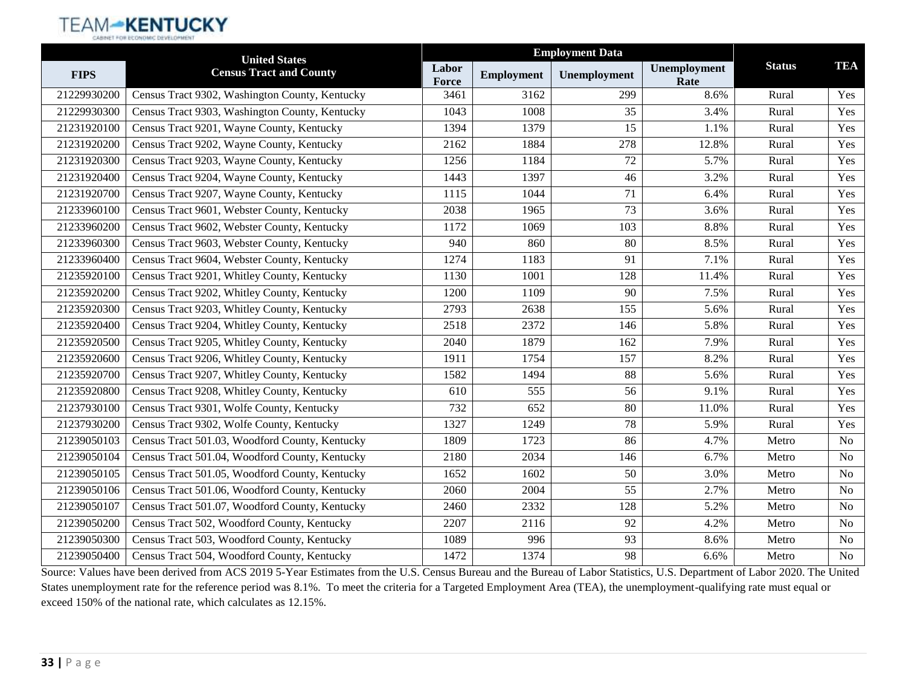| FIPS | United States Census Tract and County | Employment Data | | | | Status | TEA |
|---|---|---|---|---|---|---|---|
| | | Labor Force | Employment | Unemployment | Unemployment Rate | | |
| 21229930200 | Census Tract 9302, Washington County, Kentucky | 3461 | 3162 | 299 | 8.6% | Rural | Yes |
| 21229930300 | Census Tract 9303, Washington County, Kentucky | 1043 | 1008 | 35 | 3.4% | Rural | Yes |
| 21231920100 | Census Tract 9201, Wayne County, Kentucky | 1394 | 1379 | 15 | 1.1% | Rural | Yes |
| 21231920200 | Census Tract 9202, Wayne County, Kentucky | 2162 | 1884 | 278 | 12.8% | Rural | Yes |
| 21231920300 | Census Tract 9203, Wayne County, Kentucky | 1256 | 1184 | 72 | 5.7% | Rural | Yes |
| 21231920400 | Census Tract 9204, Wayne County, Kentucky | 1443 | 1397 | 46 | 3.2% | Rural | Yes |
| 21231920700 | Census Tract 9207, Wayne County, Kentucky | 1115 | 1044 | 71 | 6.4% | Rural | Yes |
| 21233960100 | Census Tract 9601, Webster County, Kentucky | 2038 | 1965 | 73 | 3.6% | Rural | Yes |
| 21233960200 | Census Tract 9602, Webster County, Kentucky | 1172 | 1069 | 103 | 8.8% | Rural | Yes |
| 21233960300 | Census Tract 9603, Webster County, Kentucky | 940 | 860 | 80 | 8.5% | Rural | Yes |
| 21233960400 | Census Tract 9604, Webster County, Kentucky | 1274 | 1183 | 91 | 7.1% | Rural | Yes |
| 21235920100 | Census Tract 9201, Whitley County, Kentucky | 1130 | 1001 | 128 | 11.4% | Rural | Yes |
| 21235920200 | Census Tract 9202, Whitley County, Kentucky | 1200 | 1109 | 90 | 7.5% | Rural | Yes |
| 21235920300 | Census Tract 9203, Whitley County, Kentucky | 2793 | 2638 | 155 | 5.6% | Rural | Yes |
| 21235920400 | Census Tract 9204, Whitley County, Kentucky | 2518 | 2372 | 146 | 5.8% | Rural | Yes |
| 21235920500 | Census Tract 9205, Whitley County, Kentucky | 2040 | 1879 | 162 | 7.9% | Rural | Yes |
| 21235920600 | Census Tract 9206, Whitley County, Kentucky | 1911 | 1754 | 157 | 8.2% | Rural | Yes |
| 21235920700 | Census Tract 9207, Whitley County, Kentucky | 1582 | 1494 | 88 | 5.6% | Rural | Yes |
| 21235920800 | Census Tract 9208, Whitley County, Kentucky | 610 | 555 | 56 | 9.1% | Rural | Yes |
| 21237930100 | Census Tract 9301, Wolfe County, Kentucky | 732 | 652 | 80 | 11.0% | Rural | Yes |
| 21237930200 | Census Tract 9302, Wolfe County, Kentucky | 1327 | 1249 | 78 | 5.9% | Rural | Yes |
| 21239050103 | Census Tract 501.03, Woodford County, Kentucky | 1809 | 1723 | 86 | 4.7% | Metro | No |
| 21239050104 | Census Tract 501.04, Woodford County, Kentucky | 2180 | 2034 | 146 | 6.7% | Metro | No |
| 21239050105 | Census Tract 501.05, Woodford County, Kentucky | 1652 | 1602 | 50 | 3.0% | Metro | No |
| 21239050106 | Census Tract 501.06, Woodford County, Kentucky | 2060 | 2004 | 55 | 2.7% | Metro | No |
| 21239050107 | Census Tract 501.07, Woodford County, Kentucky | 2460 | 2332 | 128 | 5.2% | Metro | No |
| 21239050200 | Census Tract 502, Woodford County, Kentucky | 2207 | 2116 | 92 | 4.2% | Metro | No |
| 21239050300 | Census Tract 503, Woodford County, Kentucky | 1089 | 996 | 93 | 8.6% | Metro | No |
| 21239050400 | Census Tract 504, Woodford County, Kentucky | 1472 | 1374 | 98 | 6.6% | Metro | No |

Source: Values have been derived from ACS 2019 5-Year Estimates from the U.S. Census Bureau and the Bureau of Labor Statistics, U.S. Department of Labor 2020. The United States unemployment rate for the reference period was 8.1%. To meet the criteria for a Targeted Employment Area (TEA), the unemployment-qualifying rate must equal or exceed 150% of the national rate, which calculates as 12.15%.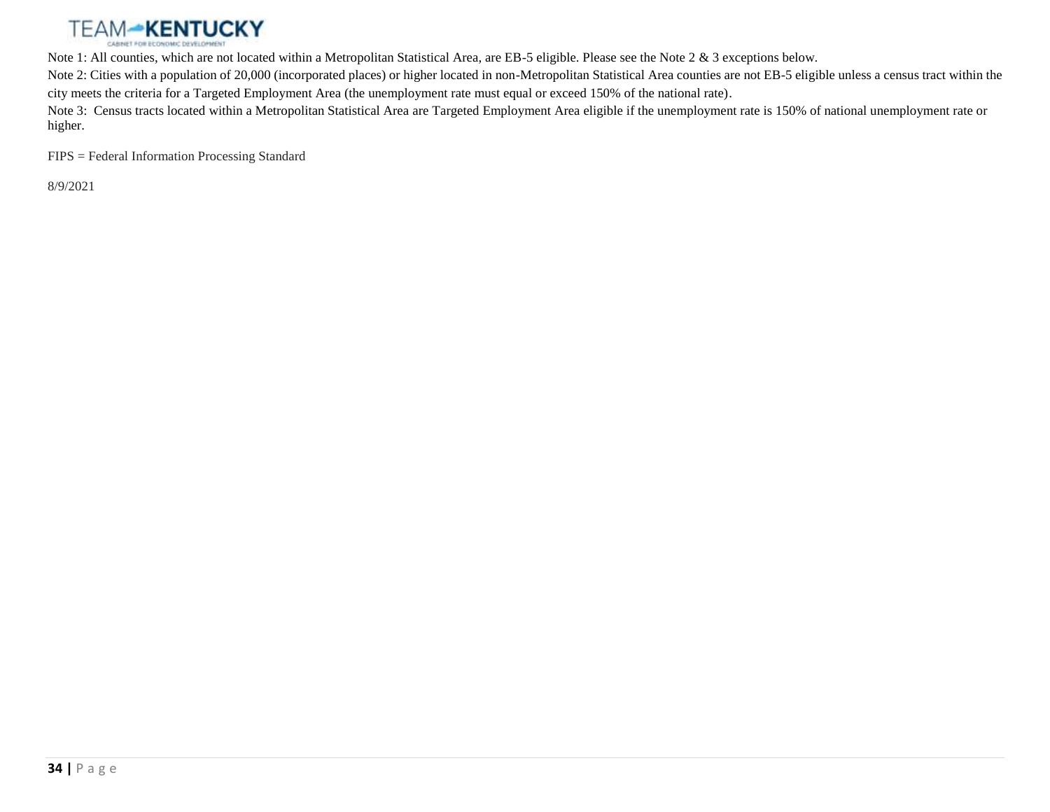Note 1: All counties, which are not located within a Metropolitan Statistical Area, are EB-5 eligible. Please see the Note 2 & 3 exceptions below.

Note 2: Cities with a population of 20,000 (incorporated places) or higher located in non-Metropolitan Statistical Area counties are not EB-5 eligible unless a census tract within the city meets the criteria for a Targeted Employment Area (the unemployment rate must equal or exceed 150% of the national rate).

Note 3: Census tracts located within a Metropolitan Statistical Area are Targeted Employment Area eligible if the unemployment rate is 150% of national unemployment rate or higher.

FIPS = Federal Information Processing Standard

8/9/2021